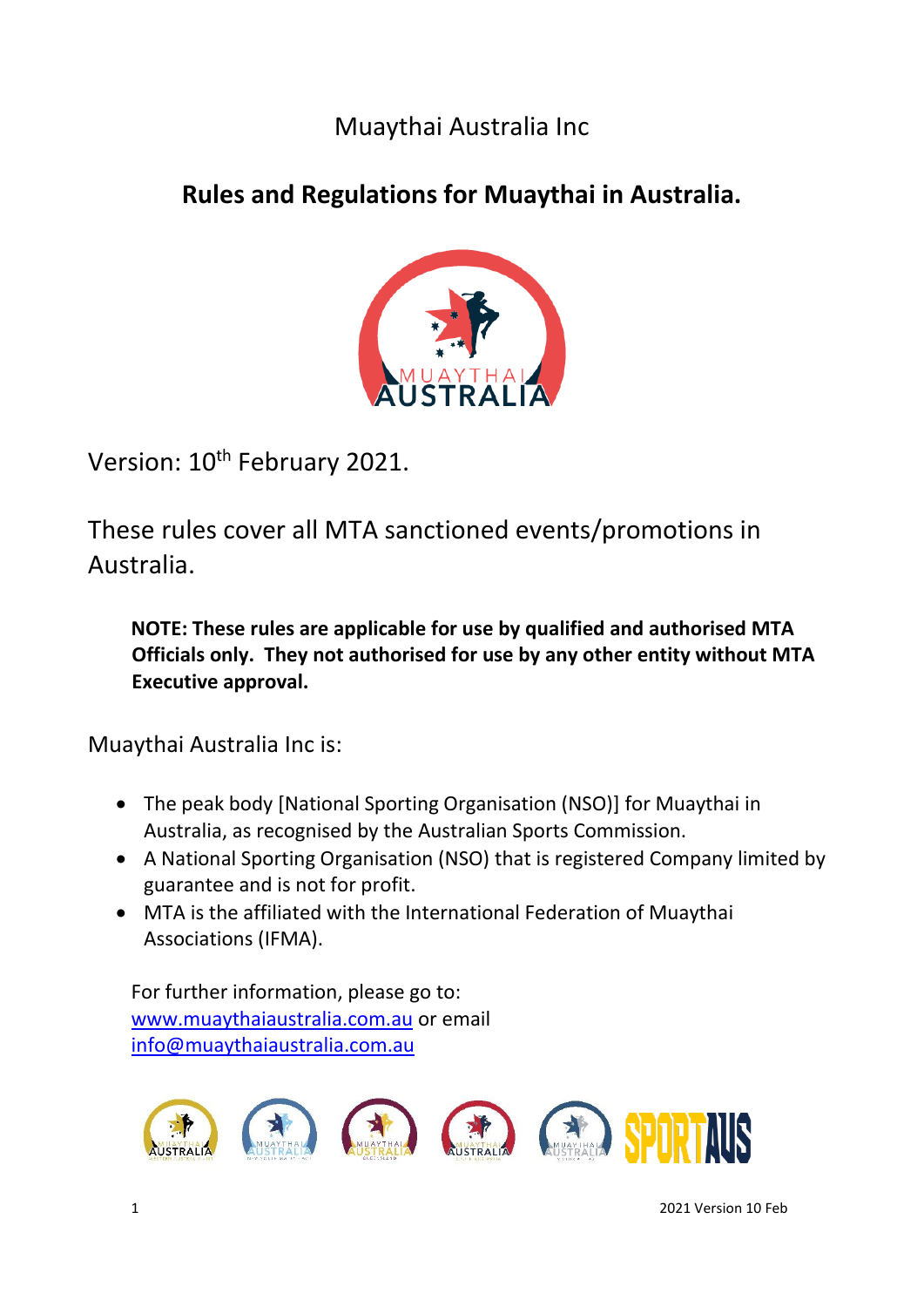Muaythai Australia Inc

# Rules and Regulations for Muaythai in Australia.

Version: 10th February 2021.

These rules cover all MTA sanctioned events/promotions in Australia.

> **NOTE: These rules are applicable for use by qualified and authorised MTA Officials only. They not authorised for use by any other entity without MTA Executive approval.**

Muaythai Australia Inc is:

- The peak body [National Sporting Organisation (NSO)] for Muaythai in Australia, as recognised by the Australian Sports Commission.
- A National Sporting Organisation (NSO) that is registered Company limited by guarantee and is not for profit.
- MTA is the affiliated with the International Federation of Muaythai Associations (IFMA).

For further information, please go to: [www.muaythaiaustralia.com.au](http://www.muaythaiaustralia.com.au) or email [info@muaythaiaustralia.com.au](mailto:info@muaythaiaustralia.com.au)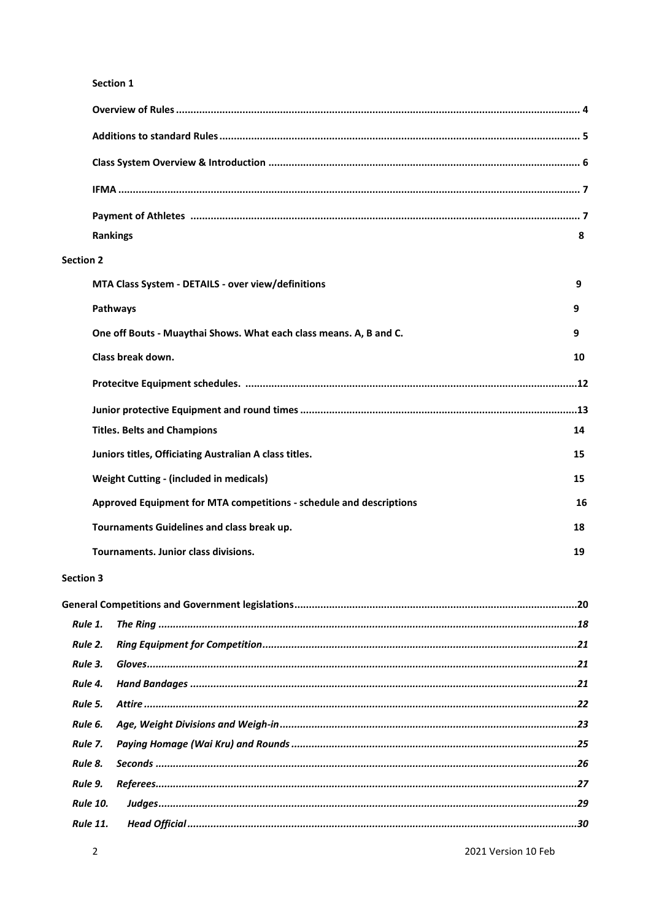**Section 1**

| | |
|---|---|
| **Overview of Rules** | **4** |
| **Additions to standard Rules** | **5** |
| **Class System Overview & Introduction** | **6** |
| **IFMA** | **7** |
| **Payment of Athletes** | **7** |
| **Rankings** | **8** |

**Section 2**

| | |
|---|---|
| **MTA Class System - DETAILS - over view/definitions** | **9** |
| **Pathways** | **9** |
| **One off Bouts - Muaythai Shows. What each class means. A, B and C.** | **9** |
| **Class break down.** | **10** |
| **Protecitve Equipment schedules.** | **12** |
| **Junior protective Equipment and round times** | **13** |
| **Titles. Belts and Champions** | **14** |
| **Juniors titles, Officiating Australian A class titles.** | **15** |
| **Weight Cutting - (included in medicals)** | **15** |
| **Approved Equipment for MTA competitions - schedule and descriptions** | **16** |
| **Tournaments Guidelines and class break up.** | **18** |
| **Tournaments. Junior class divisions.** | **19** |

**Section 3**

| | |
|---|---|
| **General Competitions and Government legislations** | **20** |
| ***Rule 1. The Ring*** | ***18*** |
| ***Rule 2. Ring Equipment for Competition*** | ***21*** |
| ***Rule 3. Gloves*** | ***21*** |
| ***Rule 4. Hand Bandages*** | ***21*** |
| ***Rule 5. Attire*** | ***22*** |
| ***Rule 6. Age, Weight Divisions and Weigh-in*** | ***23*** |
| ***Rule 7. Paying Homage (Wai Kru) and Rounds*** | ***25*** |
| ***Rule 8. Seconds*** | ***26*** |
| ***Rule 9. Referees*** | ***27*** |
| ***Rule 10. Judges*** | ***29*** |
| ***Rule 11. Head Official*** | ***30*** |

2021 Version 10 Feb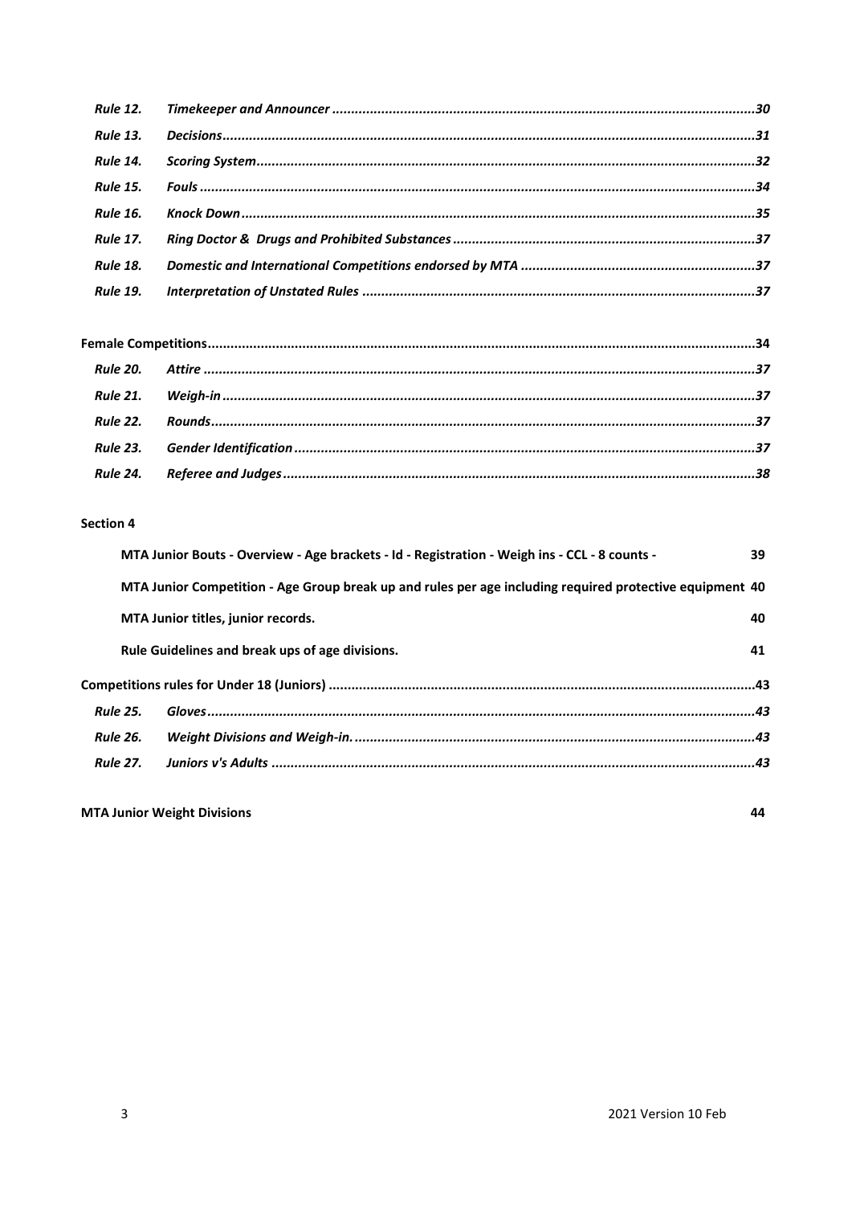| | | |
|---|---|---|
| *Rule 12.* | *Timekeeper and Announcer* | *30* |
| *Rule 13.* | *Decisions* | *31* |
| *Rule 14.* | *Scoring System* | *32* |
| *Rule 15.* | *Fouls* | *34* |
| *Rule 16.* | *Knock Down* | *35* |
| *Rule 17.* | *Ring Doctor & Drugs and Prohibited Substances* | *37* |
| *Rule 18.* | *Domestic and International Competitions endorsed by MTA* | *37* |
| *Rule 19.* | *Interpretation of Unstated Rules* | *37* |

**Female Competitions** .......... **34**

| | | |
|---|---|---|
| *Rule 20.* | *Attire* | *37* |
| *Rule 21.* | *Weigh-in* | *37* |
| *Rule 22.* | *Rounds* | *37* |
| *Rule 23.* | *Gender Identification* | *37* |
| *Rule 24.* | *Referee and Judges* | *38* |

**Section 4**

| | |
|---|---|
| **MTA Junior Bouts - Overview - Age brackets - Id - Registration - Weigh ins - CCL - 8 counts -** | **39** |
| **MTA Junior Competition - Age Group break up and rules per age including required protective equipment** | **40** |
| **MTA Junior titles, junior records.** | **40** |
| **Rule Guidelines and break ups of age divisions.** | **41** |

**Competitions rules for Under 18 (Juniors)** .......... **43**

| | | |
|---|---|---|
| *Rule 25.* | *Gloves* | *43* |
| *Rule 26.* | *Weight Divisions and Weigh-in.* | *43* |
| *Rule 27.* | *Juniors v's Adults* | *43* |

**MTA Junior Weight Divisions** **44**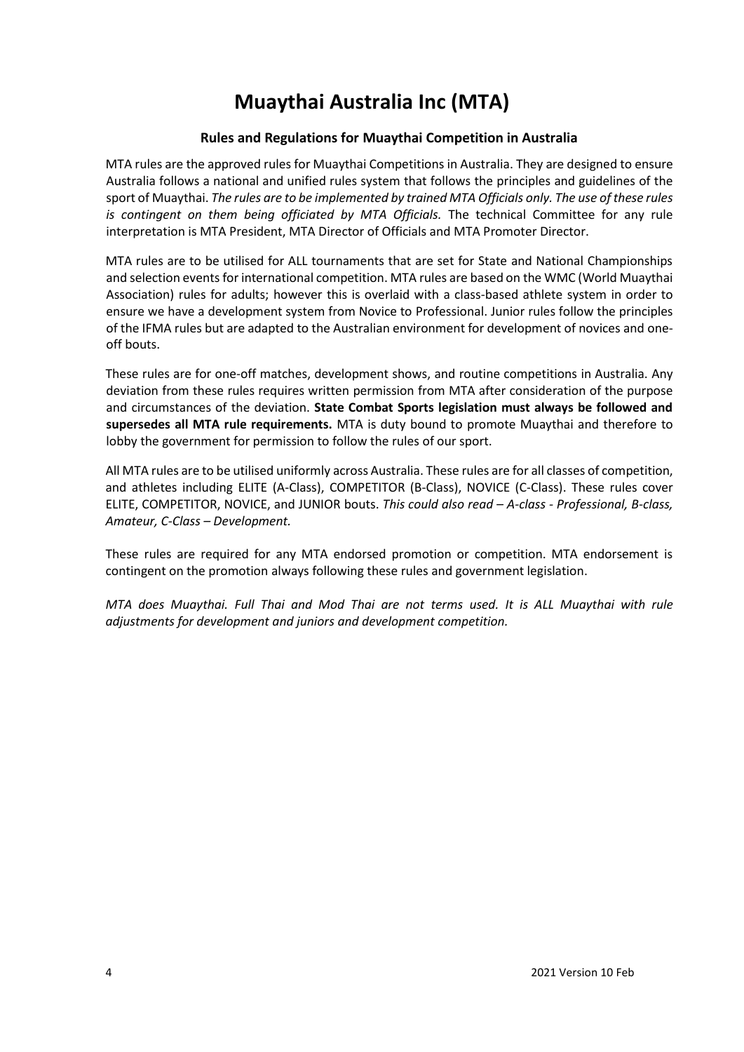# Muaythai Australia Inc (MTA)

### Rules and Regulations for Muaythai Competition in Australia

MTA rules are the approved rules for Muaythai Competitions in Australia. They are designed to ensure Australia follows a national and unified rules system that follows the principles and guidelines of the sport of Muaythai. *The rules are to be implemented by trained MTA Officials only. The use of these rules is contingent on them being officiated by MTA Officials.* The technical Committee for any rule interpretation is MTA President, MTA Director of Officials and MTA Promoter Director.

MTA rules are to be utilised for ALL tournaments that are set for State and National Championships and selection events for international competition. MTA rules are based on the WMC (World Muaythai Association) rules for adults; however this is overlaid with a class-based athlete system in order to ensure we have a development system from Novice to Professional. Junior rules follow the principles of the IFMA rules but are adapted to the Australian environment for development of novices and one-off bouts.

These rules are for one-off matches, development shows, and routine competitions in Australia. Any deviation from these rules requires written permission from MTA after consideration of the purpose and circumstances of the deviation. **State Combat Sports legislation must always be followed and supersedes all MTA rule requirements.** MTA is duty bound to promote Muaythai and therefore to lobby the government for permission to follow the rules of our sport.

All MTA rules are to be utilised uniformly across Australia. These rules are for all classes of competition, and athletes including ELITE (A-Class), COMPETITOR (B-Class), NOVICE (C-Class). These rules cover ELITE, COMPETITOR, NOVICE, and JUNIOR bouts. *This could also read – A-class - Professional, B-class, Amateur, C-Class – Development.*

These rules are required for any MTA endorsed promotion or competition. MTA endorsement is contingent on the promotion always following these rules and government legislation.

*MTA does Muaythai. Full Thai and Mod Thai are not terms used. It is ALL Muaythai with rule adjustments for development and juniors and development competition.*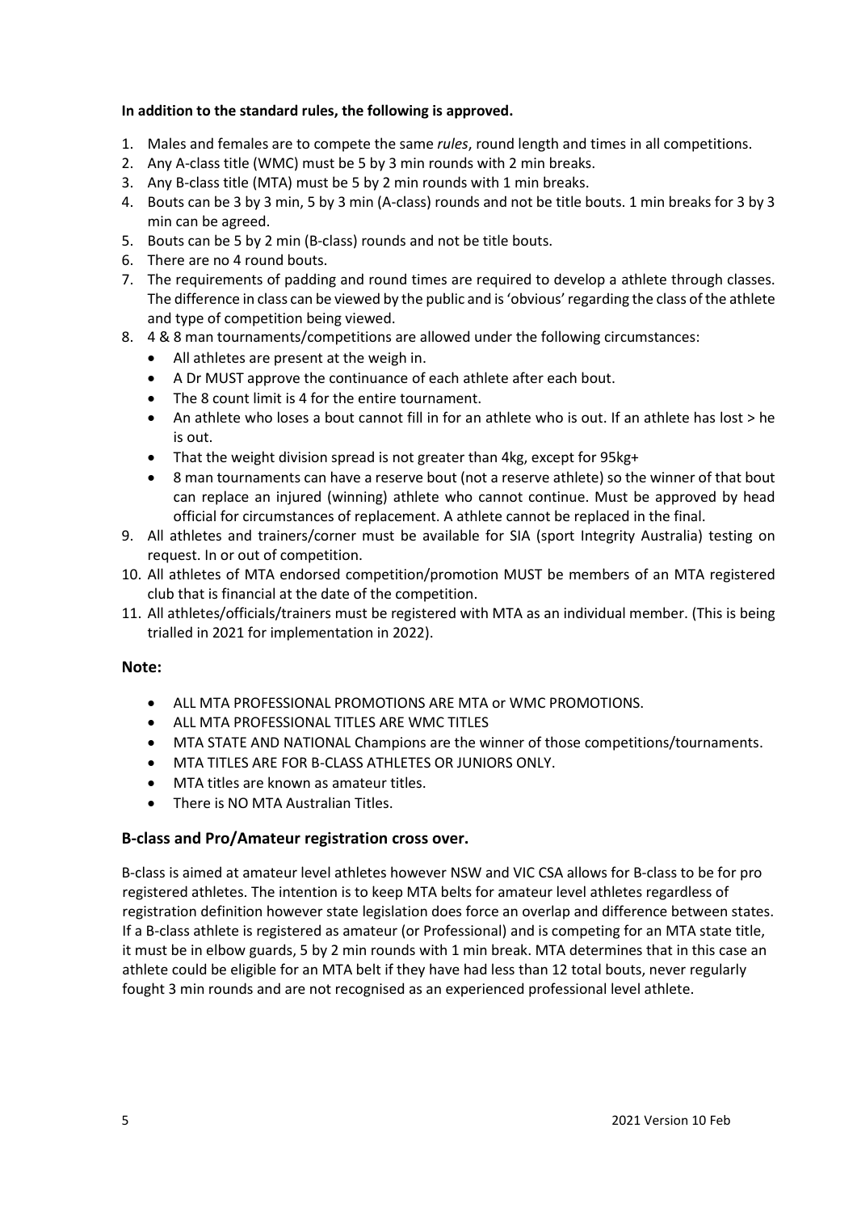**In addition to the standard rules, the following is approved.**

1. Males and females are to compete the same *rules*, round length and times in all competitions.
2. Any A-class title (WMC) must be 5 by 3 min rounds with 2 min breaks.
3. Any B-class title (MTA) must be 5 by 2 min rounds with 1 min breaks.
4. Bouts can be 3 by 3 min, 5 by 3 min (A-class) rounds and not be title bouts. 1 min breaks for 3 by 3 min can be agreed.
5. Bouts can be 5 by 2 min (B-class) rounds and not be title bouts.
6. There are no 4 round bouts.
7. The requirements of padding and round times are required to develop a athlete through classes. The difference in class can be viewed by the public and is 'obvious' regarding the class of the athlete and type of competition being viewed.
8. 4 & 8 man tournaments/competitions are allowed under the following circumstances:
   - All athletes are present at the weigh in.
   - A Dr MUST approve the continuance of each athlete after each bout.
   - The 8 count limit is 4 for the entire tournament.
   - An athlete who loses a bout cannot fill in for an athlete who is out. If an athlete has lost > he is out.
   - That the weight division spread is not greater than 4kg, except for 95kg+
   - 8 man tournaments can have a reserve bout (not a reserve athlete) so the winner of that bout can replace an injured (winning) athlete who cannot continue. Must be approved by head official for circumstances of replacement. A athlete cannot be replaced in the final.
9. All athletes and trainers/corner must be available for SIA (sport Integrity Australia) testing on request. In or out of competition.
10. All athletes of MTA endorsed competition/promotion MUST be members of an MTA registered club that is financial at the date of the competition.
11. All athletes/officials/trainers must be registered with MTA as an individual member. (This is being trialled in 2021 for implementation in 2022).

## Note:

- ALL MTA PROFESSIONAL PROMOTIONS ARE MTA or WMC PROMOTIONS.
- ALL MTA PROFESSIONAL TITLES ARE WMC TITLES
- MTA STATE AND NATIONAL Champions are the winner of those competitions/tournaments.
- MTA TITLES ARE FOR B-CLASS ATHLETES OR JUNIORS ONLY.
- MTA titles are known as amateur titles.
- There is NO MTA Australian Titles.

## B-class and Pro/Amateur registration cross over.

B-class is aimed at amateur level athletes however NSW and VIC CSA allows for B-class to be for pro registered athletes. The intention is to keep MTA belts for amateur level athletes regardless of registration definition however state legislation does force an overlap and difference between states. If a B-class athlete is registered as amateur (or Professional) and is competing for an MTA state title, it must be in elbow guards, 5 by 2 min rounds with 1 min break. MTA determines that in this case an athlete could be eligible for an MTA belt if they have had less than 12 total bouts, never regularly fought 3 min rounds and are not recognised as an experienced professional level athlete.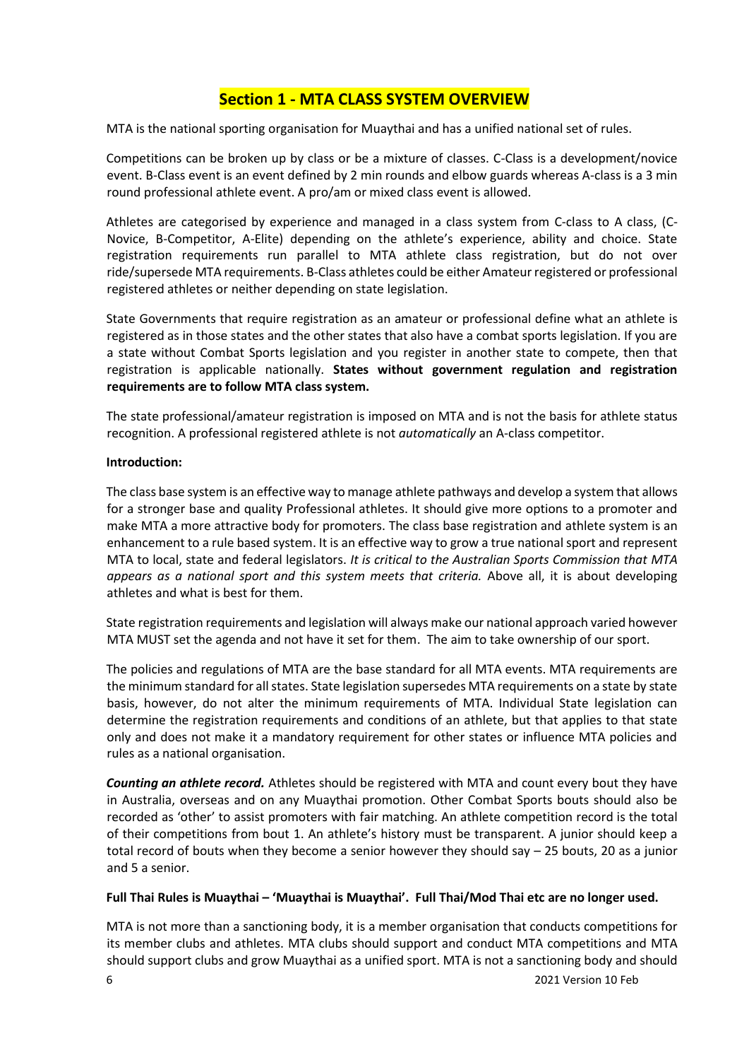# Section 1 - MTA CLASS SYSTEM OVERVIEW

MTA is the national sporting organisation for Muaythai and has a unified national set of rules.

Competitions can be broken up by class or be a mixture of classes. C-Class is a development/novice event. B-Class event is an event defined by 2 min rounds and elbow guards whereas A-class is a 3 min round professional athlete event. A pro/am or mixed class event is allowed.

Athletes are categorised by experience and managed in a class system from C-class to A class, (C-Novice, B-Competitor, A-Elite) depending on the athlete's experience, ability and choice. State registration requirements run parallel to MTA athlete class registration, but do not over ride/supersede MTA requirements. B-Class athletes could be either Amateur registered or professional registered athletes or neither depending on state legislation.

State Governments that require registration as an amateur or professional define what an athlete is registered as in those states and the other states that also have a combat sports legislation. If you are a state without Combat Sports legislation and you register in another state to compete, then that registration is applicable nationally. **States without government regulation and registration requirements are to follow MTA class system.**

The state professional/amateur registration is imposed on MTA and is not the basis for athlete status recognition. A professional registered athlete is not *automatically* an A-class competitor.

**Introduction:**

The class base system is an effective way to manage athlete pathways and develop a system that allows for a stronger base and quality Professional athletes. It should give more options to a promoter and make MTA a more attractive body for promoters. The class base registration and athlete system is an enhancement to a rule based system. It is an effective way to grow a true national sport and represent MTA to local, state and federal legislators. *It is critical to the Australian Sports Commission that MTA appears as a national sport and this system meets that criteria.* Above all, it is about developing athletes and what is best for them.

State registration requirements and legislation will always make our national approach varied however MTA MUST set the agenda and not have it set for them. The aim to take ownership of our sport.

The policies and regulations of MTA are the base standard for all MTA events. MTA requirements are the minimum standard for all states. State legislation supersedes MTA requirements on a state by state basis, however, do not alter the minimum requirements of MTA. Individual State legislation can determine the registration requirements and conditions of an athlete, but that applies to that state only and does not make it a mandatory requirement for other states or influence MTA policies and rules as a national organisation.

***Counting an athlete record.*** Athletes should be registered with MTA and count every bout they have in Australia, overseas and on any Muaythai promotion. Other Combat Sports bouts should also be recorded as 'other' to assist promoters with fair matching. An athlete competition record is the total of their competitions from bout 1. An athlete's history must be transparent. A junior should keep a total record of bouts when they become a senior however they should say – 25 bouts, 20 as a junior and 5 a senior.

**Full Thai Rules is Muaythai – 'Muaythai is Muaythai'. Full Thai/Mod Thai etc are no longer used.**

MTA is not more than a sanctioning body, it is a member organisation that conducts competitions for its member clubs and athletes. MTA clubs should support and conduct MTA competitions and MTA should support clubs and grow Muaythai as a unified sport. MTA is not a sanctioning body and should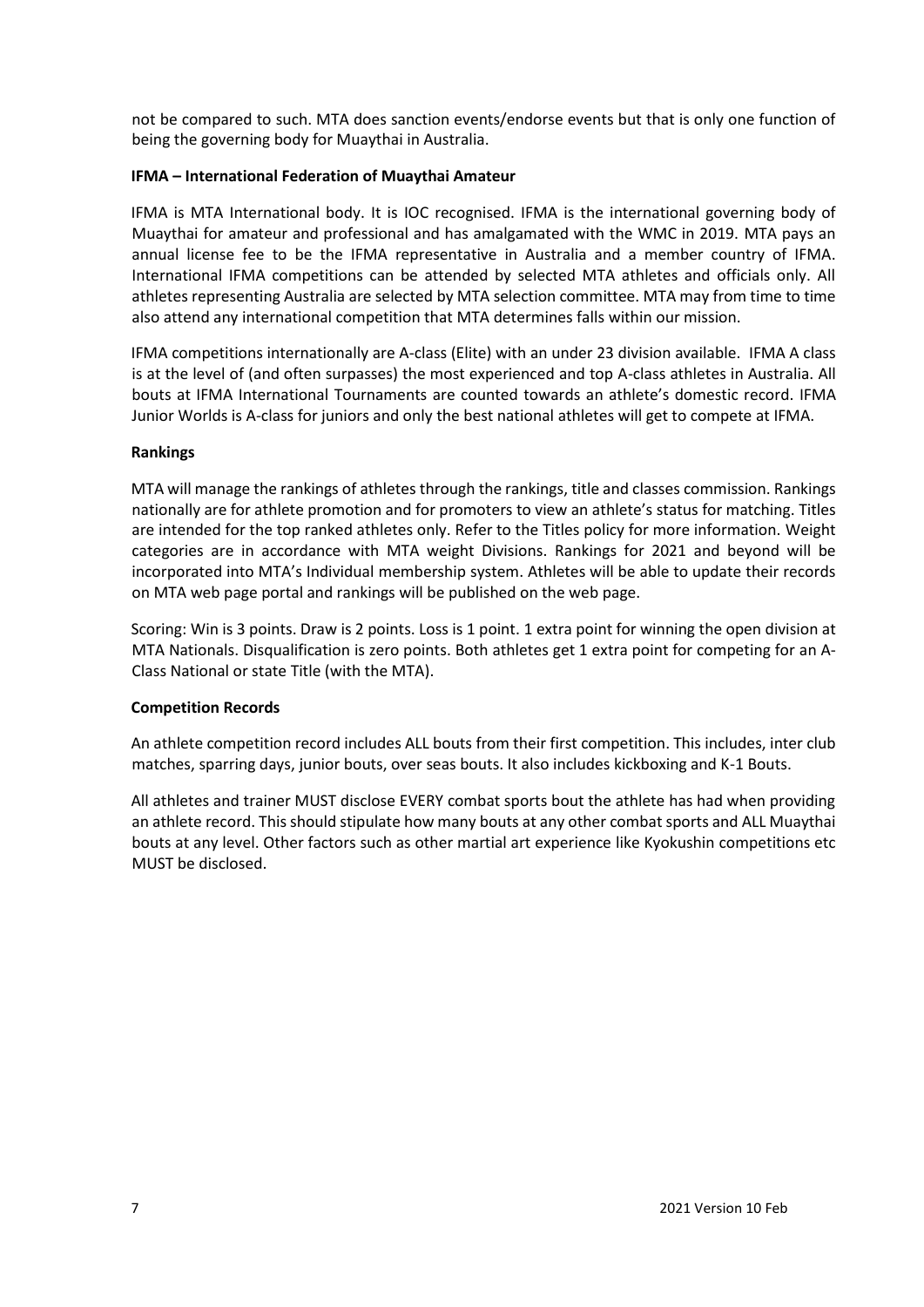not be compared to such. MTA does sanction events/endorse events but that is only one function of being the governing body for Muaythai in Australia.

**IFMA – International Federation of Muaythai Amateur**

IFMA is MTA International body. It is IOC recognised. IFMA is the international governing body of Muaythai for amateur and professional and has amalgamated with the WMC in 2019. MTA pays an annual license fee to be the IFMA representative in Australia and a member country of IFMA. International IFMA competitions can be attended by selected MTA athletes and officials only. All athletes representing Australia are selected by MTA selection committee. MTA may from time to time also attend any international competition that MTA determines falls within our mission.

IFMA competitions internationally are A-class (Elite) with an under 23 division available. IFMA A class is at the level of (and often surpasses) the most experienced and top A-class athletes in Australia. All bouts at IFMA International Tournaments are counted towards an athlete's domestic record. IFMA Junior Worlds is A-class for juniors and only the best national athletes will get to compete at IFMA.

**Rankings**

MTA will manage the rankings of athletes through the rankings, title and classes commission. Rankings nationally are for athlete promotion and for promoters to view an athlete's status for matching. Titles are intended for the top ranked athletes only. Refer to the Titles policy for more information. Weight categories are in accordance with MTA weight Divisions. Rankings for 2021 and beyond will be incorporated into MTA's Individual membership system. Athletes will be able to update their records on MTA web page portal and rankings will be published on the web page.

Scoring: Win is 3 points. Draw is 2 points. Loss is 1 point. 1 extra point for winning the open division at MTA Nationals. Disqualification is zero points. Both athletes get 1 extra point for competing for an A-Class National or state Title (with the MTA).

**Competition Records**

An athlete competition record includes ALL bouts from their first competition. This includes, inter club matches, sparring days, junior bouts, over seas bouts. It also includes kickboxing and K-1 Bouts.

All athletes and trainer MUST disclose EVERY combat sports bout the athlete has had when providing an athlete record. This should stipulate how many bouts at any other combat sports and ALL Muaythai bouts at any level. Other factors such as other martial art experience like Kyokushin competitions etc MUST be disclosed.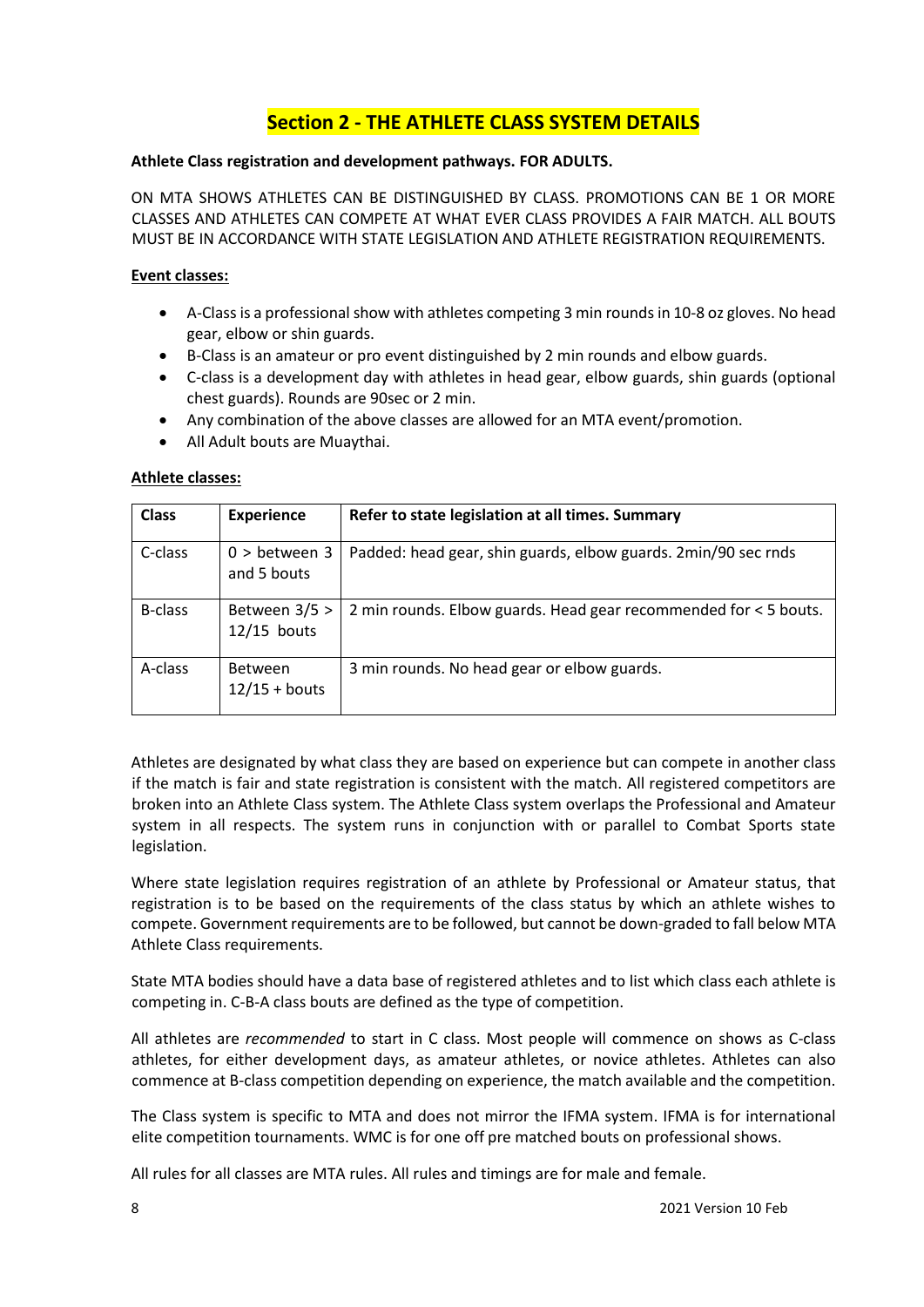## Section 2 - THE ATHLETE CLASS SYSTEM DETAILS

**Athlete Class registration and development pathways. FOR ADULTS.**

ON MTA SHOWS ATHLETES CAN BE DISTINGUISHED BY CLASS. PROMOTIONS CAN BE 1 OR MORE CLASSES AND ATHLETES CAN COMPETE AT WHAT EVER CLASS PROVIDES A FAIR MATCH. ALL BOUTS MUST BE IN ACCORDANCE WITH STATE LEGISLATION AND ATHLETE REGISTRATION REQUIREMENTS.

**Event classes:**

- A-Class is a professional show with athletes competing 3 min rounds in 10-8 oz gloves. No head gear, elbow or shin guards.
- B-Class is an amateur or pro event distinguished by 2 min rounds and elbow guards.
- C-class is a development day with athletes in head gear, elbow guards, shin guards (optional chest guards). Rounds are 90sec or 2 min.
- Any combination of the above classes are allowed for an MTA event/promotion.
- All Adult bouts are Muaythai.

**Athlete classes:**

| Class | Experience | Refer to state legislation at all times. Summary |
|---|---|---|
| C-class | 0 > between 3 and 5 bouts | Padded: head gear, shin guards, elbow guards. 2min/90 sec rnds |
| B-class | Between 3/5 > 12/15 bouts | 2 min rounds. Elbow guards. Head gear recommended for < 5 bouts. |
| A-class | Between 12/15 + bouts | 3 min rounds. No head gear or elbow guards. |

Athletes are designated by what class they are based on experience but can compete in another class if the match is fair and state registration is consistent with the match. All registered competitors are broken into an Athlete Class system. The Athlete Class system overlaps the Professional and Amateur system in all respects. The system runs in conjunction with or parallel to Combat Sports state legislation.

Where state legislation requires registration of an athlete by Professional or Amateur status, that registration is to be based on the requirements of the class status by which an athlete wishes to compete. Government requirements are to be followed, but cannot be down-graded to fall below MTA Athlete Class requirements.

State MTA bodies should have a data base of registered athletes and to list which class each athlete is competing in. C-B-A class bouts are defined as the type of competition.

All athletes are *recommended* to start in C class. Most people will commence on shows as C-class athletes, for either development days, as amateur athletes, or novice athletes. Athletes can also commence at B-class competition depending on experience, the match available and the competition.

The Class system is specific to MTA and does not mirror the IFMA system. IFMA is for international elite competition tournaments. WMC is for one off pre matched bouts on professional shows.

All rules for all classes are MTA rules. All rules and timings are for male and female.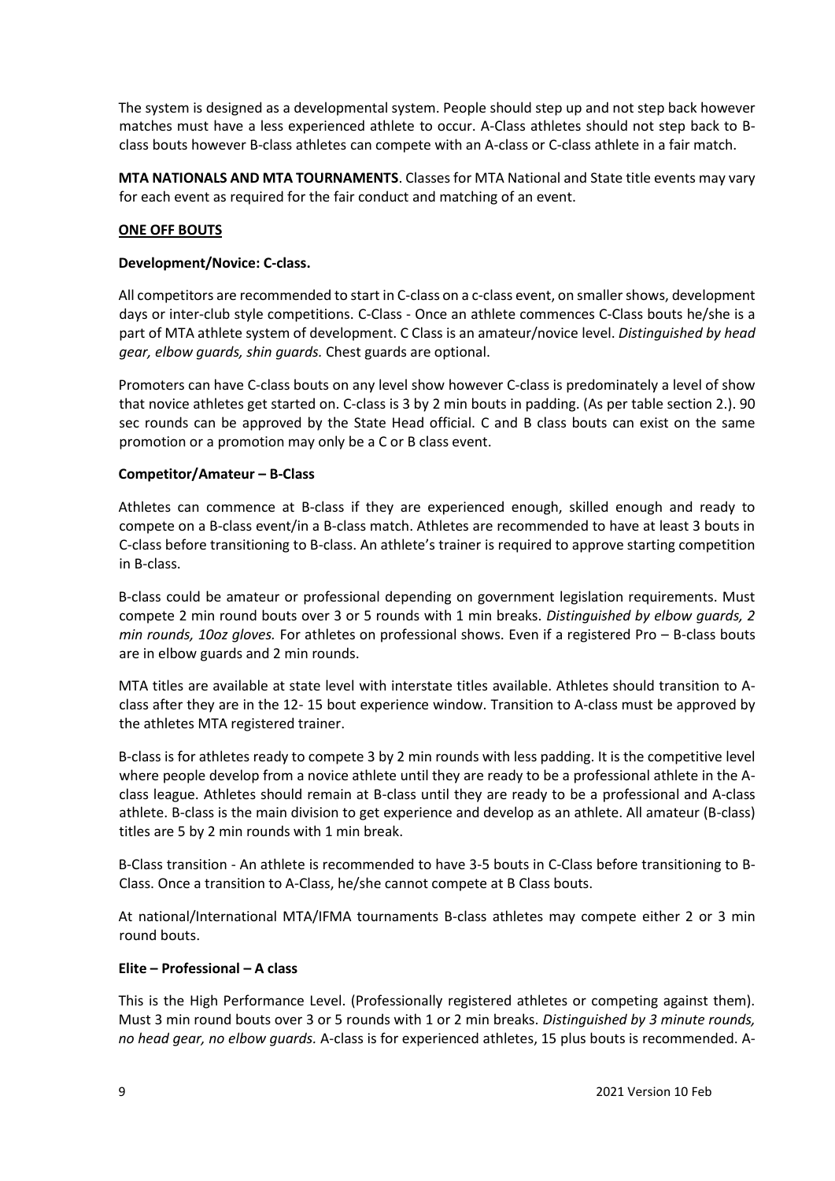The system is designed as a developmental system. People should step up and not step back however matches must have a less experienced athlete to occur. A-Class athletes should not step back to B-class bouts however B-class athletes can compete with an A-class or C-class athlete in a fair match.

**MTA NATIONALS AND MTA TOURNAMENTS**. Classes for MTA National and State title events may vary for each event as required for the fair conduct and matching of an event.

**ONE OFF BOUTS**

**Development/Novice: C-class.**

All competitors are recommended to start in C-class on a c-class event, on smaller shows, development days or inter-club style competitions. C-Class - Once an athlete commences C-Class bouts he/she is a part of MTA athlete system of development. C Class is an amateur/novice level. *Distinguished by head gear, elbow guards, shin guards.* Chest guards are optional.

Promoters can have C-class bouts on any level show however C-class is predominately a level of show that novice athletes get started on. C-class is 3 by 2 min bouts in padding. (As per table section 2.). 90 sec rounds can be approved by the State Head official. C and B class bouts can exist on the same promotion or a promotion may only be a C or B class event.

**Competitor/Amateur – B-Class**

Athletes can commence at B-class if they are experienced enough, skilled enough and ready to compete on a B-class event/in a B-class match. Athletes are recommended to have at least 3 bouts in C-class before transitioning to B-class. An athlete's trainer is required to approve starting competition in B-class.

B-class could be amateur or professional depending on government legislation requirements. Must compete 2 min round bouts over 3 or 5 rounds with 1 min breaks. *Distinguished by elbow guards, 2 min rounds, 10oz gloves.* For athletes on professional shows. Even if a registered Pro – B-class bouts are in elbow guards and 2 min rounds.

MTA titles are available at state level with interstate titles available. Athletes should transition to A-class after they are in the 12- 15 bout experience window. Transition to A-class must be approved by the athletes MTA registered trainer.

B-class is for athletes ready to compete 3 by 2 min rounds with less padding. It is the competitive level where people develop from a novice athlete until they are ready to be a professional athlete in the A-class league. Athletes should remain at B-class until they are ready to be a professional and A-class athlete. B-class is the main division to get experience and develop as an athlete. All amateur (B-class) titles are 5 by 2 min rounds with 1 min break.

B-Class transition - An athlete is recommended to have 3-5 bouts in C-Class before transitioning to B-Class. Once a transition to A-Class, he/she cannot compete at B Class bouts.

At national/International MTA/IFMA tournaments B-class athletes may compete either 2 or 3 min round bouts.

**Elite – Professional – A class**

This is the High Performance Level. (Professionally registered athletes or competing against them). Must 3 min round bouts over 3 or 5 rounds with 1 or 2 min breaks. *Distinguished by 3 minute rounds, no head gear, no elbow guards.* A-class is for experienced athletes, 15 plus bouts is recommended. A-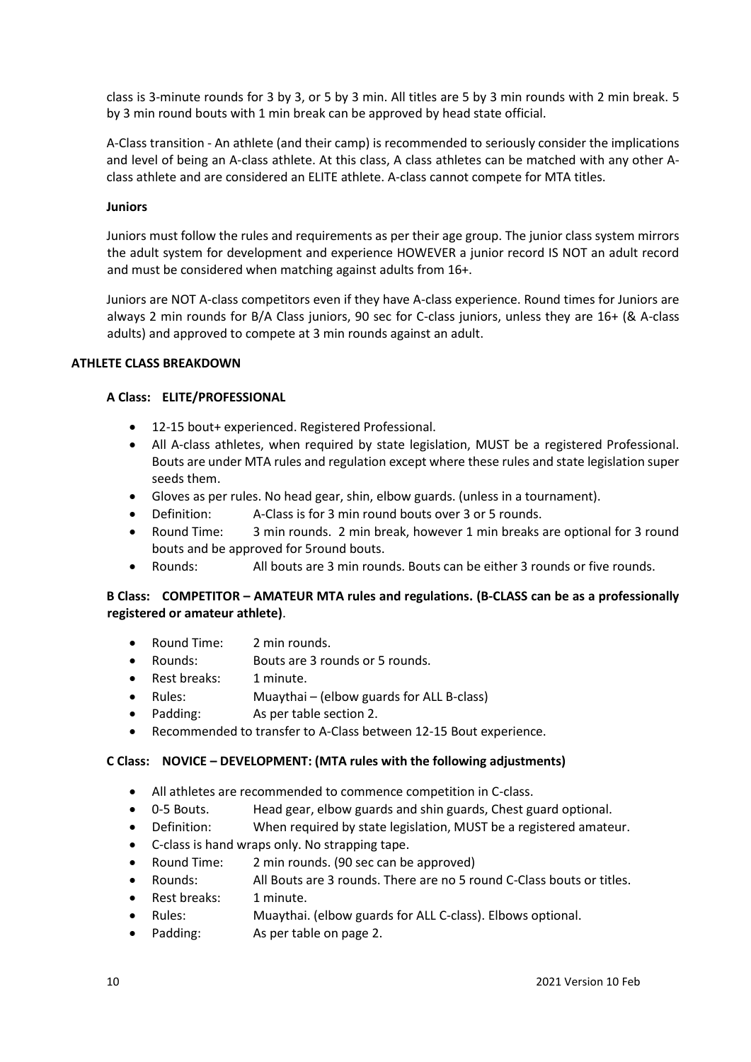class is 3-minute rounds for 3 by 3, or 5 by 3 min. All titles are 5 by 3 min rounds with 2 min break. 5 by 3 min round bouts with 1 min break can be approved by head state official.

A-Class transition - An athlete (and their camp) is recommended to seriously consider the implications and level of being an A-class athlete. At this class, A class athletes can be matched with any other A-class athlete and are considered an ELITE athlete. A-class cannot compete for MTA titles.

**Juniors**

Juniors must follow the rules and requirements as per their age group. The junior class system mirrors the adult system for development and experience HOWEVER a junior record IS NOT an adult record and must be considered when matching against adults from 16+.

Juniors are NOT A-class competitors even if they have A-class experience. Round times for Juniors are always 2 min rounds for B/A Class juniors, 90 sec for C-class juniors, unless they are 16+ (& A-class adults) and approved to compete at 3 min rounds against an adult.

**ATHLETE CLASS BREAKDOWN**

**A Class: ELITE/PROFESSIONAL**

- 12-15 bout+ experienced. Registered Professional.
- All A-class athletes, when required by state legislation, MUST be a registered Professional. Bouts are under MTA rules and regulation except where these rules and state legislation super seeds them.
- Gloves as per rules. No head gear, shin, elbow guards. (unless in a tournament).
- Definition: A-Class is for 3 min round bouts over 3 or 5 rounds.
- Round Time: 3 min rounds. 2 min break, however 1 min breaks are optional for 3 round bouts and be approved for 5round bouts.
- Rounds: All bouts are 3 min rounds. Bouts can be either 3 rounds or five rounds.

**B Class: COMPETITOR – AMATEUR MTA rules and regulations. (B-CLASS can be as a professionally registered or amateur athlete)**.

- Round Time: 2 min rounds.
- Rounds: Bouts are 3 rounds or 5 rounds.
- Rest breaks: 1 minute.
- Rules: Muaythai – (elbow guards for ALL B-class)
- Padding: As per table section 2.
- Recommended to transfer to A-Class between 12-15 Bout experience.

**C Class: NOVICE – DEVELOPMENT: (MTA rules with the following adjustments)**

- All athletes are recommended to commence competition in C-class.
- 0-5 Bouts. Head gear, elbow guards and shin guards, Chest guard optional.
- Definition: When required by state legislation, MUST be a registered amateur.
- C-class is hand wraps only. No strapping tape.
- Round Time: 2 min rounds. (90 sec can be approved)
- Rounds: All Bouts are 3 rounds. There are no 5 round C-Class bouts or titles.
- Rest breaks: 1 minute.
- Rules: Muaythai. (elbow guards for ALL C-class). Elbows optional.
- Padding: As per table on page 2.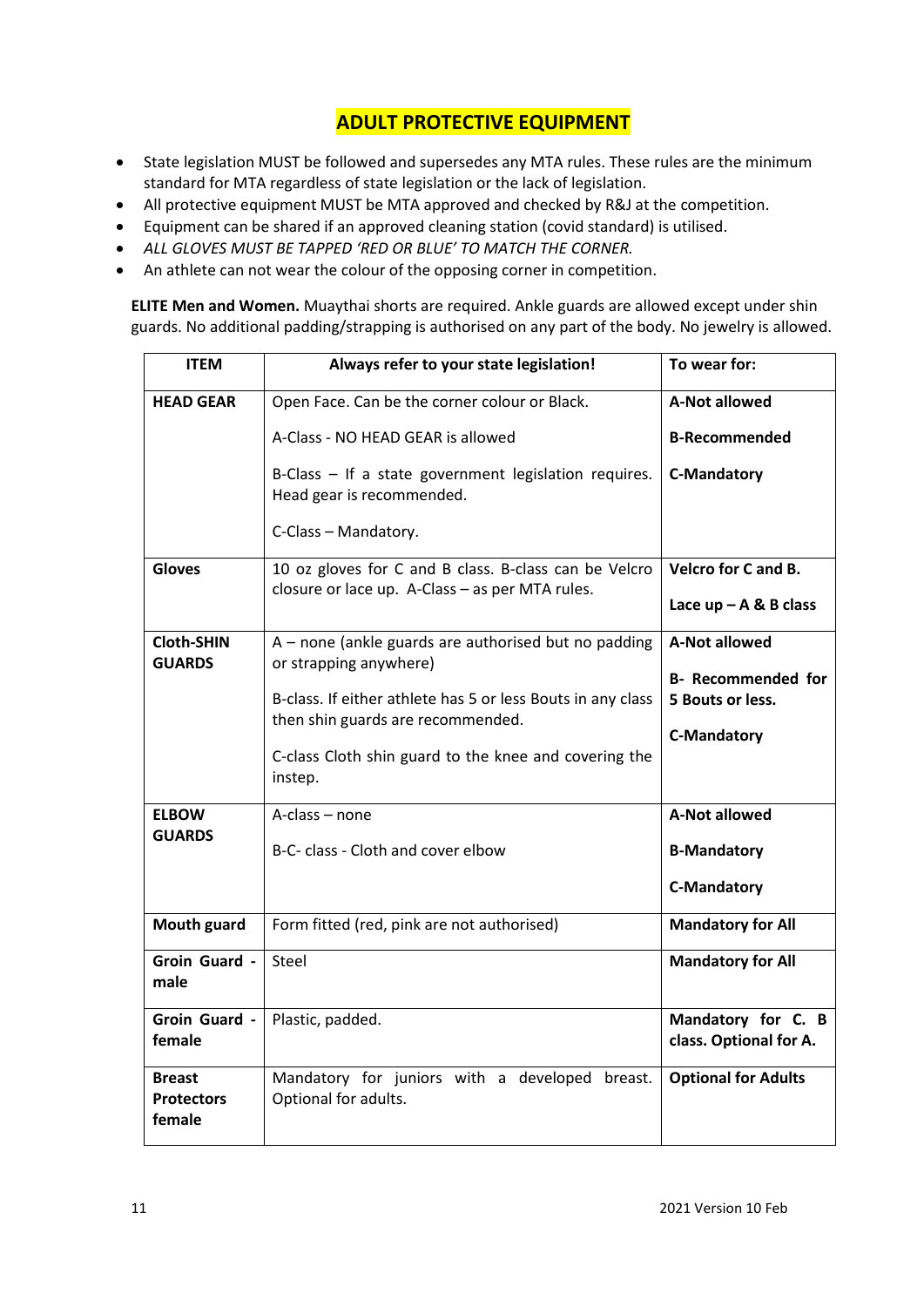# ADULT PROTECTIVE EQUIPMENT

- State legislation MUST be followed and supersedes any MTA rules. These rules are the minimum standard for MTA regardless of state legislation or the lack of legislation.
- All protective equipment MUST be MTA approved and checked by R&J at the competition.
- Equipment can be shared if an approved cleaning station (covid standard) is utilised.
- *ALL GLOVES MUST BE TAPPED 'RED OR BLUE' TO MATCH THE CORNER.*
- An athlete can not wear the colour of the opposing corner in competition.

**ELITE Men and Women.** Muaythai shorts are required. Ankle guards are allowed except under shin guards. No additional padding/strapping is authorised on any part of the body. No jewelry is allowed.

| ITEM | Always refer to your state legislation! | To wear for: |
|---|---|---|
| **HEAD GEAR** | Open Face. Can be the corner colour or Black.<br>A-Class - NO HEAD GEAR is allowed<br>B-Class – If a state government legislation requires. Head gear is recommended.<br>C-Class – Mandatory. | **A-Not allowed**<br>**B-Recommended**<br>**C-Mandatory** |
| **Gloves** | 10 oz gloves for C and B class. B-class can be Velcro closure or lace up. A-Class – as per MTA rules. | **Velcro for C and B.**<br>**Lace up – A & B class** |
| **Cloth-SHIN GUARDS** | A – none (ankle guards are authorised but no padding or strapping anywhere)<br>B-class. If either athlete has 5 or less Bouts in any class then shin guards are recommended.<br>C-class Cloth shin guard to the knee and covering the instep. | **A-Not allowed**<br>**B- Recommended for 5 Bouts or less.**<br>**C-Mandatory** |
| **ELBOW GUARDS** | A-class – none<br>B-C- class - Cloth and cover elbow | **A-Not allowed**<br>**B-Mandatory**<br>**C-Mandatory** |
| **Mouth guard** | Form fitted (red, pink are not authorised) | **Mandatory for All** |
| **Groin Guard - male** | Steel | **Mandatory for All** |
| **Groin Guard - female** | Plastic, padded. | **Mandatory for C. B class. Optional for A.** |
| **Breast Protectors female** | Mandatory for juniors with a developed breast. Optional for adults. | **Optional for Adults** |

2021 Version 10 Feb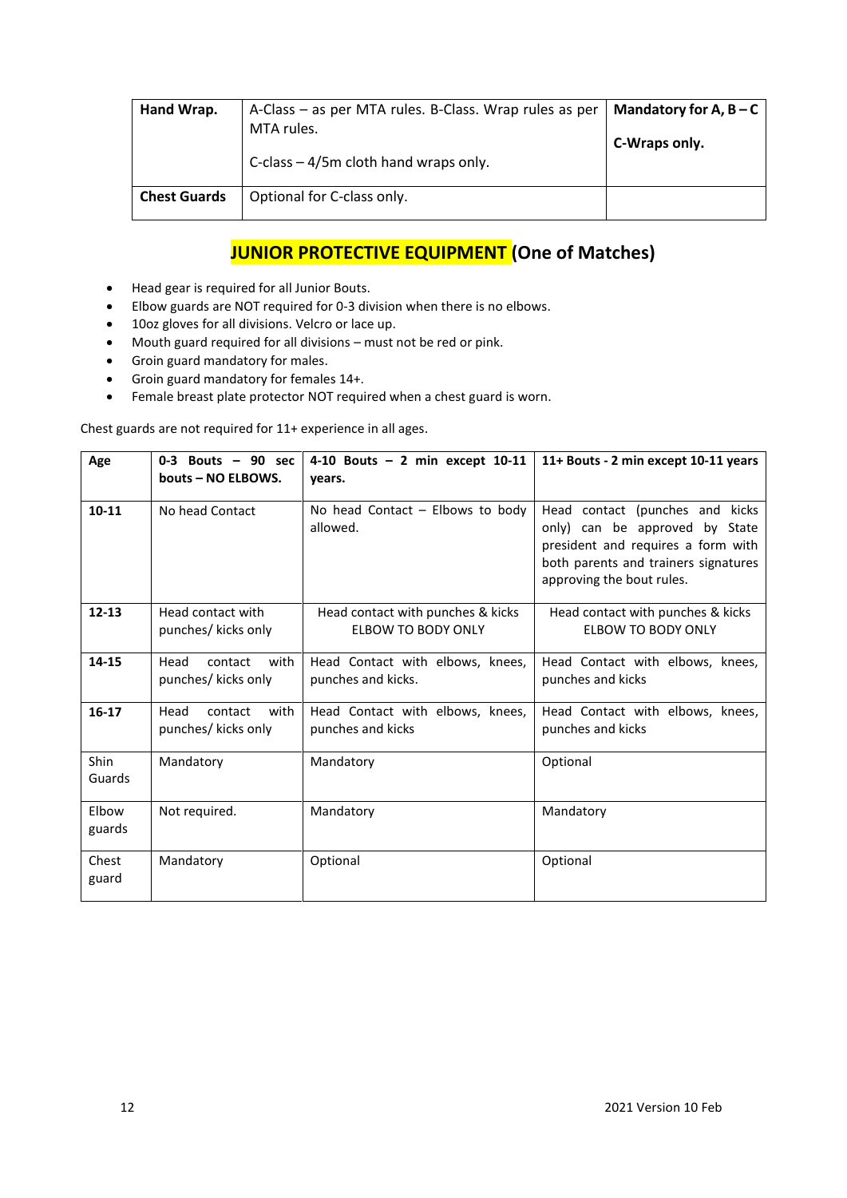| Hand Wrap. | A-Class – as per MTA rules. B-Class. Wrap rules as per MTA rules.<br><br>C-class – 4/5m cloth hand wraps only. | **Mandatory for A, B – C**<br><br>**C-Wraps only.** |
|---|---|---|
| **Chest Guards** | Optional for C-class only. | |

## JUNIOR PROTECTIVE EQUIPMENT (One of Matches)

- Head gear is required for all Junior Bouts.
- Elbow guards are NOT required for 0-3 division when there is no elbows.
- 10oz gloves for all divisions. Velcro or lace up.
- Mouth guard required for all divisions – must not be red or pink.
- Groin guard mandatory for males.
- Groin guard mandatory for females 14+.
- Female breast plate protector NOT required when a chest guard is worn.

Chest guards are not required for 11+ experience in all ages.

| Age | 0-3 Bouts – 90 sec bouts – NO ELBOWS. | 4-10 Bouts – 2 min except 10-11 years. | 11+ Bouts - 2 min except 10-11 years |
|---|---|---|---|
| **10-11** | No head Contact | No head Contact – Elbows to body allowed. | Head contact (punches and kicks only) can be approved by State president and requires a form with both parents and trainers signatures approving the bout rules. |
| **12-13** | Head contact with punches/ kicks only | Head contact with punches & kicks ELBOW TO BODY ONLY | Head contact with punches & kicks ELBOW TO BODY ONLY |
| **14-15** | Head contact with punches/ kicks only | Head Contact with elbows, knees, punches and kicks. | Head Contact with elbows, knees, punches and kicks |
| **16-17** | Head contact with punches/ kicks only | Head Contact with elbows, knees, punches and kicks | Head Contact with elbows, knees, punches and kicks |
| Shin Guards | Mandatory | Mandatory | Optional |
| Elbow guards | Not required. | Mandatory | Mandatory |
| Chest guard | Mandatory | Optional | Optional |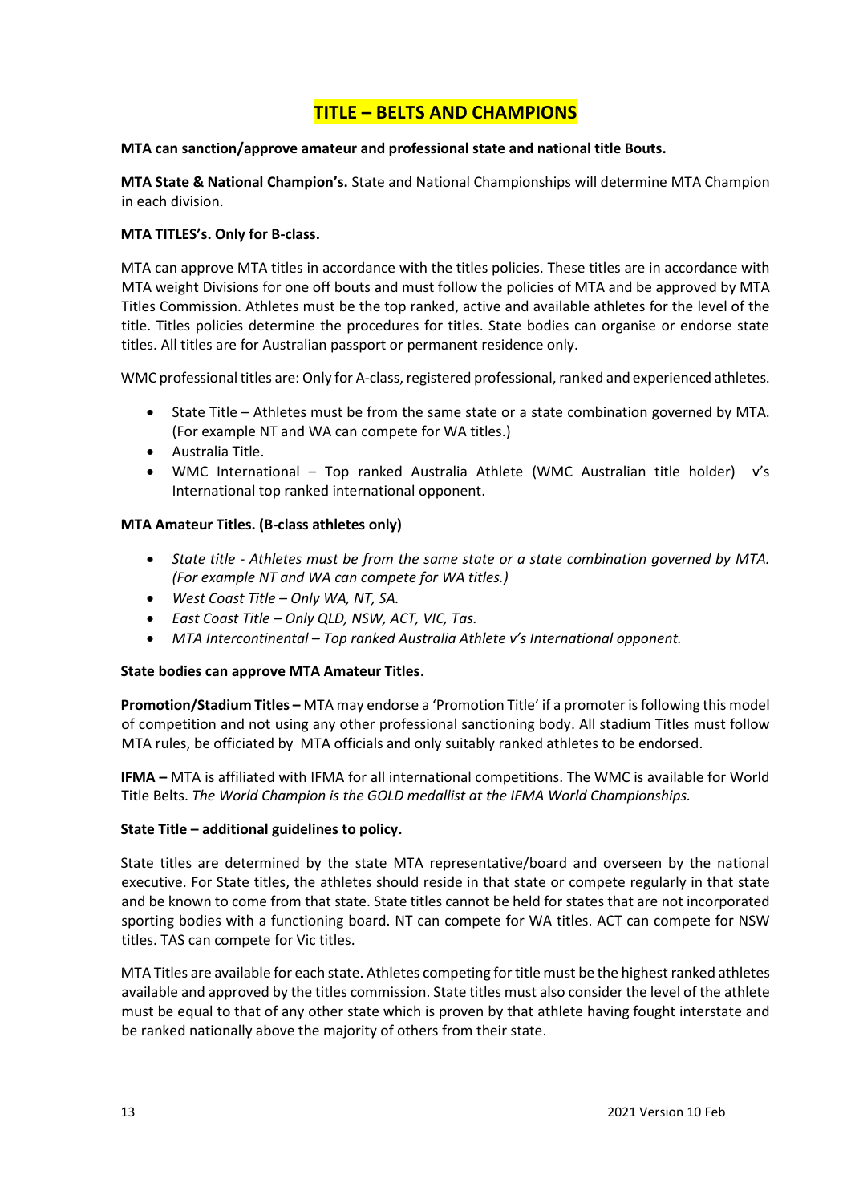# TITLE – BELTS AND CHAMPIONS

**MTA can sanction/approve amateur and professional state and national title Bouts.**

**MTA State & National Champion's.** State and National Championships will determine MTA Champion in each division.

**MTA TITLES's. Only for B-class.**

MTA can approve MTA titles in accordance with the titles policies. These titles are in accordance with MTA weight Divisions for one off bouts and must follow the policies of MTA and be approved by MTA Titles Commission. Athletes must be the top ranked, active and available athletes for the level of the title. Titles policies determine the procedures for titles. State bodies can organise or endorse state titles. All titles are for Australian passport or permanent residence only.

WMC professional titles are: Only for A-class, registered professional, ranked and experienced athletes.

- State Title – Athletes must be from the same state or a state combination governed by MTA. (For example NT and WA can compete for WA titles.)
- Australia Title.
- WMC International – Top ranked Australia Athlete (WMC Australian title holder) v's International top ranked international opponent.

**MTA Amateur Titles. (B-class athletes only)**

- *State title - Athletes must be from the same state or a state combination governed by MTA. (For example NT and WA can compete for WA titles.)*
- *West Coast Title – Only WA, NT, SA.*
- *East Coast Title – Only QLD, NSW, ACT, VIC, Tas.*
- *MTA Intercontinental – Top ranked Australia Athlete v's International opponent.*

**State bodies can approve MTA Amateur Titles**.

**Promotion/Stadium Titles –** MTA may endorse a 'Promotion Title' if a promoter is following this model of competition and not using any other professional sanctioning body. All stadium Titles must follow MTA rules, be officiated by MTA officials and only suitably ranked athletes to be endorsed.

**IFMA –** MTA is affiliated with IFMA for all international competitions. The WMC is available for World Title Belts. *The World Champion is the GOLD medallist at the IFMA World Championships.*

**State Title – additional guidelines to policy.**

State titles are determined by the state MTA representative/board and overseen by the national executive. For State titles, the athletes should reside in that state or compete regularly in that state and be known to come from that state. State titles cannot be held for states that are not incorporated sporting bodies with a functioning board. NT can compete for WA titles. ACT can compete for NSW titles. TAS can compete for Vic titles.

MTA Titles are available for each state. Athletes competing for title must be the highest ranked athletes available and approved by the titles commission. State titles must also consider the level of the athlete must be equal to that of any other state which is proven by that athlete having fought interstate and be ranked nationally above the majority of others from their state.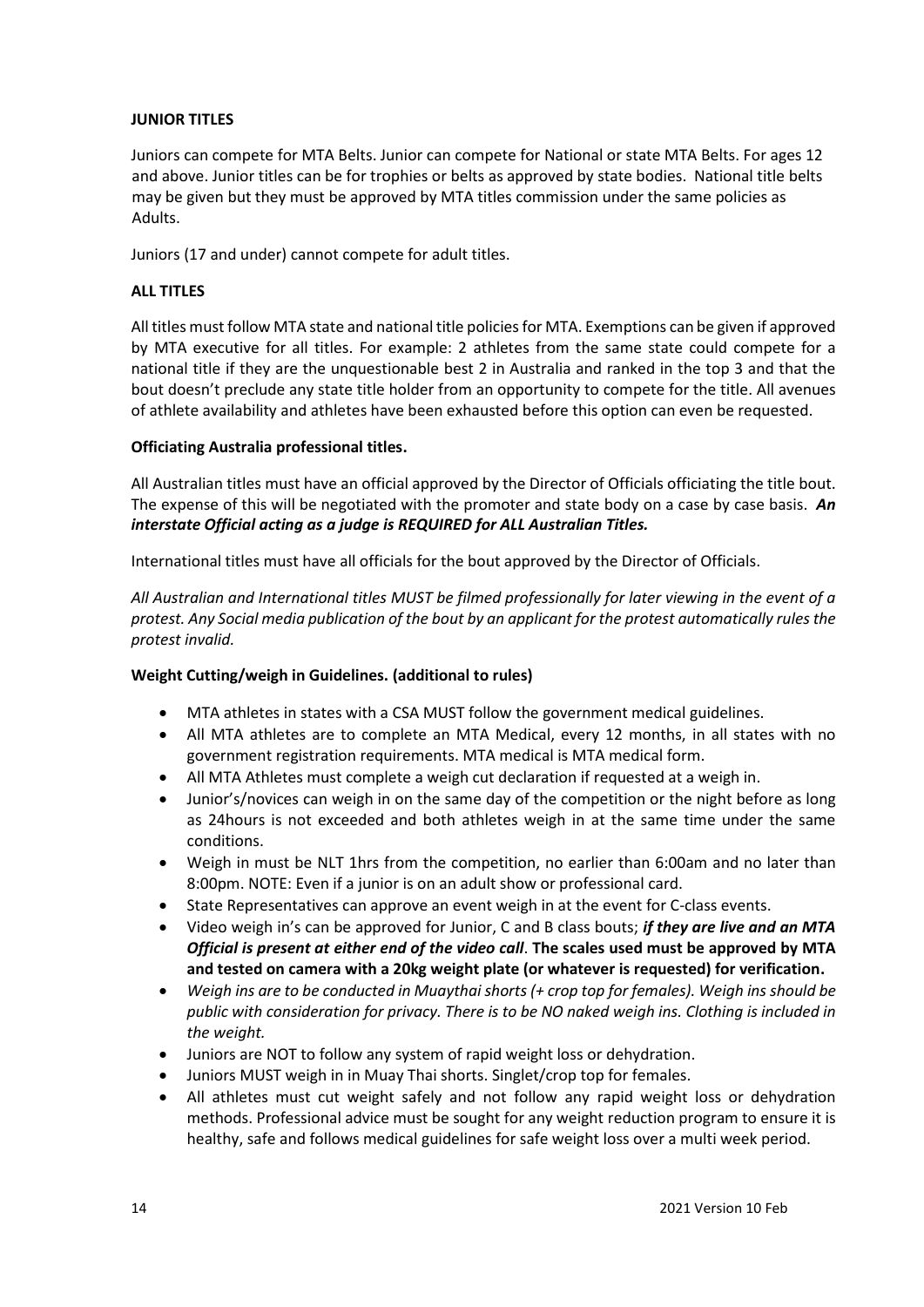**JUNIOR TITLES**

Juniors can compete for MTA Belts. Junior can compete for National or state MTA Belts. For ages 12 and above. Junior titles can be for trophies or belts as approved by state bodies. National title belts may be given but they must be approved by MTA titles commission under the same policies as Adults.

Juniors (17 and under) cannot compete for adult titles.

**ALL TITLES**

All titles must follow MTA state and national title policies for MTA. Exemptions can be given if approved by MTA executive for all titles. For example: 2 athletes from the same state could compete for a national title if they are the unquestionable best 2 in Australia and ranked in the top 3 and that the bout doesn't preclude any state title holder from an opportunity to compete for the title. All avenues of athlete availability and athletes have been exhausted before this option can even be requested.

**Officiating Australia professional titles.**

All Australian titles must have an official approved by the Director of Officials officiating the title bout. The expense of this will be negotiated with the promoter and state body on a case by case basis. ***An interstate Official acting as a judge is REQUIRED for ALL Australian Titles.***

International titles must have all officials for the bout approved by the Director of Officials.

*All Australian and International titles MUST be filmed professionally for later viewing in the event of a protest. Any Social media publication of the bout by an applicant for the protest automatically rules the protest invalid.*

**Weight Cutting/weigh in Guidelines. (additional to rules)**

- MTA athletes in states with a CSA MUST follow the government medical guidelines.
- All MTA athletes are to complete an MTA Medical, every 12 months, in all states with no government registration requirements. MTA medical is MTA medical form.
- All MTA Athletes must complete a weigh cut declaration if requested at a weigh in.
- Junior's/novices can weigh in on the same day of the competition or the night before as long as 24hours is not exceeded and both athletes weigh in at the same time under the same conditions.
- Weigh in must be NLT 1hrs from the competition, no earlier than 6:00am and no later than 8:00pm. NOTE: Even if a junior is on an adult show or professional card.
- State Representatives can approve an event weigh in at the event for C-class events.
- Video weigh in's can be approved for Junior, C and B class bouts; ***if they are live and an MTA Official is present at either end of the video call***. **The scales used must be approved by MTA and tested on camera with a 20kg weight plate (or whatever is requested) for verification.**
- *Weigh ins are to be conducted in Muaythai shorts (+ crop top for females). Weigh ins should be public with consideration for privacy. There is to be NO naked weigh ins. Clothing is included in the weight.*
- Juniors are NOT to follow any system of rapid weight loss or dehydration.
- Juniors MUST weigh in in Muay Thai shorts. Singlet/crop top for females.
- All athletes must cut weight safely and not follow any rapid weight loss or dehydration methods. Professional advice must be sought for any weight reduction program to ensure it is healthy, safe and follows medical guidelines for safe weight loss over a multi week period.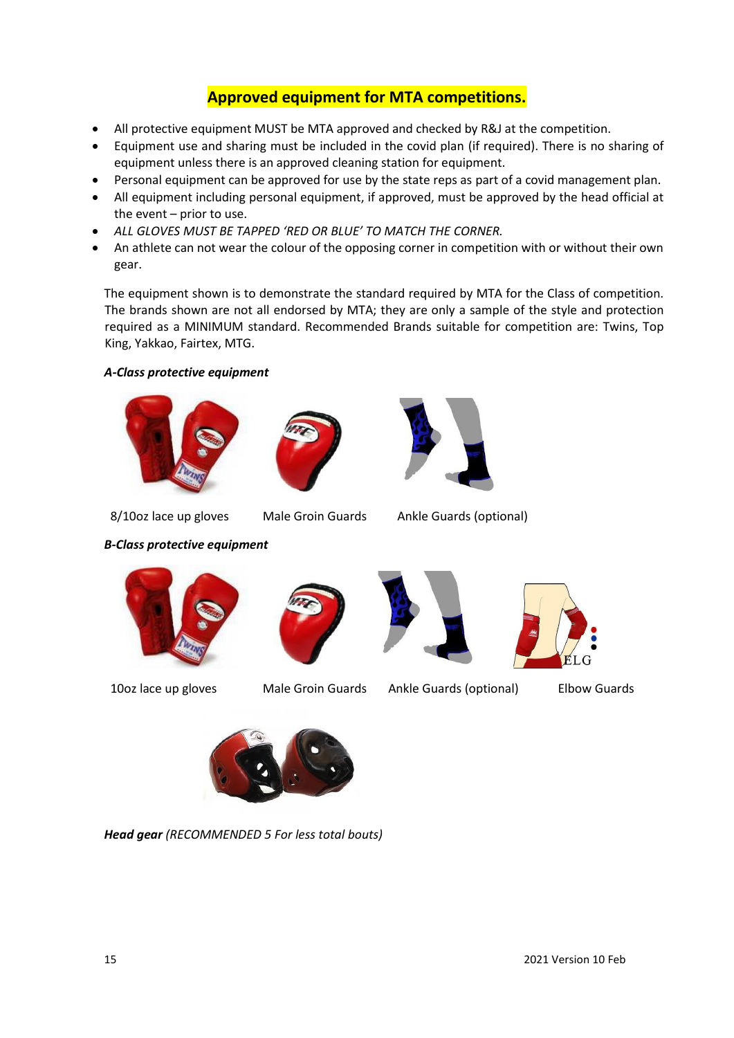## Approved equipment for MTA competitions.

- All protective equipment MUST be MTA approved and checked by R&J at the competition.
- Equipment use and sharing must be included in the covid plan (if required). There is no sharing of equipment unless there is an approved cleaning station for equipment.
- Personal equipment can be approved for use by the state reps as part of a covid management plan.
- All equipment including personal equipment, if approved, must be approved by the head official at the event – prior to use.
- *ALL GLOVES MUST BE TAPPED 'RED OR BLUE' TO MATCH THE CORNER.*
- An athlete can not wear the colour of the opposing corner in competition with or without their own gear.

The equipment shown is to demonstrate the standard required by MTA for the Class of competition. The brands shown are not all endorsed by MTA; they are only a sample of the style and protection required as a MINIMUM standard. Recommended Brands suitable for competition are: Twins, Top King, Yakkao, Fairtex, MTG.

***A-Class protective equipment***

8/10oz lace up gloves

Male Groin Guards

Ankle Guards (optional)

***B-Class protective equipment***

10oz lace up gloves

Male Groin Guards

Ankle Guards (optional)

Elbow Guards

***Head gear*** *(RECOMMENDED 5 For less total bouts)*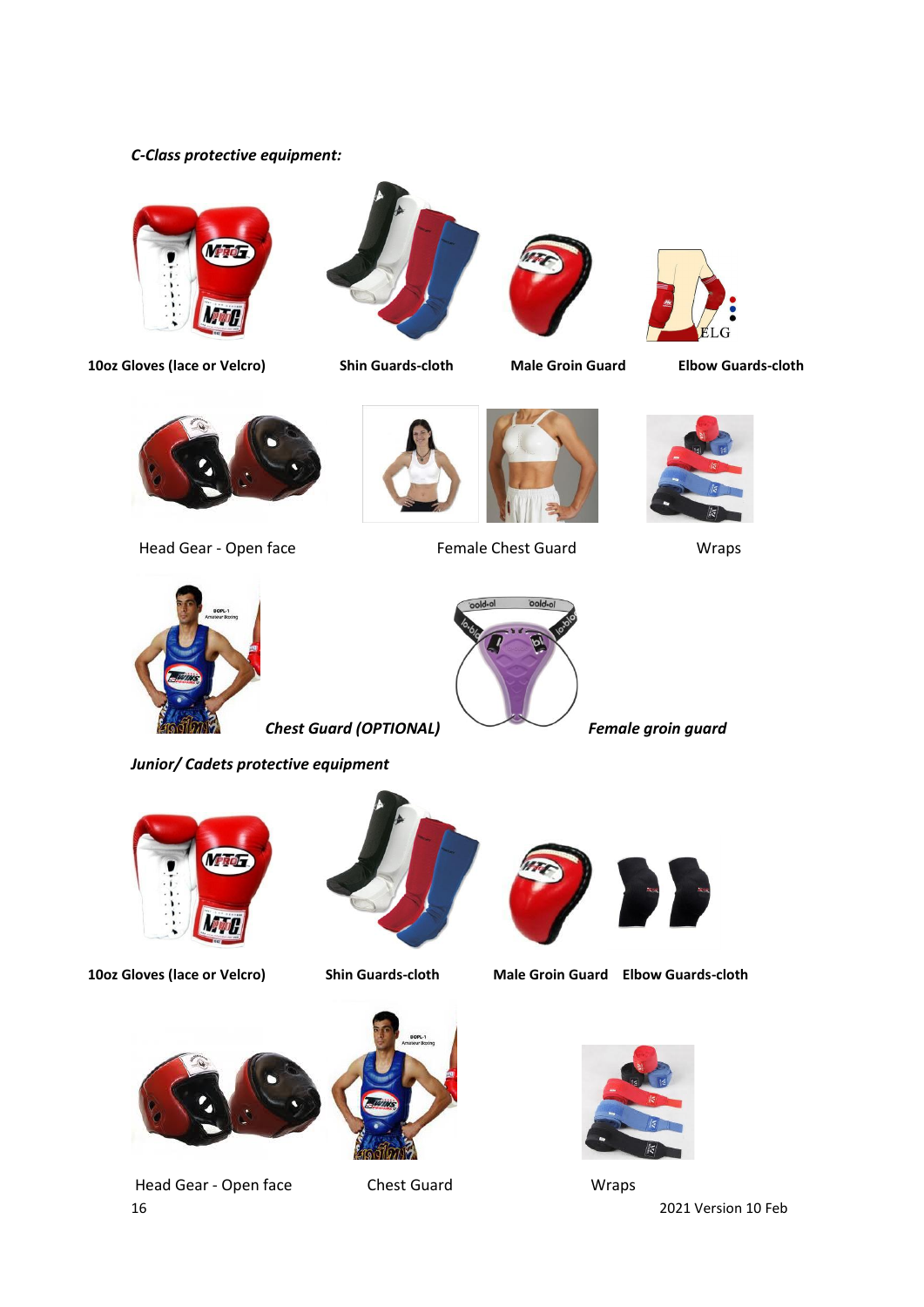*C-Class protective equipment:*

**10oz Gloves (lace or Velcro)**

**Shin Guards-cloth**

**Male Groin Guard**

**Elbow Guards-cloth**

Head Gear - Open face

Female Chest Guard

Wraps

***Chest Guard (OPTIONAL)***

***Female groin guard***

*Junior/ Cadets protective equipment*

**10oz Gloves (lace or Velcro)**

**Shin Guards-cloth**

**Male Groin Guard**

**Elbow Guards-cloth**

Head Gear - Open face

Chest Guard

Wraps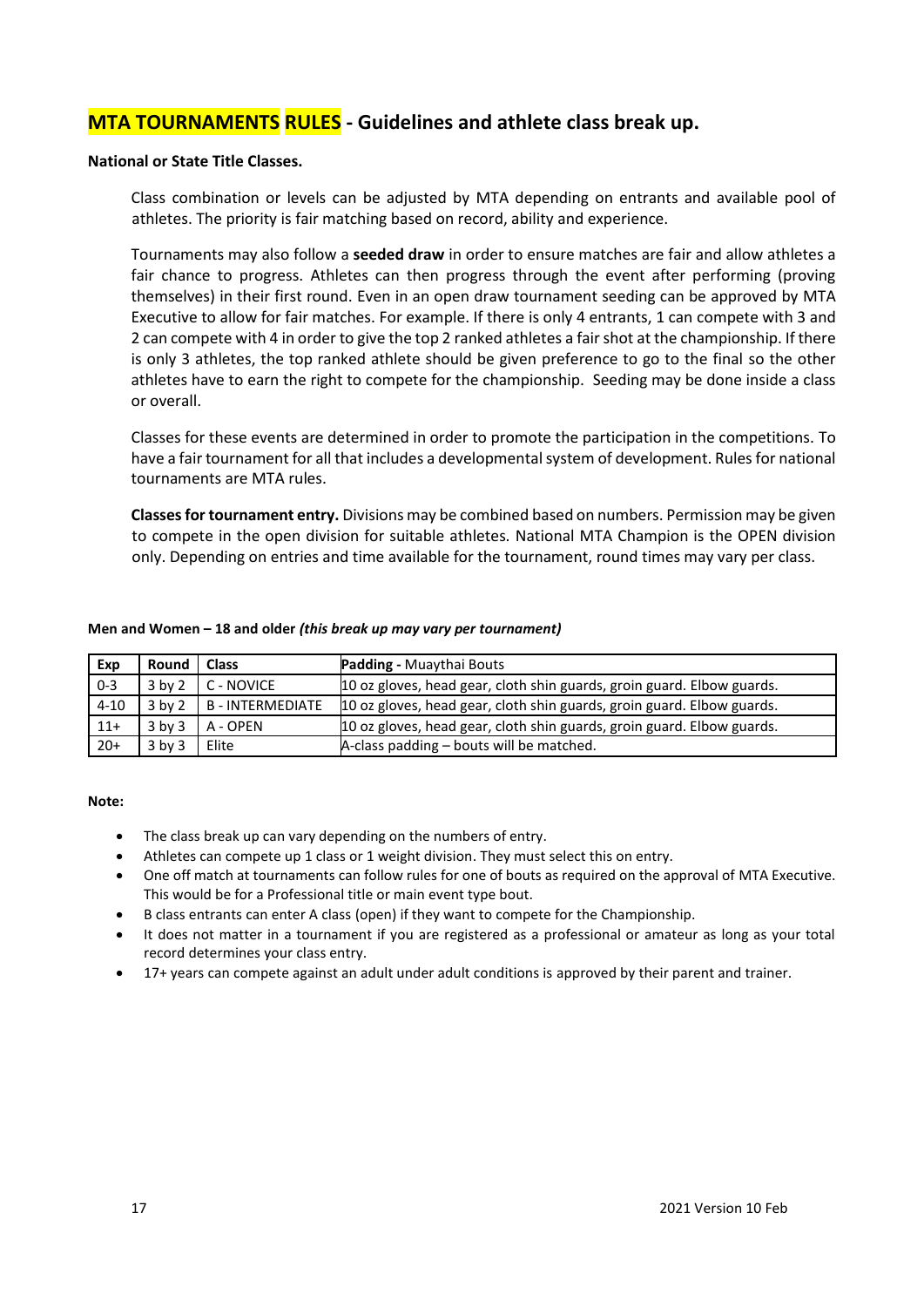## MTA TOURNAMENTS RULES - Guidelines and athlete class break up.

**National or State Title Classes.**

Class combination or levels can be adjusted by MTA depending on entrants and available pool of athletes. The priority is fair matching based on record, ability and experience.

Tournaments may also follow a **seeded draw** in order to ensure matches are fair and allow athletes a fair chance to progress. Athletes can then progress through the event after performing (proving themselves) in their first round. Even in an open draw tournament seeding can be approved by MTA Executive to allow for fair matches. For example. If there is only 4 entrants, 1 can compete with 3 and 2 can compete with 4 in order to give the top 2 ranked athletes a fair shot at the championship. If there is only 3 athletes, the top ranked athlete should be given preference to go to the final so the other athletes have to earn the right to compete for the championship. Seeding may be done inside a class or overall.

Classes for these events are determined in order to promote the participation in the competitions. To have a fair tournament for all that includes a developmental system of development. Rules for national tournaments are MTA rules.

**Classes for tournament entry.** Divisions may be combined based on numbers. Permission may be given to compete in the open division for suitable athletes. National MTA Champion is the OPEN division only. Depending on entries and time available for the tournament, round times may vary per class.

**Men and Women – 18 and older** ***(this break up may vary per tournament)***

| Exp | Round | Class | **Padding -** Muaythai Bouts |
|---|---|---|---|
| 0-3 | 3 by 2 | C - NOVICE | 10 oz gloves, head gear, cloth shin guards, groin guard. Elbow guards. |
| 4-10 | 3 by 2 | B - INTERMEDIATE | 10 oz gloves, head gear, cloth shin guards, groin guard. Elbow guards. |
| 11+ | 3 by 3 | A - OPEN | 10 oz gloves, head gear, cloth shin guards, groin guard. Elbow guards. |
| 20+ | 3 by 3 | Elite | A-class padding – bouts will be matched. |

**Note:**

- The class break up can vary depending on the numbers of entry.
- Athletes can compete up 1 class or 1 weight division. They must select this on entry.
- One off match at tournaments can follow rules for one of bouts as required on the approval of MTA Executive. This would be for a Professional title or main event type bout.
- B class entrants can enter A class (open) if they want to compete for the Championship.
- It does not matter in a tournament if you are registered as a professional or amateur as long as your total record determines your class entry.
- 17+ years can compete against an adult under adult conditions is approved by their parent and trainer.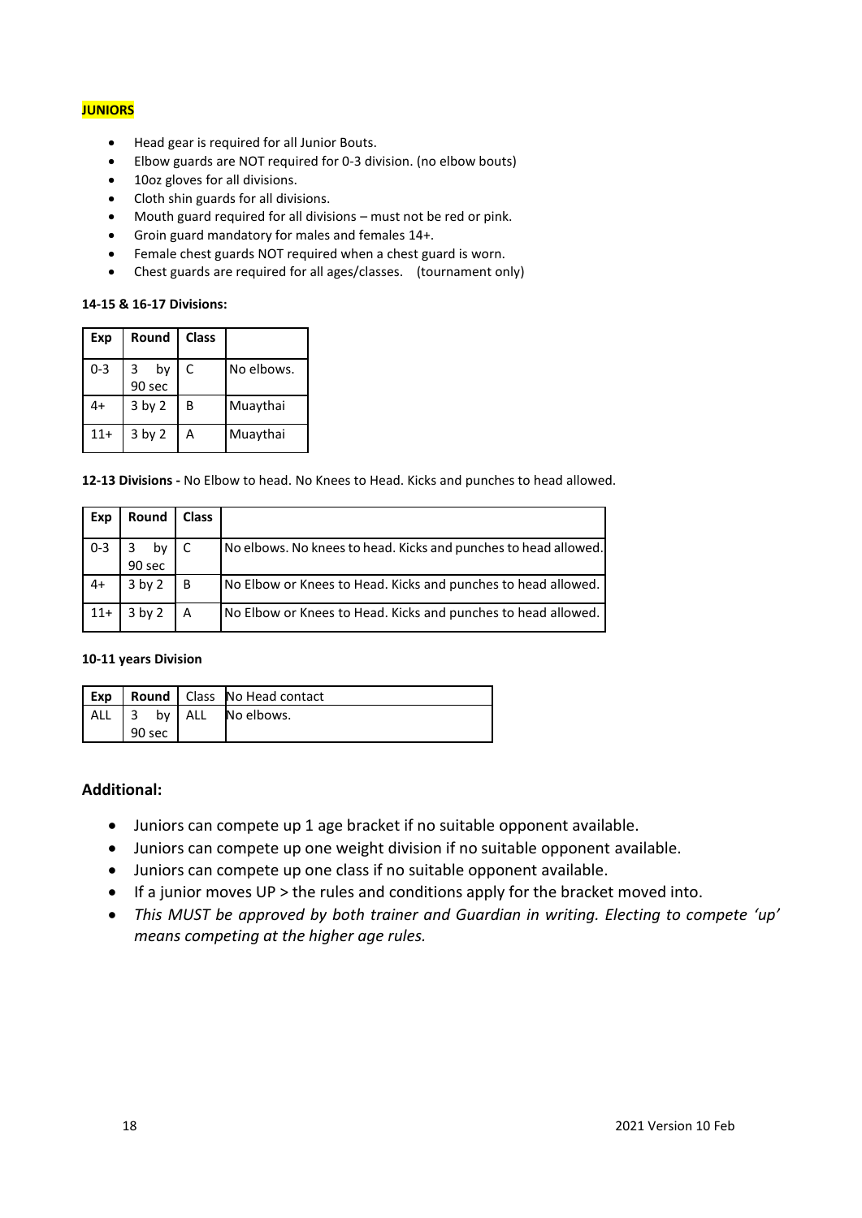**JUNIORS**

- Head gear is required for all Junior Bouts.
- Elbow guards are NOT required for 0-3 division. (no elbow bouts)
- 10oz gloves for all divisions.
- Cloth shin guards for all divisions.
- Mouth guard required for all divisions – must not be red or pink.
- Groin guard mandatory for males and females 14+.
- Female chest guards NOT required when a chest guard is worn.
- Chest guards are required for all ages/classes. (tournament only)

**14-15 & 16-17 Divisions:**

| Exp | Round | Class | |
|---|---|---|---|
| 0-3 | 3 by 90 sec | C | No elbows. |
| 4+ | 3 by 2 | B | Muaythai |
| 11+ | 3 by 2 | A | Muaythai |

**12-13 Divisions -** No Elbow to head. No Knees to Head. Kicks and punches to head allowed.

| Exp | Round | Class | |
|---|---|---|---|
| 0-3 | 3 by 90 sec | C | No elbows. No knees to head. Kicks and punches to head allowed. |
| 4+ | 3 by 2 | B | No Elbow or Knees to Head. Kicks and punches to head allowed. |
| 11+ | 3 by 2 | A | No Elbow or Knees to Head. Kicks and punches to head allowed. |

**10-11 years Division**

| Exp | Round | Class | No Head contact |
|---|---|---|---|
| ALL | 3 by 90 sec | ALL | No elbows. |

## Additional:

- Juniors can compete up 1 age bracket if no suitable opponent available.
- Juniors can compete up one weight division if no suitable opponent available.
- Juniors can compete up one class if no suitable opponent available.
- If a junior moves UP > the rules and conditions apply for the bracket moved into.
- *This MUST be approved by both trainer and Guardian in writing. Electing to compete 'up' means competing at the higher age rules.*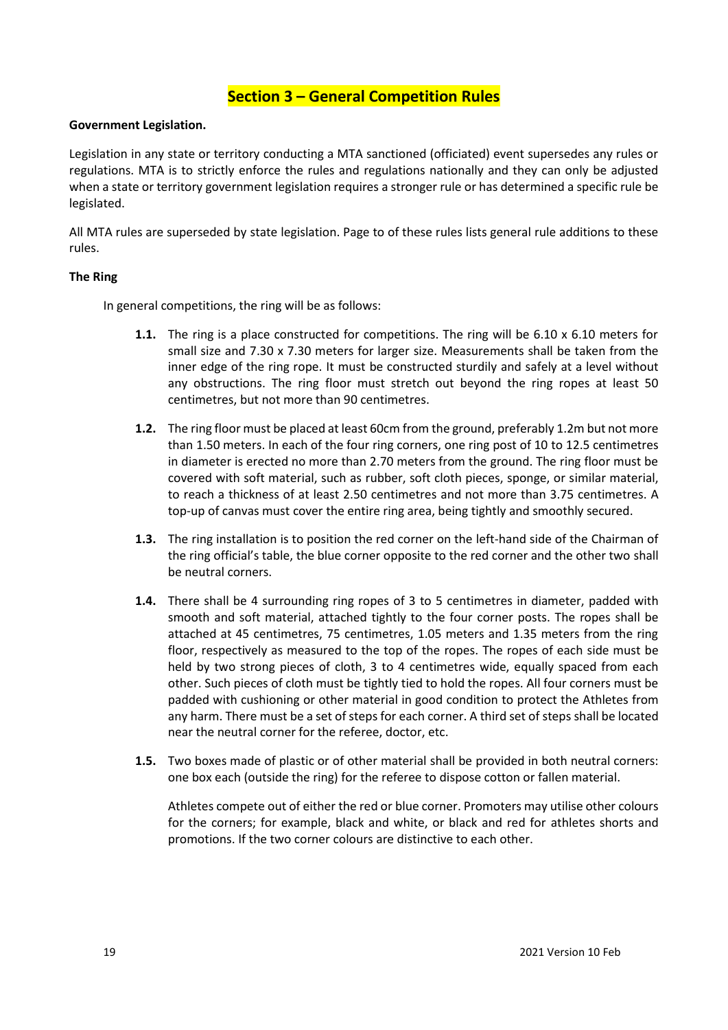# Section 3 – General Competition Rules

**Government Legislation.**

Legislation in any state or territory conducting a MTA sanctioned (officiated) event supersedes any rules or regulations. MTA is to strictly enforce the rules and regulations nationally and they can only be adjusted when a state or territory government legislation requires a stronger rule or has determined a specific rule be legislated.

All MTA rules are superseded by state legislation. Page to of these rules lists general rule additions to these rules.

**The Ring**

In general competitions, the ring will be as follows:

**1.1.** The ring is a place constructed for competitions. The ring will be 6.10 x 6.10 meters for small size and 7.30 x 7.30 meters for larger size. Measurements shall be taken from the inner edge of the ring rope. It must be constructed sturdily and safely at a level without any obstructions. The ring floor must stretch out beyond the ring ropes at least 50 centimetres, but not more than 90 centimetres.

**1.2.** The ring floor must be placed at least 60cm from the ground, preferably 1.2m but not more than 1.50 meters. In each of the four ring corners, one ring post of 10 to 12.5 centimetres in diameter is erected no more than 2.70 meters from the ground. The ring floor must be covered with soft material, such as rubber, soft cloth pieces, sponge, or similar material, to reach a thickness of at least 2.50 centimetres and not more than 3.75 centimetres. A top-up of canvas must cover the entire ring area, being tightly and smoothly secured.

**1.3.** The ring installation is to position the red corner on the left-hand side of the Chairman of the ring official's table, the blue corner opposite to the red corner and the other two shall be neutral corners.

**1.4.** There shall be 4 surrounding ring ropes of 3 to 5 centimetres in diameter, padded with smooth and soft material, attached tightly to the four corner posts. The ropes shall be attached at 45 centimetres, 75 centimetres, 1.05 meters and 1.35 meters from the ring floor, respectively as measured to the top of the ropes. The ropes of each side must be held by two strong pieces of cloth, 3 to 4 centimetres wide, equally spaced from each other. Such pieces of cloth must be tightly tied to hold the ropes. All four corners must be padded with cushioning or other material in good condition to protect the Athletes from any harm. There must be a set of steps for each corner. A third set of steps shall be located near the neutral corner for the referee, doctor, etc.

**1.5.** Two boxes made of plastic or of other material shall be provided in both neutral corners: one box each (outside the ring) for the referee to dispose cotton or fallen material.

Athletes compete out of either the red or blue corner. Promoters may utilise other colours for the corners; for example, black and white, or black and red for athletes shorts and promotions. If the two corner colours are distinctive to each other.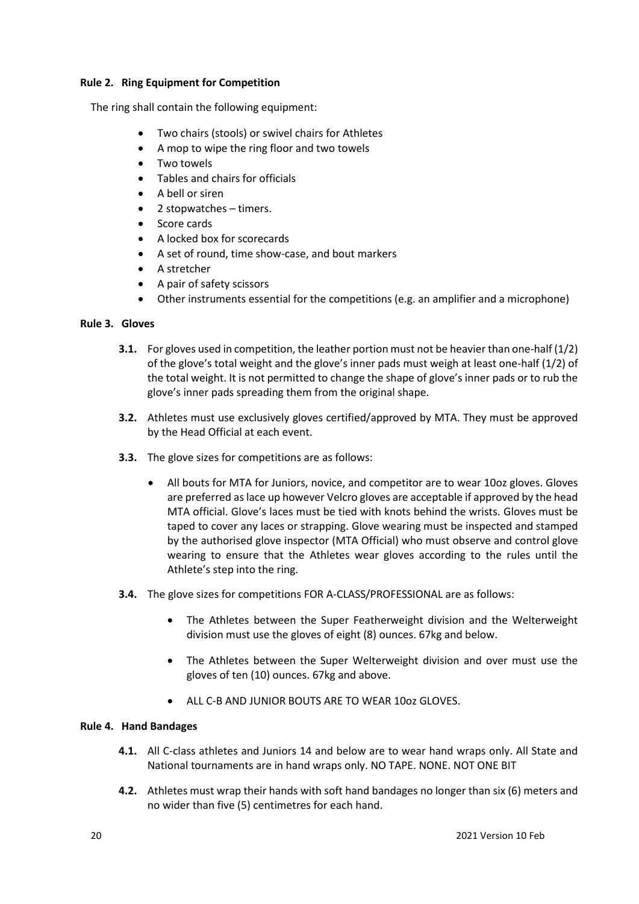**Rule 2. Ring Equipment for Competition**

The ring shall contain the following equipment:

- Two chairs (stools) or swivel chairs for Athletes
- A mop to wipe the ring floor and two towels
- Two towels
- Tables and chairs for officials
- A bell or siren
- 2 stopwatches – timers.
- Score cards
- A locked box for scorecards
- A set of round, time show-case, and bout markers
- A stretcher
- A pair of safety scissors
- Other instruments essential for the competitions (e.g. an amplifier and a microphone)

**Rule 3. Gloves**

**3.1.** For gloves used in competition, the leather portion must not be heavier than one-half (1/2) of the glove's total weight and the glove's inner pads must weigh at least one-half (1/2) of the total weight. It is not permitted to change the shape of glove's inner pads or to rub the glove's inner pads spreading them from the original shape.

**3.2.** Athletes must use exclusively gloves certified/approved by MTA. They must be approved by the Head Official at each event.

**3.3.** The glove sizes for competitions are as follows:

- All bouts for MTA for Juniors, novice, and competitor are to wear 10oz gloves. Gloves are preferred as lace up however Velcro gloves are acceptable if approved by the head MTA official. Glove's laces must be tied with knots behind the wrists. Gloves must be taped to cover any laces or strapping. Glove wearing must be inspected and stamped by the authorised glove inspector (MTA Official) who must observe and control glove wearing to ensure that the Athletes wear gloves according to the rules until the Athlete's step into the ring.

**3.4.** The glove sizes for competitions FOR A-CLASS/PROFESSIONAL are as follows:

- The Athletes between the Super Featherweight division and the Welterweight division must use the gloves of eight (8) ounces. 67kg and below.
- The Athletes between the Super Welterweight division and over must use the gloves of ten (10) ounces. 67kg and above.
- ALL C-B AND JUNIOR BOUTS ARE TO WEAR 10oz GLOVES.

**Rule 4. Hand Bandages**

**4.1.** All C-class athletes and Juniors 14 and below are to wear hand wraps only. All State and National tournaments are in hand wraps only. NO TAPE. NONE. NOT ONE BIT

**4.2.** Athletes must wrap their hands with soft hand bandages no longer than six (6) meters and no wider than five (5) centimetres for each hand.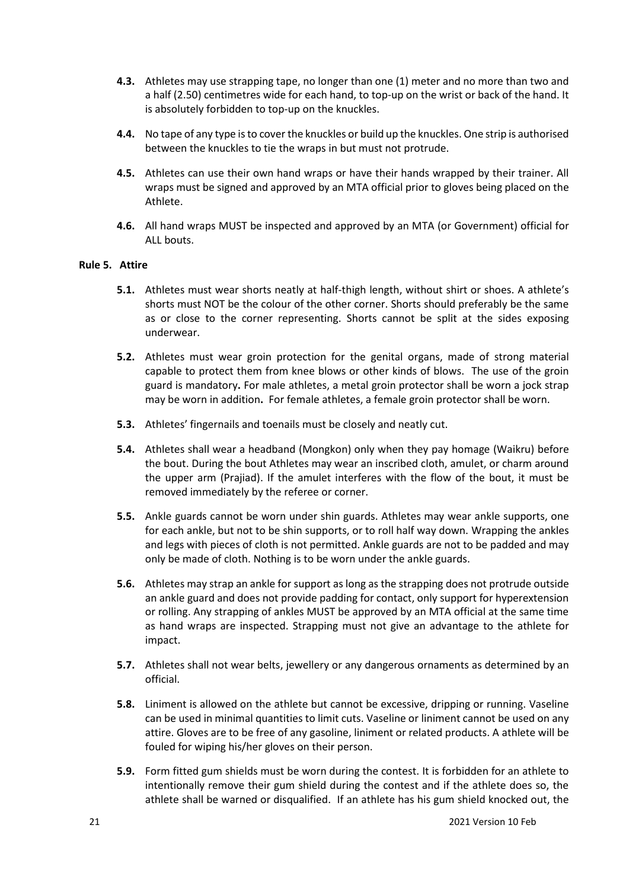**4.3.** Athletes may use strapping tape, no longer than one (1) meter and no more than two and a half (2.50) centimetres wide for each hand, to top-up on the wrist or back of the hand. It is absolutely forbidden to top-up on the knuckles.

**4.4.** No tape of any type is to cover the knuckles or build up the knuckles. One strip is authorised between the knuckles to tie the wraps in but must not protrude.

**4.5.** Athletes can use their own hand wraps or have their hands wrapped by their trainer. All wraps must be signed and approved by an MTA official prior to gloves being placed on the Athlete.

**4.6.** All hand wraps MUST be inspected and approved by an MTA (or Government) official for ALL bouts.

## Rule 5. Attire

**5.1.** Athletes must wear shorts neatly at half-thigh length, without shirt or shoes. A athlete's shorts must NOT be the colour of the other corner. Shorts should preferably be the same as or close to the corner representing. Shorts cannot be split at the sides exposing underwear.

**5.2.** Athletes must wear groin protection for the genital organs, made of strong material capable to protect them from knee blows or other kinds of blows. The use of the groin guard is mandatory**.** For male athletes, a metal groin protector shall be worn a jock strap may be worn in addition**.** For female athletes, a female groin protector shall be worn.

**5.3.** Athletes' fingernails and toenails must be closely and neatly cut.

**5.4.** Athletes shall wear a headband (Mongkon) only when they pay homage (Waikru) before the bout. During the bout Athletes may wear an inscribed cloth, amulet, or charm around the upper arm (Prajiad). If the amulet interferes with the flow of the bout, it must be removed immediately by the referee or corner.

**5.5.** Ankle guards cannot be worn under shin guards. Athletes may wear ankle supports, one for each ankle, but not to be shin supports, or to roll half way down. Wrapping the ankles and legs with pieces of cloth is not permitted. Ankle guards are not to be padded and may only be made of cloth. Nothing is to be worn under the ankle guards.

**5.6.** Athletes may strap an ankle for support as long as the strapping does not protrude outside an ankle guard and does not provide padding for contact, only support for hyperextension or rolling. Any strapping of ankles MUST be approved by an MTA official at the same time as hand wraps are inspected. Strapping must not give an advantage to the athlete for impact.

**5.7.** Athletes shall not wear belts, jewellery or any dangerous ornaments as determined by an official.

**5.8.** Liniment is allowed on the athlete but cannot be excessive, dripping or running. Vaseline can be used in minimal quantities to limit cuts. Vaseline or liniment cannot be used on any attire. Gloves are to be free of any gasoline, liniment or related products. A athlete will be fouled for wiping his/her gloves on their person.

**5.9.** Form fitted gum shields must be worn during the contest. It is forbidden for an athlete to intentionally remove their gum shield during the contest and if the athlete does so, the athlete shall be warned or disqualified. If an athlete has his gum shield knocked out, the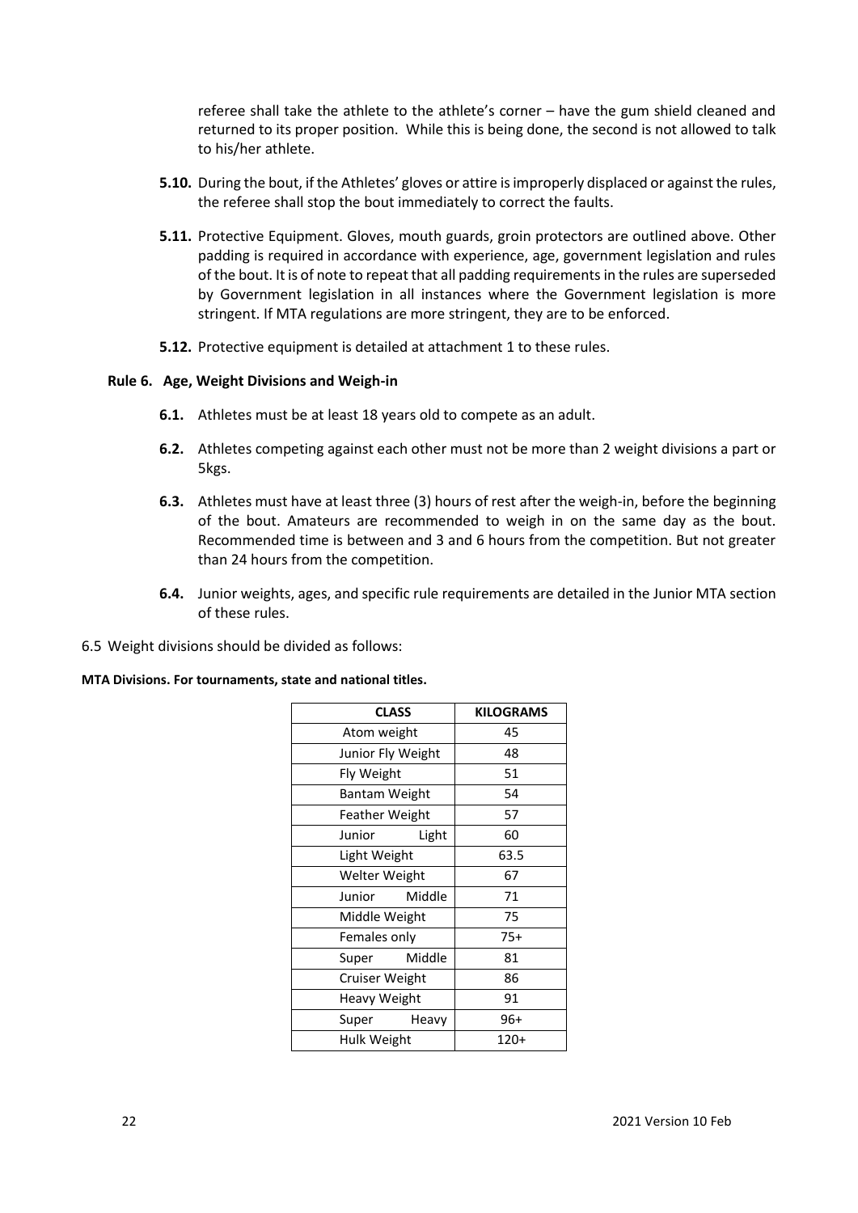referee shall take the athlete to the athlete's corner – have the gum shield cleaned and returned to its proper position. While this is being done, the second is not allowed to talk to his/her athlete.

**5.10.** During the bout, if the Athletes' gloves or attire is improperly displaced or against the rules, the referee shall stop the bout immediately to correct the faults.

**5.11.** Protective Equipment. Gloves, mouth guards, groin protectors are outlined above. Other padding is required in accordance with experience, age, government legislation and rules of the bout. It is of note to repeat that all padding requirements in the rules are superseded by Government legislation in all instances where the Government legislation is more stringent. If MTA regulations are more stringent, they are to be enforced.

**5.12.** Protective equipment is detailed at attachment 1 to these rules.

### Rule 6. Age, Weight Divisions and Weigh-in

**6.1.** Athletes must be at least 18 years old to compete as an adult.

**6.2.** Athletes competing against each other must not be more than 2 weight divisions a part or 5kgs.

**6.3.** Athletes must have at least three (3) hours of rest after the weigh-in, before the beginning of the bout. Amateurs are recommended to weigh in on the same day as the bout. Recommended time is between and 3 and 6 hours from the competition. But not greater than 24 hours from the competition.

**6.4.** Junior weights, ages, and specific rule requirements are detailed in the Junior MTA section of these rules.

6.5 Weight divisions should be divided as follows:

**MTA Divisions. For tournaments, state and national titles.**

| CLASS | KILOGRAMS |
|---|---|
| Atom weight | 45 |
| Junior Fly Weight | 48 |
| Fly Weight | 51 |
| Bantam Weight | 54 |
| Feather Weight | 57 |
| Junior Light | 60 |
| Light Weight | 63.5 |
| Welter Weight | 67 |
| Junior Middle | 71 |
| Middle Weight | 75 |
| Females only | 75+ |
| Super Middle | 81 |
| Cruiser Weight | 86 |
| Heavy Weight | 91 |
| Super Heavy | 96+ |
| Hulk Weight | 120+ |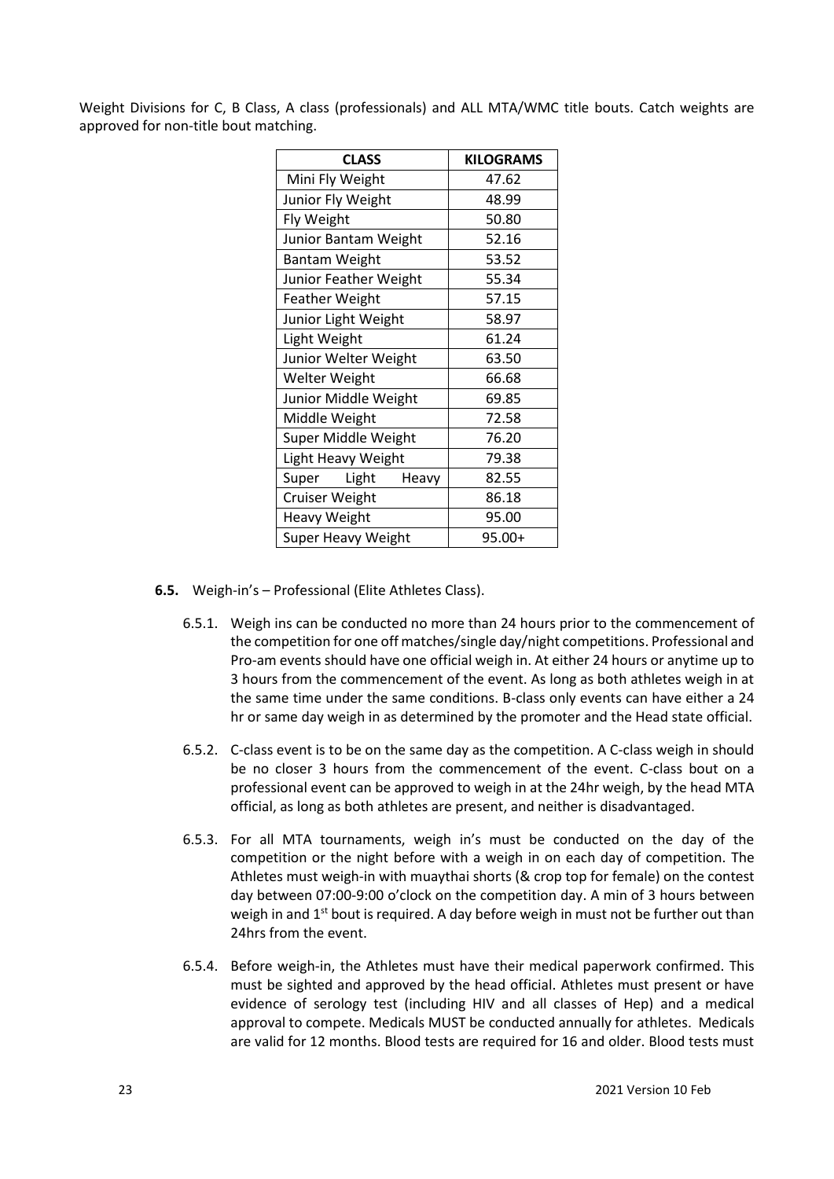Weight Divisions for C, B Class, A class (professionals) and ALL MTA/WMC title bouts. Catch weights are approved for non-title bout matching.

| CLASS | KILOGRAMS |
|---|---|
| Mini Fly Weight | 47.62 |
| Junior Fly Weight | 48.99 |
| Fly Weight | 50.80 |
| Junior Bantam Weight | 52.16 |
| Bantam Weight | 53.52 |
| Junior Feather Weight | 55.34 |
| Feather Weight | 57.15 |
| Junior Light Weight | 58.97 |
| Light Weight | 61.24 |
| Junior Welter Weight | 63.50 |
| Welter Weight | 66.68 |
| Junior Middle Weight | 69.85 |
| Middle Weight | 72.58 |
| Super Middle Weight | 76.20 |
| Light Heavy Weight | 79.38 |
| Super Light Heavy | 82.55 |
| Cruiser Weight | 86.18 |
| Heavy Weight | 95.00 |
| Super Heavy Weight | 95.00+ |

**6.5.** Weigh-in's – Professional (Elite Athletes Class).

6.5.1. Weigh ins can be conducted no more than 24 hours prior to the commencement of the competition for one off matches/single day/night competitions. Professional and Pro-am events should have one official weigh in. At either 24 hours or anytime up to 3 hours from the commencement of the event. As long as both athletes weigh in at the same time under the same conditions. B-class only events can have either a 24 hr or same day weigh in as determined by the promoter and the Head state official.

6.5.2. C-class event is to be on the same day as the competition. A C-class weigh in should be no closer 3 hours from the commencement of the event. C-class bout on a professional event can be approved to weigh in at the 24hr weigh, by the head MTA official, as long as both athletes are present, and neither is disadvantaged.

6.5.3. For all MTA tournaments, weigh in's must be conducted on the day of the competition or the night before with a weigh in on each day of competition. The Athletes must weigh-in with muaythai shorts (& crop top for female) on the contest day between 07:00-9:00 o'clock on the competition day. A min of 3 hours between weigh in and 1st bout is required. A day before weigh in must not be further out than 24hrs from the event.

6.5.4. Before weigh-in, the Athletes must have their medical paperwork confirmed. This must be sighted and approved by the head official. Athletes must present or have evidence of serology test (including HIV and all classes of Hep) and a medical approval to compete. Medicals MUST be conducted annually for athletes. Medicals are valid for 12 months. Blood tests are required for 16 and older. Blood tests must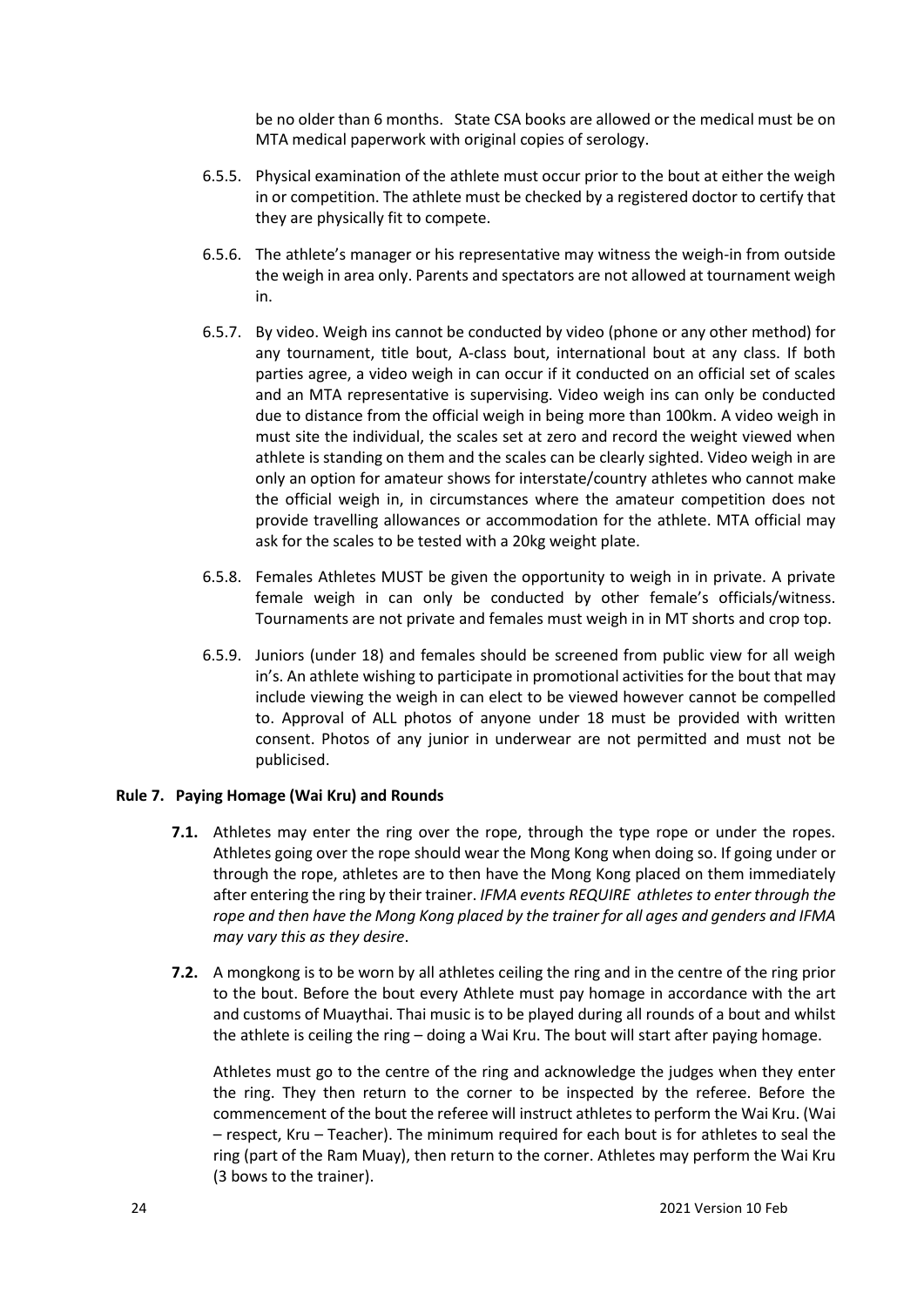be no older than 6 months. State CSA books are allowed or the medical must be on MTA medical paperwork with original copies of serology.

6.5.5. Physical examination of the athlete must occur prior to the bout at either the weigh in or competition. The athlete must be checked by a registered doctor to certify that they are physically fit to compete.

6.5.6. The athlete's manager or his representative may witness the weigh-in from outside the weigh in area only. Parents and spectators are not allowed at tournament weigh in.

6.5.7. By video. Weigh ins cannot be conducted by video (phone or any other method) for any tournament, title bout, A-class bout, international bout at any class. If both parties agree, a video weigh in can occur if it conducted on an official set of scales and an MTA representative is supervising. Video weigh ins can only be conducted due to distance from the official weigh in being more than 100km. A video weigh in must site the individual, the scales set at zero and record the weight viewed when athlete is standing on them and the scales can be clearly sighted. Video weigh in are only an option for amateur shows for interstate/country athletes who cannot make the official weigh in, in circumstances where the amateur competition does not provide travelling allowances or accommodation for the athlete. MTA official may ask for the scales to be tested with a 20kg weight plate.

6.5.8. Females Athletes MUST be given the opportunity to weigh in in private. A private female weigh in can only be conducted by other female's officials/witness. Tournaments are not private and females must weigh in in MT shorts and crop top.

6.5.9. Juniors (under 18) and females should be screened from public view for all weigh in's. An athlete wishing to participate in promotional activities for the bout that may include viewing the weigh in can elect to be viewed however cannot be compelled to. Approval of ALL photos of anyone under 18 must be provided with written consent. Photos of any junior in underwear are not permitted and must not be publicised.

## Rule 7. Paying Homage (Wai Kru) and Rounds

**7.1.** Athletes may enter the ring over the rope, through the type rope or under the ropes. Athletes going over the rope should wear the Mong Kong when doing so. If going under or through the rope, athletes are to then have the Mong Kong placed on them immediately after entering the ring by their trainer. *IFMA events REQUIRE athletes to enter through the rope and then have the Mong Kong placed by the trainer for all ages and genders and IFMA may vary this as they desire*.

**7.2.** A mongkong is to be worn by all athletes ceiling the ring and in the centre of the ring prior to the bout. Before the bout every Athlete must pay homage in accordance with the art and customs of Muaythai. Thai music is to be played during all rounds of a bout and whilst the athlete is ceiling the ring – doing a Wai Kru. The bout will start after paying homage.

Athletes must go to the centre of the ring and acknowledge the judges when they enter the ring. They then return to the corner to be inspected by the referee. Before the commencement of the bout the referee will instruct athletes to perform the Wai Kru. (Wai – respect, Kru – Teacher). The minimum required for each bout is for athletes to seal the ring (part of the Ram Muay), then return to the corner. Athletes may perform the Wai Kru (3 bows to the trainer).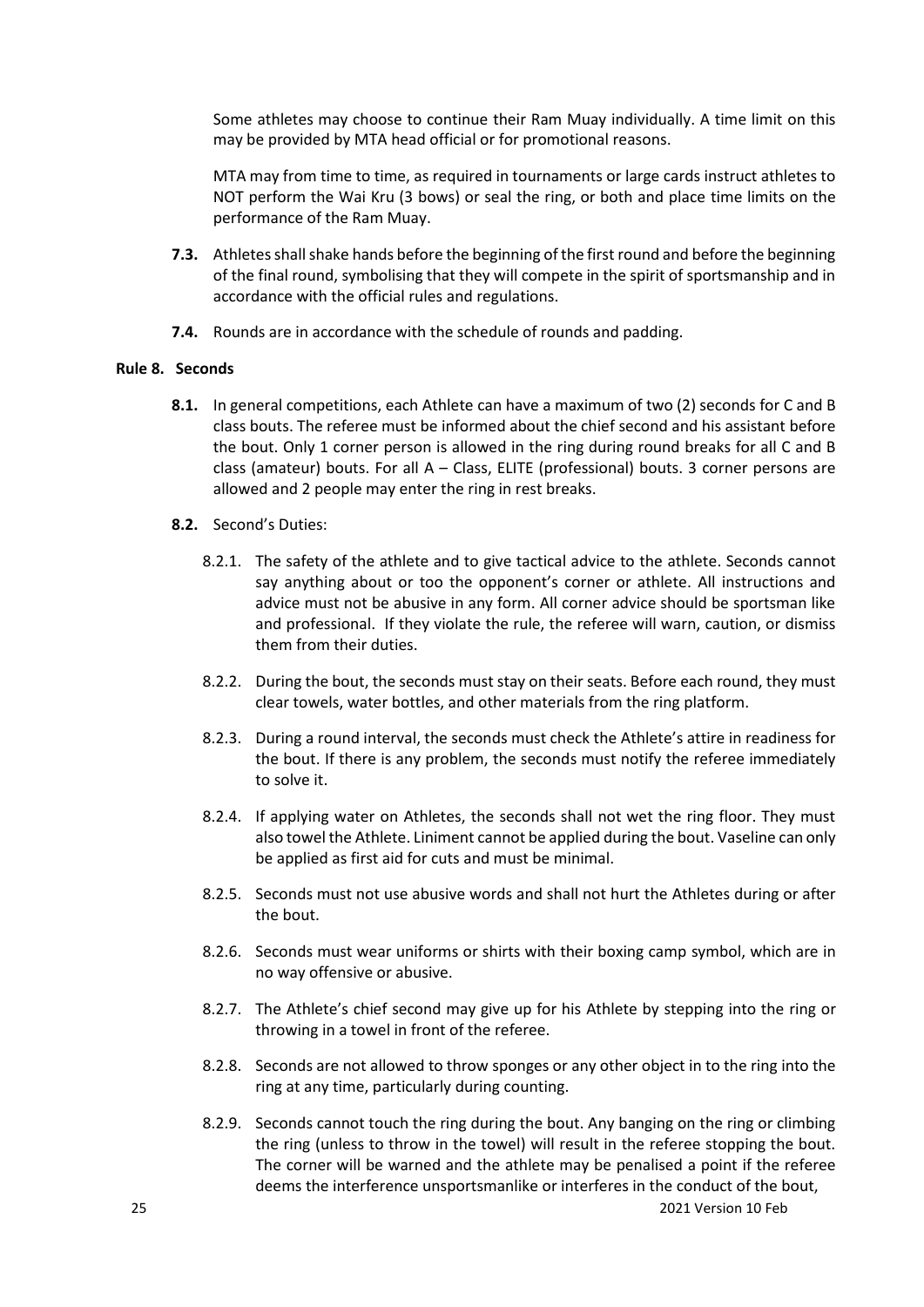Some athletes may choose to continue their Ram Muay individually. A time limit on this may be provided by MTA head official or for promotional reasons.

MTA may from time to time, as required in tournaments or large cards instruct athletes to NOT perform the Wai Kru (3 bows) or seal the ring, or both and place time limits on the performance of the Ram Muay.

**7.3.** Athletes shall shake hands before the beginning of the first round and before the beginning of the final round, symbolising that they will compete in the spirit of sportsmanship and in accordance with the official rules and regulations.

**7.4.** Rounds are in accordance with the schedule of rounds and padding.

### Rule 8. Seconds

**8.1.** In general competitions, each Athlete can have a maximum of two (2) seconds for C and B class bouts. The referee must be informed about the chief second and his assistant before the bout. Only 1 corner person is allowed in the ring during round breaks for all C and B class (amateur) bouts. For all A – Class, ELITE (professional) bouts. 3 corner persons are allowed and 2 people may enter the ring in rest breaks.

**8.2.** Second's Duties:

8.2.1. The safety of the athlete and to give tactical advice to the athlete. Seconds cannot say anything about or too the opponent's corner or athlete. All instructions and advice must not be abusive in any form. All corner advice should be sportsman like and professional. If they violate the rule, the referee will warn, caution, or dismiss them from their duties.

8.2.2. During the bout, the seconds must stay on their seats. Before each round, they must clear towels, water bottles, and other materials from the ring platform.

8.2.3. During a round interval, the seconds must check the Athlete's attire in readiness for the bout. If there is any problem, the seconds must notify the referee immediately to solve it.

8.2.4. If applying water on Athletes, the seconds shall not wet the ring floor. They must also towel the Athlete. Liniment cannot be applied during the bout. Vaseline can only be applied as first aid for cuts and must be minimal.

8.2.5. Seconds must not use abusive words and shall not hurt the Athletes during or after the bout.

8.2.6. Seconds must wear uniforms or shirts with their boxing camp symbol, which are in no way offensive or abusive.

8.2.7. The Athlete's chief second may give up for his Athlete by stepping into the ring or throwing in a towel in front of the referee.

8.2.8. Seconds are not allowed to throw sponges or any other object in to the ring into the ring at any time, particularly during counting.

8.2.9. Seconds cannot touch the ring during the bout. Any banging on the ring or climbing the ring (unless to throw in the towel) will result in the referee stopping the bout. The corner will be warned and the athlete may be penalised a point if the referee deems the interference unsportsmanlike or interferes in the conduct of the bout,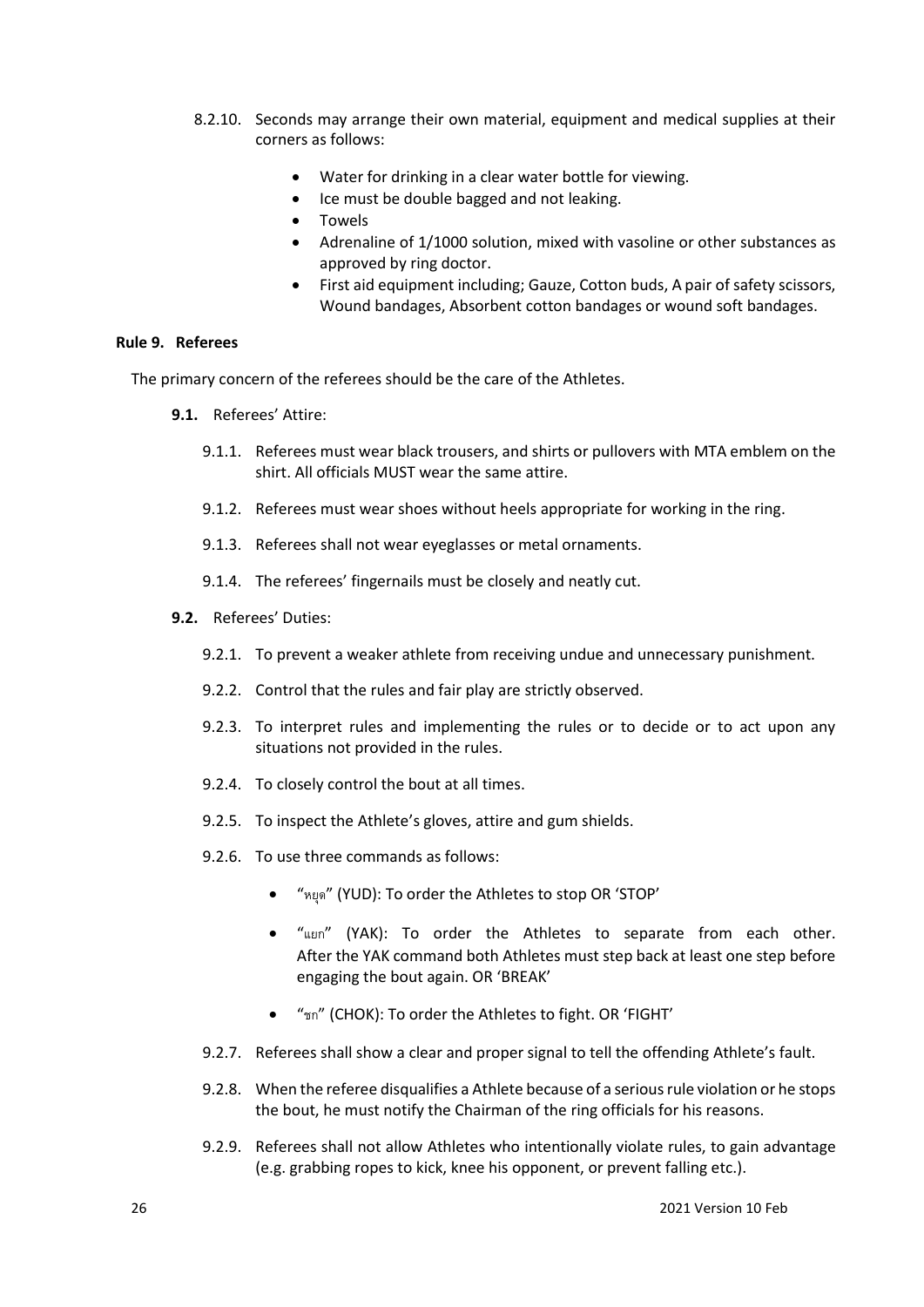8.2.10. Seconds may arrange their own material, equipment and medical supplies at their corners as follows:

- Water for drinking in a clear water bottle for viewing.
- Ice must be double bagged and not leaking.
- Towels
- Adrenaline of 1/1000 solution, mixed with vasoline or other substances as approved by ring doctor.
- First aid equipment including; Gauze, Cotton buds, A pair of safety scissors, Wound bandages, Absorbent cotton bandages or wound soft bandages.

## Rule 9. Referees

The primary concern of the referees should be the care of the Athletes.

**9.1.** Referees' Attire:

9.1.1. Referees must wear black trousers, and shirts or pullovers with MTA emblem on the shirt. All officials MUST wear the same attire.

9.1.2. Referees must wear shoes without heels appropriate for working in the ring.

9.1.3. Referees shall not wear eyeglasses or metal ornaments.

9.1.4. The referees' fingernails must be closely and neatly cut.

**9.2.** Referees' Duties:

9.2.1. To prevent a weaker athlete from receiving undue and unnecessary punishment.

9.2.2. Control that the rules and fair play are strictly observed.

9.2.3. To interpret rules and implementing the rules or to decide or to act upon any situations not provided in the rules.

9.2.4. To closely control the bout at all times.

9.2.5. To inspect the Athlete's gloves, attire and gum shields.

9.2.6. To use three commands as follows:

- "หยุด" (YUD): To order the Athletes to stop OR 'STOP'
- "แยก" (YAK): To order the Athletes to separate from each other. After the YAK command both Athletes must step back at least one step before engaging the bout again. OR 'BREAK'
- "ชก" (CHOK): To order the Athletes to fight. OR 'FIGHT'

9.2.7. Referees shall show a clear and proper signal to tell the offending Athlete's fault.

9.2.8. When the referee disqualifies a Athlete because of a serious rule violation or he stops the bout, he must notify the Chairman of the ring officials for his reasons.

9.2.9. Referees shall not allow Athletes who intentionally violate rules, to gain advantage (e.g. grabbing ropes to kick, knee his opponent, or prevent falling etc.).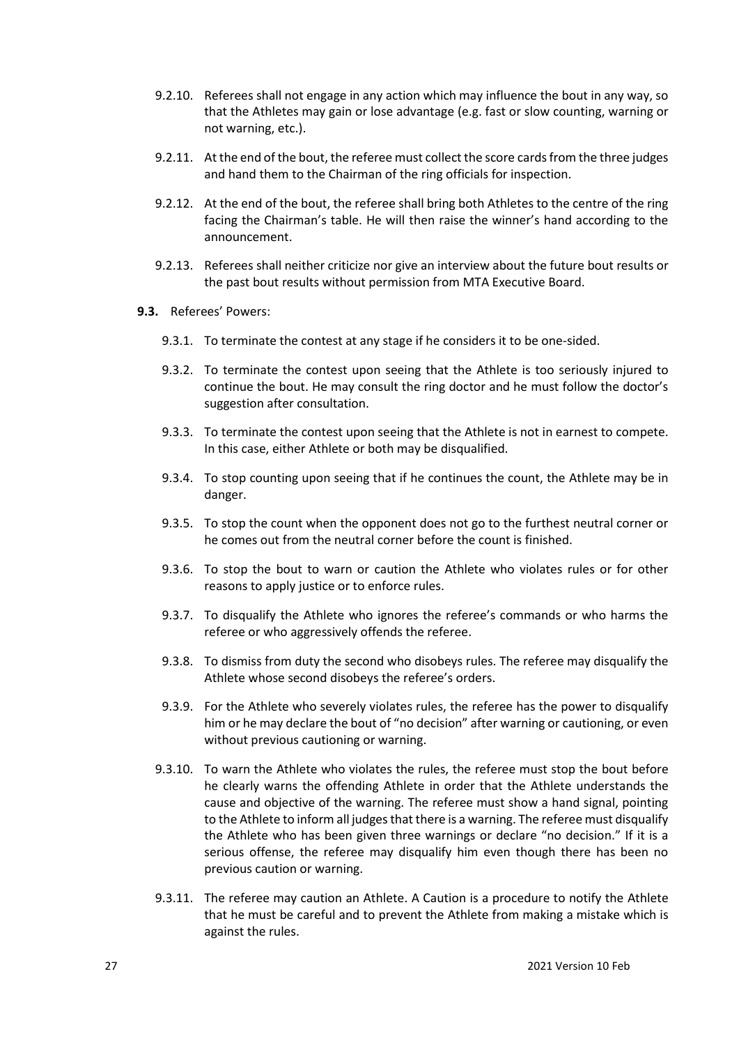9.2.10. Referees shall not engage in any action which may influence the bout in any way, so that the Athletes may gain or lose advantage (e.g. fast or slow counting, warning or not warning, etc.).

9.2.11. At the end of the bout, the referee must collect the score cards from the three judges and hand them to the Chairman of the ring officials for inspection.

9.2.12. At the end of the bout, the referee shall bring both Athletes to the centre of the ring facing the Chairman's table. He will then raise the winner's hand according to the announcement.

9.2.13. Referees shall neither criticize nor give an interview about the future bout results or the past bout results without permission from MTA Executive Board.

**9.3.** Referees' Powers:

9.3.1. To terminate the contest at any stage if he considers it to be one-sided.

9.3.2. To terminate the contest upon seeing that the Athlete is too seriously injured to continue the bout. He may consult the ring doctor and he must follow the doctor's suggestion after consultation.

9.3.3. To terminate the contest upon seeing that the Athlete is not in earnest to compete. In this case, either Athlete or both may be disqualified.

9.3.4. To stop counting upon seeing that if he continues the count, the Athlete may be in danger.

9.3.5. To stop the count when the opponent does not go to the furthest neutral corner or he comes out from the neutral corner before the count is finished.

9.3.6. To stop the bout to warn or caution the Athlete who violates rules or for other reasons to apply justice or to enforce rules.

9.3.7. To disqualify the Athlete who ignores the referee's commands or who harms the referee or who aggressively offends the referee.

9.3.8. To dismiss from duty the second who disobeys rules. The referee may disqualify the Athlete whose second disobeys the referee's orders.

9.3.9. For the Athlete who severely violates rules, the referee has the power to disqualify him or he may declare the bout of "no decision" after warning or cautioning, or even without previous cautioning or warning.

9.3.10. To warn the Athlete who violates the rules, the referee must stop the bout before he clearly warns the offending Athlete in order that the Athlete understands the cause and objective of the warning. The referee must show a hand signal, pointing to the Athlete to inform all judges that there is a warning. The referee must disqualify the Athlete who has been given three warnings or declare "no decision." If it is a serious offense, the referee may disqualify him even though there has been no previous caution or warning.

9.3.11. The referee may caution an Athlete. A Caution is a procedure to notify the Athlete that he must be careful and to prevent the Athlete from making a mistake which is against the rules.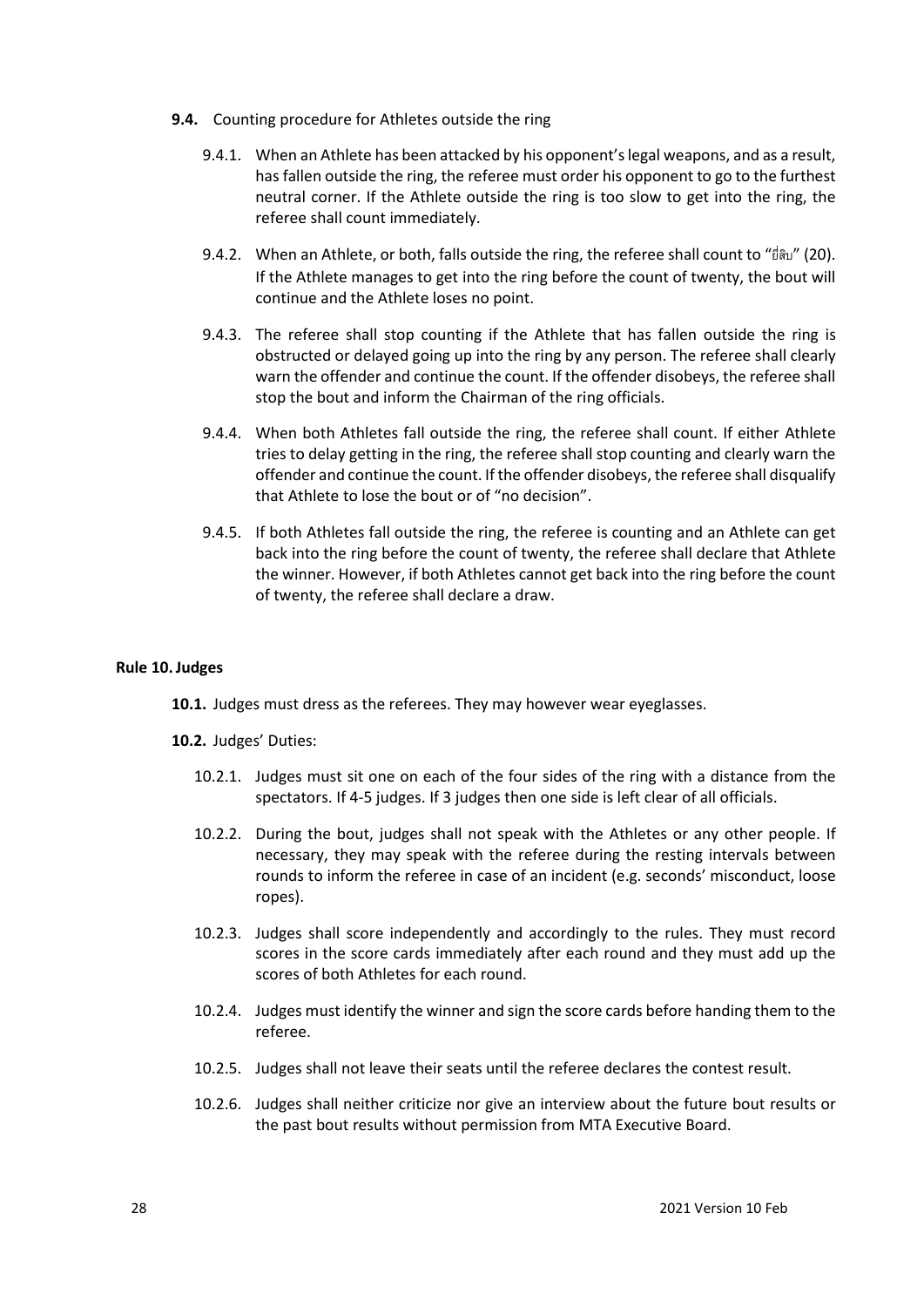**9.4.** Counting procedure for Athletes outside the ring

9.4.1. When an Athlete has been attacked by his opponent's legal weapons, and as a result, has fallen outside the ring, the referee must order his opponent to go to the furthest neutral corner. If the Athlete outside the ring is too slow to get into the ring, the referee shall count immediately.

9.4.2. When an Athlete, or both, falls outside the ring, the referee shall count to "ยี่สิบ" (20). If the Athlete manages to get into the ring before the count of twenty, the bout will continue and the Athlete loses no point.

9.4.3. The referee shall stop counting if the Athlete that has fallen outside the ring is obstructed or delayed going up into the ring by any person. The referee shall clearly warn the offender and continue the count. If the offender disobeys, the referee shall stop the bout and inform the Chairman of the ring officials.

9.4.4. When both Athletes fall outside the ring, the referee shall count. If either Athlete tries to delay getting in the ring, the referee shall stop counting and clearly warn the offender and continue the count. If the offender disobeys, the referee shall disqualify that Athlete to lose the bout or of "no decision".

9.4.5. If both Athletes fall outside the ring, the referee is counting and an Athlete can get back into the ring before the count of twenty, the referee shall declare that Athlete the winner. However, if both Athletes cannot get back into the ring before the count of twenty, the referee shall declare a draw.

## Rule 10. Judges

**10.1.** Judges must dress as the referees. They may however wear eyeglasses.

**10.2.** Judges' Duties:

10.2.1. Judges must sit one on each of the four sides of the ring with a distance from the spectators. If 4-5 judges. If 3 judges then one side is left clear of all officials.

10.2.2. During the bout, judges shall not speak with the Athletes or any other people. If necessary, they may speak with the referee during the resting intervals between rounds to inform the referee in case of an incident (e.g. seconds' misconduct, loose ropes).

10.2.3. Judges shall score independently and accordingly to the rules. They must record scores in the score cards immediately after each round and they must add up the scores of both Athletes for each round.

10.2.4. Judges must identify the winner and sign the score cards before handing them to the referee.

10.2.5. Judges shall not leave their seats until the referee declares the contest result.

10.2.6. Judges shall neither criticize nor give an interview about the future bout results or the past bout results without permission from MTA Executive Board.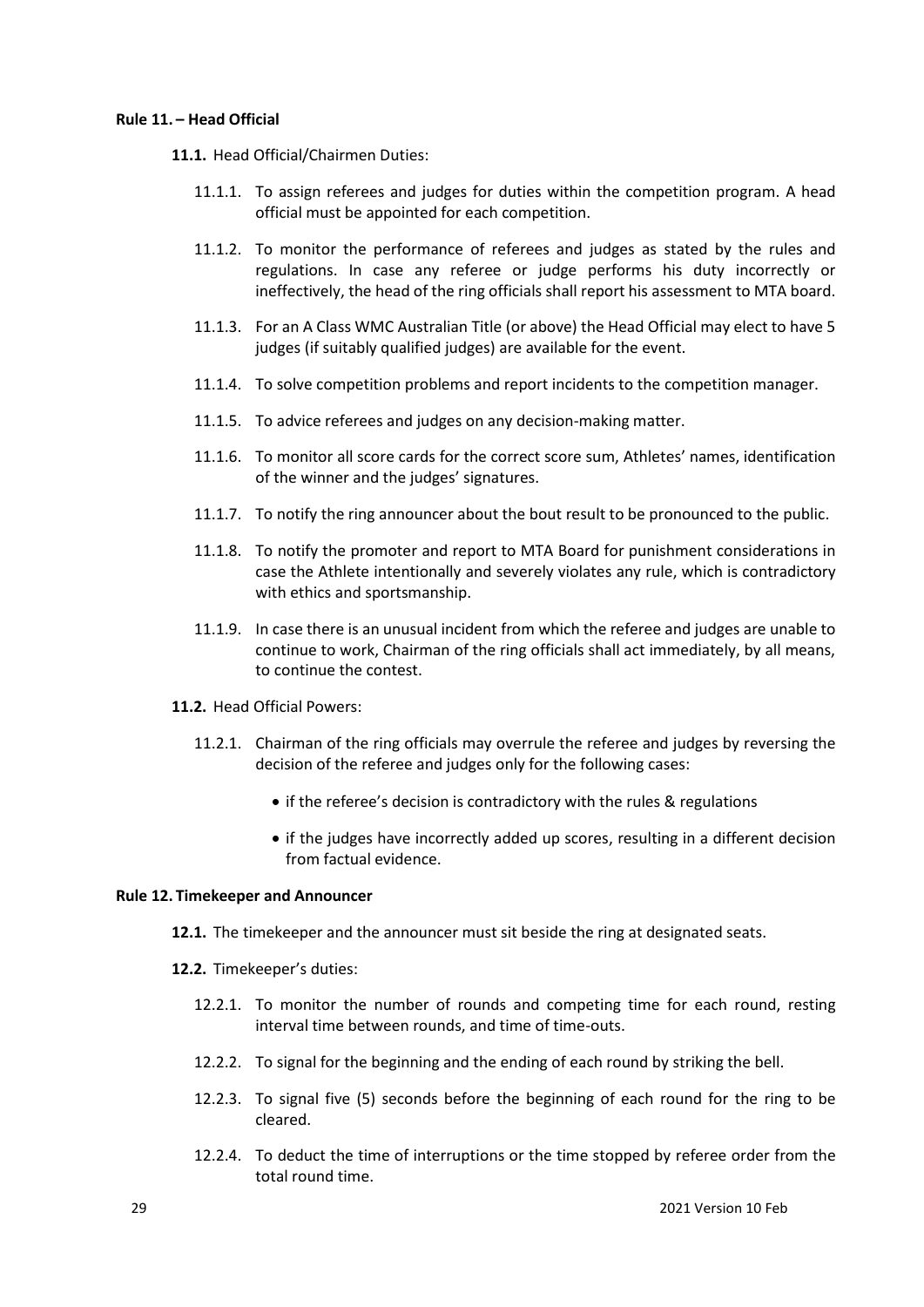**Rule 11. – Head Official**

**11.1.** Head Official/Chairmen Duties:

11.1.1. To assign referees and judges for duties within the competition program. A head official must be appointed for each competition.

11.1.2. To monitor the performance of referees and judges as stated by the rules and regulations. In case any referee or judge performs his duty incorrectly or ineffectively, the head of the ring officials shall report his assessment to MTA board.

11.1.3. For an A Class WMC Australian Title (or above) the Head Official may elect to have 5 judges (if suitably qualified judges) are available for the event.

11.1.4. To solve competition problems and report incidents to the competition manager.

11.1.5. To advice referees and judges on any decision-making matter.

11.1.6. To monitor all score cards for the correct score sum, Athletes' names, identification of the winner and the judges' signatures.

11.1.7. To notify the ring announcer about the bout result to be pronounced to the public.

11.1.8. To notify the promoter and report to MTA Board for punishment considerations in case the Athlete intentionally and severely violates any rule, which is contradictory with ethics and sportsmanship.

11.1.9. In case there is an unusual incident from which the referee and judges are unable to continue to work, Chairman of the ring officials shall act immediately, by all means, to continue the contest.

**11.2.** Head Official Powers:

11.2.1. Chairman of the ring officials may overrule the referee and judges by reversing the decision of the referee and judges only for the following cases:

- if the referee's decision is contradictory with the rules & regulations
- if the judges have incorrectly added up scores, resulting in a different decision from factual evidence.

**Rule 12. Timekeeper and Announcer**

**12.1.** The timekeeper and the announcer must sit beside the ring at designated seats.

**12.2.** Timekeeper's duties:

12.2.1. To monitor the number of rounds and competing time for each round, resting interval time between rounds, and time of time-outs.

12.2.2. To signal for the beginning and the ending of each round by striking the bell.

12.2.3. To signal five (5) seconds before the beginning of each round for the ring to be cleared.

12.2.4. To deduct the time of interruptions or the time stopped by referee order from the total round time.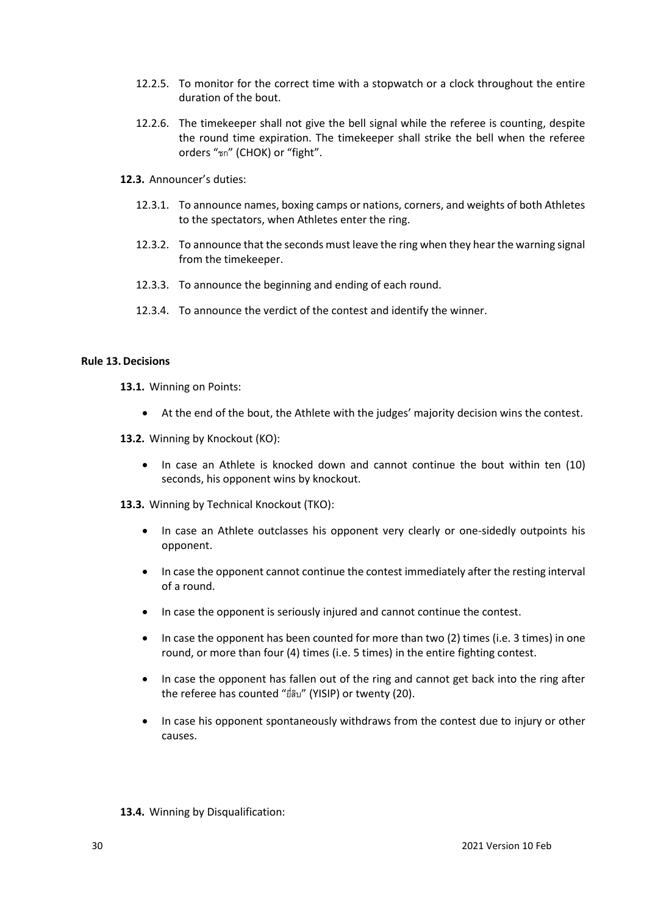12.2.5. To monitor for the correct time with a stopwatch or a clock throughout the entire duration of the bout.

12.2.6. The timekeeper shall not give the bell signal while the referee is counting, despite the round time expiration. The timekeeper shall strike the bell when the referee orders "ชก" (CHOK) or "fight".

**12.3.** Announcer's duties:

12.3.1. To announce names, boxing camps or nations, corners, and weights of both Athletes to the spectators, when Athletes enter the ring.

12.3.2. To announce that the seconds must leave the ring when they hear the warning signal from the timekeeper.

12.3.3. To announce the beginning and ending of each round.

12.3.4. To announce the verdict of the contest and identify the winner.

## Rule 13. Decisions

**13.1.** Winning on Points:

- At the end of the bout, the Athlete with the judges' majority decision wins the contest.

**13.2.** Winning by Knockout (KO):

- In case an Athlete is knocked down and cannot continue the bout within ten (10) seconds, his opponent wins by knockout.

**13.3.** Winning by Technical Knockout (TKO):

- In case an Athlete outclasses his opponent very clearly or one-sidedly outpoints his opponent.
- In case the opponent cannot continue the contest immediately after the resting interval of a round.
- In case the opponent is seriously injured and cannot continue the contest.
- In case the opponent has been counted for more than two (2) times (i.e. 3 times) in one round, or more than four (4) times (i.e. 5 times) in the entire fighting contest.
- In case the opponent has fallen out of the ring and cannot get back into the ring after the referee has counted "ยี่สิบ" (YISIP) or twenty (20).
- In case his opponent spontaneously withdraws from the contest due to injury or other causes.

**13.4.** Winning by Disqualification: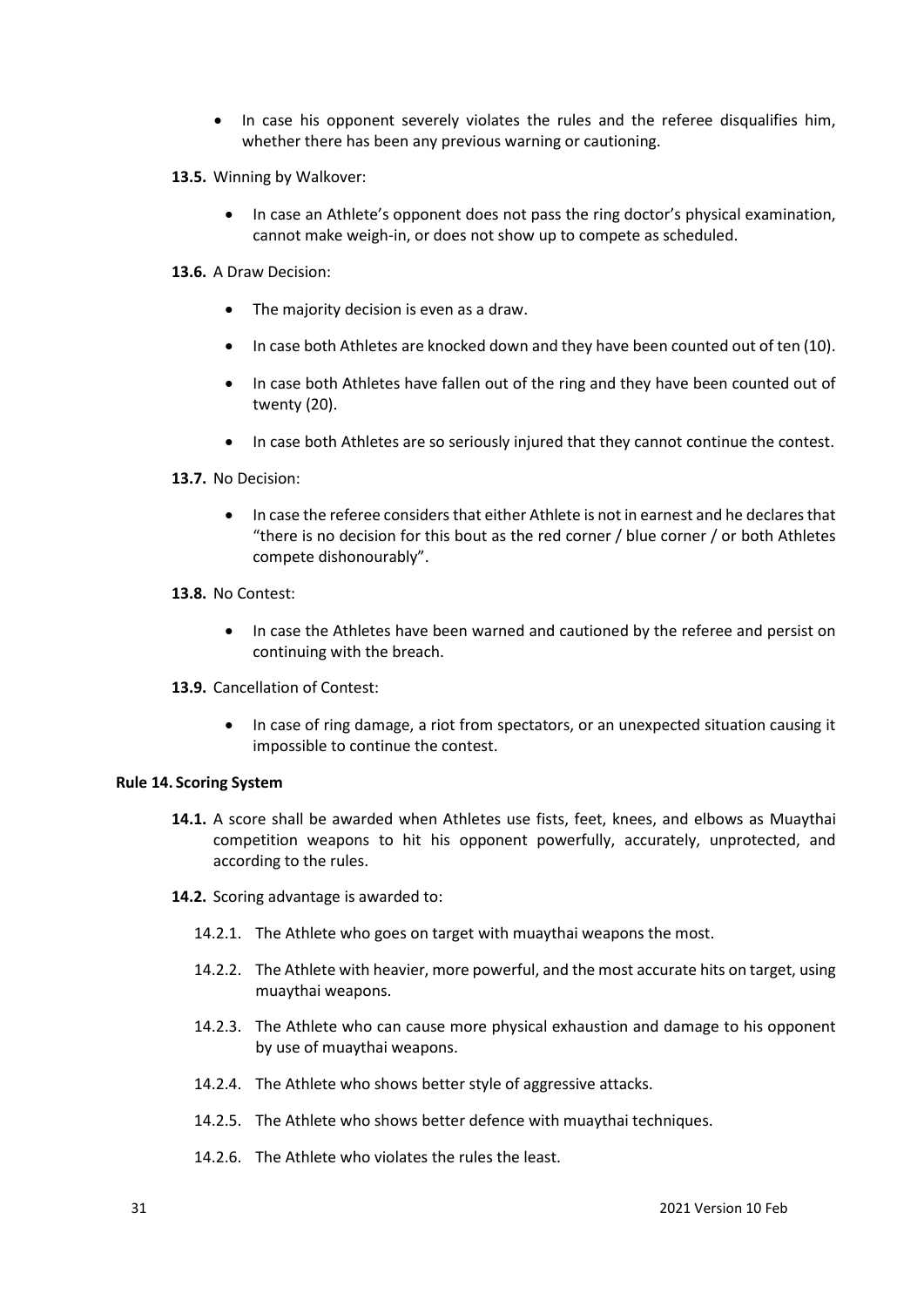- In case his opponent severely violates the rules and the referee disqualifies him, whether there has been any previous warning or cautioning.

**13.5.** Winning by Walkover:

- In case an Athlete's opponent does not pass the ring doctor's physical examination, cannot make weigh-in, or does not show up to compete as scheduled.

**13.6.** A Draw Decision:

- The majority decision is even as a draw.
- In case both Athletes are knocked down and they have been counted out of ten (10).
- In case both Athletes have fallen out of the ring and they have been counted out of twenty (20).
- In case both Athletes are so seriously injured that they cannot continue the contest.

**13.7.** No Decision:

- In case the referee considers that either Athlete is not in earnest and he declares that "there is no decision for this bout as the red corner / blue corner / or both Athletes compete dishonourably".

**13.8.** No Contest:

- In case the Athletes have been warned and cautioned by the referee and persist on continuing with the breach.

**13.9.** Cancellation of Contest:

- In case of ring damage, a riot from spectators, or an unexpected situation causing it impossible to continue the contest.

## Rule 14. Scoring System

**14.1.** A score shall be awarded when Athletes use fists, feet, knees, and elbows as Muaythai competition weapons to hit his opponent powerfully, accurately, unprotected, and according to the rules.

**14.2.** Scoring advantage is awarded to:

14.2.1. The Athlete who goes on target with muaythai weapons the most.

14.2.2. The Athlete with heavier, more powerful, and the most accurate hits on target, using muaythai weapons.

14.2.3. The Athlete who can cause more physical exhaustion and damage to his opponent by use of muaythai weapons.

14.2.4. The Athlete who shows better style of aggressive attacks.

14.2.5. The Athlete who shows better defence with muaythai techniques.

14.2.6. The Athlete who violates the rules the least.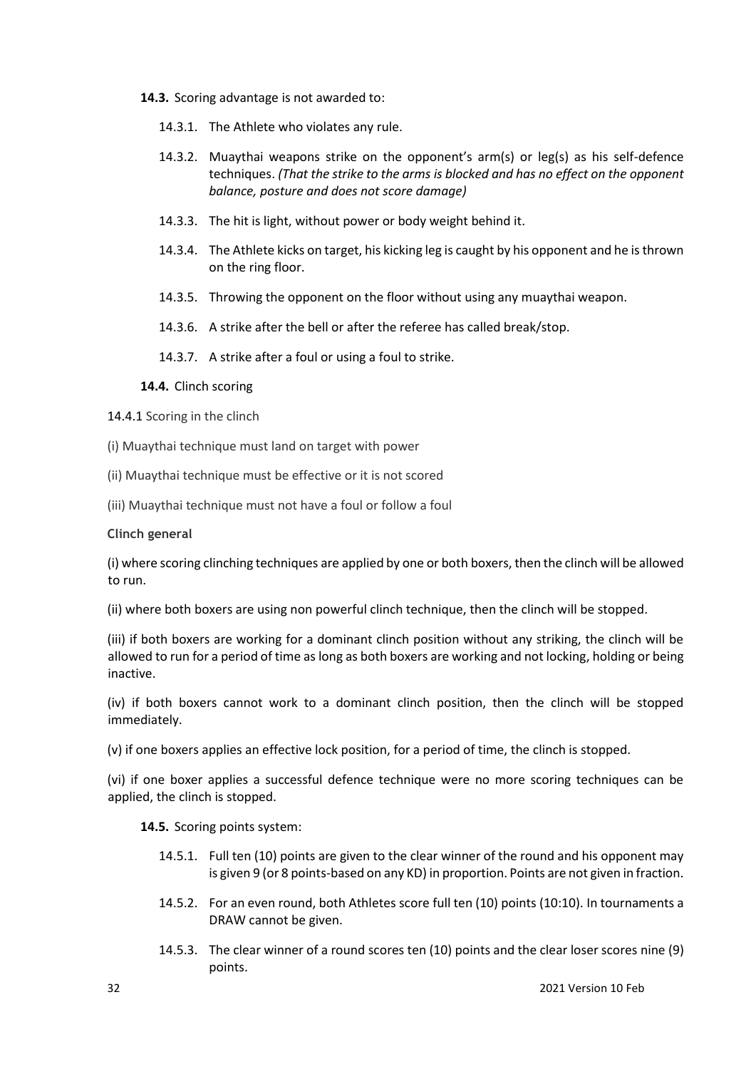**14.3.** Scoring advantage is not awarded to:

14.3.1. The Athlete who violates any rule.

14.3.2. Muaythai weapons strike on the opponent's arm(s) or leg(s) as his self-defence techniques. *(That the strike to the arms is blocked and has no effect on the opponent balance, posture and does not score damage)*

14.3.3. The hit is light, without power or body weight behind it.

14.3.4. The Athlete kicks on target, his kicking leg is caught by his opponent and he is thrown on the ring floor.

14.3.5. Throwing the opponent on the floor without using any muaythai weapon.

14.3.6. A strike after the bell or after the referee has called break/stop.

14.3.7. A strike after a foul or using a foul to strike.

**14.4.** Clinch scoring

14.4.1 Scoring in the clinch

(i) Muaythai technique must land on target with power

(ii) Muaythai technique must be effective or it is not scored

(iii) Muaythai technique must not have a foul or follow a foul

**Clinch general**

(i) where scoring clinching techniques are applied by one or both boxers, then the clinch will be allowed to run.

(ii) where both boxers are using non powerful clinch technique, then the clinch will be stopped.

(iii) if both boxers are working for a dominant clinch position without any striking, the clinch will be allowed to run for a period of time as long as both boxers are working and not locking, holding or being inactive.

(iv) if both boxers cannot work to a dominant clinch position, then the clinch will be stopped immediately.

(v) if one boxers applies an effective lock position, for a period of time, the clinch is stopped.

(vi) if one boxer applies a successful defence technique were no more scoring techniques can be applied, the clinch is stopped.

**14.5.** Scoring points system:

14.5.1. Full ten (10) points are given to the clear winner of the round and his opponent may is given 9 (or 8 points-based on any KD) in proportion. Points are not given in fraction.

14.5.2. For an even round, both Athletes score full ten (10) points (10:10). In tournaments a DRAW cannot be given.

14.5.3. The clear winner of a round scores ten (10) points and the clear loser scores nine (9) points.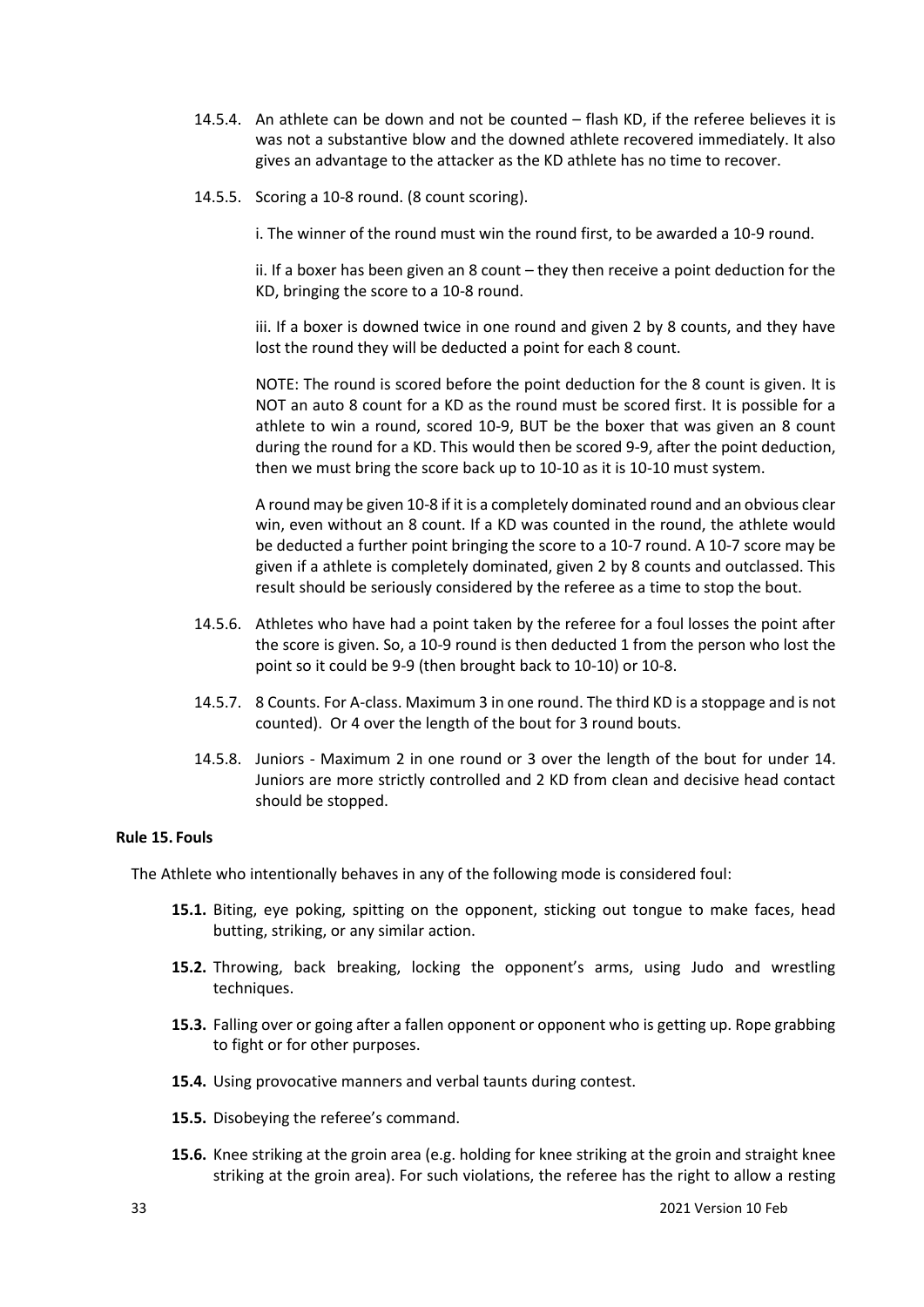14.5.4. An athlete can be down and not be counted – flash KD, if the referee believes it is was not a substantive blow and the downed athlete recovered immediately. It also gives an advantage to the attacker as the KD athlete has no time to recover.

14.5.5. Scoring a 10-8 round. (8 count scoring).

i. The winner of the round must win the round first, to be awarded a 10-9 round.

ii. If a boxer has been given an 8 count – they then receive a point deduction for the KD, bringing the score to a 10-8 round.

iii. If a boxer is downed twice in one round and given 2 by 8 counts, and they have lost the round they will be deducted a point for each 8 count.

NOTE: The round is scored before the point deduction for the 8 count is given. It is NOT an auto 8 count for a KD as the round must be scored first. It is possible for a athlete to win a round, scored 10-9, BUT be the boxer that was given an 8 count during the round for a KD. This would then be scored 9-9, after the point deduction, then we must bring the score back up to 10-10 as it is 10-10 must system.

A round may be given 10-8 if it is a completely dominated round and an obvious clear win, even without an 8 count. If a KD was counted in the round, the athlete would be deducted a further point bringing the score to a 10-7 round. A 10-7 score may be given if a athlete is completely dominated, given 2 by 8 counts and outclassed. This result should be seriously considered by the referee as a time to stop the bout.

14.5.6. Athletes who have had a point taken by the referee for a foul losses the point after the score is given. So, a 10-9 round is then deducted 1 from the person who lost the point so it could be 9-9 (then brought back to 10-10) or 10-8.

14.5.7. 8 Counts. For A-class. Maximum 3 in one round. The third KD is a stoppage and is not counted). Or 4 over the length of the bout for 3 round bouts.

14.5.8. Juniors - Maximum 2 in one round or 3 over the length of the bout for under 14. Juniors are more strictly controlled and 2 KD from clean and decisive head contact should be stopped.

## Rule 15. Fouls

The Athlete who intentionally behaves in any of the following mode is considered foul:

**15.1.** Biting, eye poking, spitting on the opponent, sticking out tongue to make faces, head butting, striking, or any similar action.

**15.2.** Throwing, back breaking, locking the opponent's arms, using Judo and wrestling techniques.

**15.3.** Falling over or going after a fallen opponent or opponent who is getting up. Rope grabbing to fight or for other purposes.

**15.4.** Using provocative manners and verbal taunts during contest.

**15.5.** Disobeying the referee's command.

**15.6.** Knee striking at the groin area (e.g. holding for knee striking at the groin and straight knee striking at the groin area). For such violations, the referee has the right to allow a resting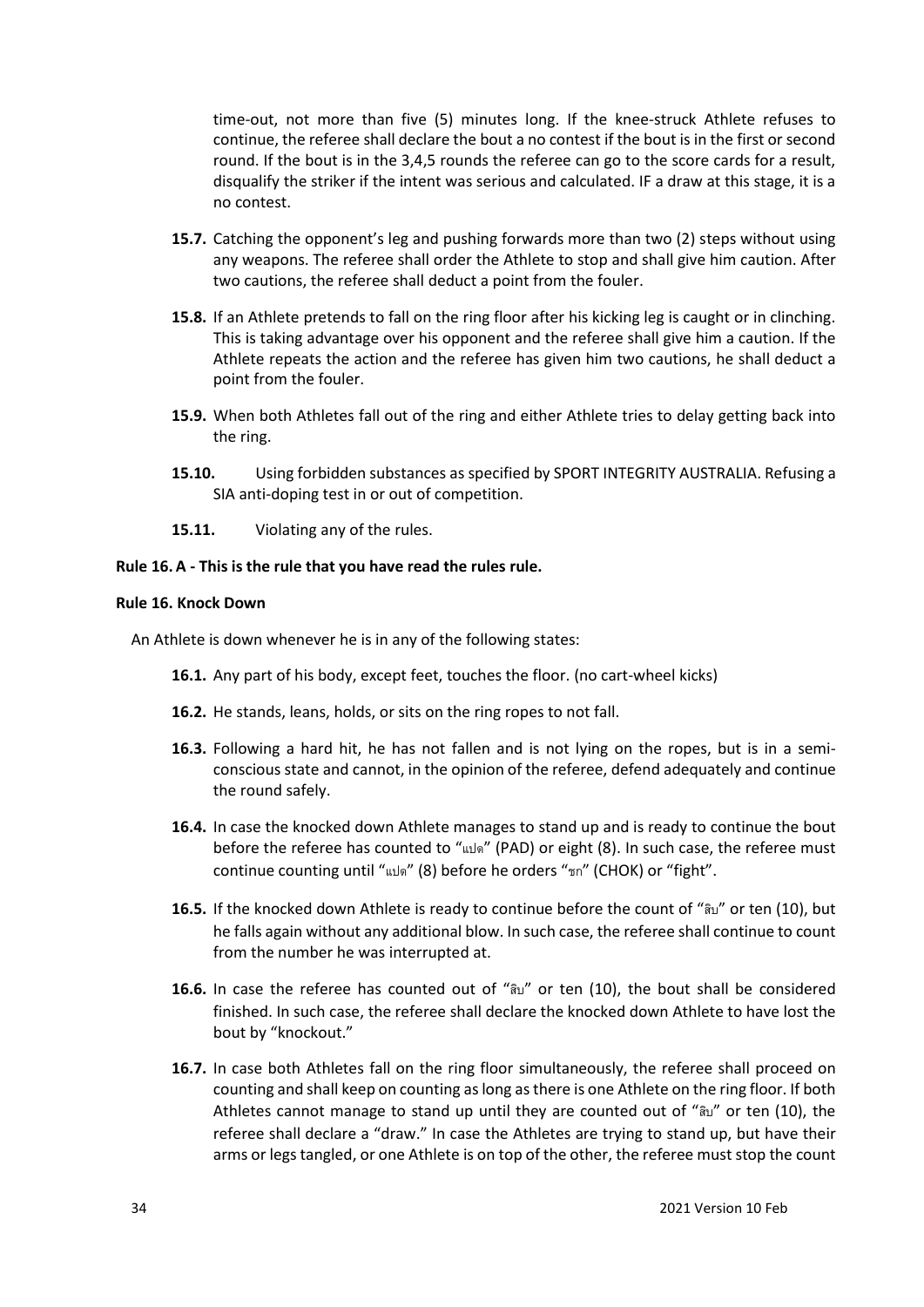time-out, not more than five (5) minutes long. If the knee-struck Athlete refuses to continue, the referee shall declare the bout a no contest if the bout is in the first or second round. If the bout is in the 3,4,5 rounds the referee can go to the score cards for a result, disqualify the striker if the intent was serious and calculated. IF a draw at this stage, it is a no contest.

**15.7.** Catching the opponent's leg and pushing forwards more than two (2) steps without using any weapons. The referee shall order the Athlete to stop and shall give him caution. After two cautions, the referee shall deduct a point from the fouler.

**15.8.** If an Athlete pretends to fall on the ring floor after his kicking leg is caught or in clinching. This is taking advantage over his opponent and the referee shall give him a caution. If the Athlete repeats the action and the referee has given him two cautions, he shall deduct a point from the fouler.

**15.9.** When both Athletes fall out of the ring and either Athlete tries to delay getting back into the ring.

**15.10.** Using forbidden substances as specified by SPORT INTEGRITY AUSTRALIA. Refusing a SIA anti-doping test in or out of competition.

**15.11.** Violating any of the rules.

**Rule 16. A - This is the rule that you have read the rules rule.**

**Rule 16. Knock Down**

An Athlete is down whenever he is in any of the following states:

**16.1.** Any part of his body, except feet, touches the floor. (no cart-wheel kicks)

**16.2.** He stands, leans, holds, or sits on the ring ropes to not fall.

**16.3.** Following a hard hit, he has not fallen and is not lying on the ropes, but is in a semi-conscious state and cannot, in the opinion of the referee, defend adequately and continue the round safely.

**16.4.** In case the knocked down Athlete manages to stand up and is ready to continue the bout before the referee has counted to "แปด" (PAD) or eight (8). In such case, the referee must continue counting until "แปด" (8) before he orders "ชก" (CHOK) or "fight".

**16.5.** If the knocked down Athlete is ready to continue before the count of "สิบ" or ten (10), but he falls again without any additional blow. In such case, the referee shall continue to count from the number he was interrupted at.

**16.6.** In case the referee has counted out of "สิบ" or ten (10), the bout shall be considered finished. In such case, the referee shall declare the knocked down Athlete to have lost the bout by "knockout."

**16.7.** In case both Athletes fall on the ring floor simultaneously, the referee shall proceed on counting and shall keep on counting as long as there is one Athlete on the ring floor. If both Athletes cannot manage to stand up until they are counted out of "สิบ" or ten (10), the referee shall declare a "draw." In case the Athletes are trying to stand up, but have their arms or legs tangled, or one Athlete is on top of the other, the referee must stop the count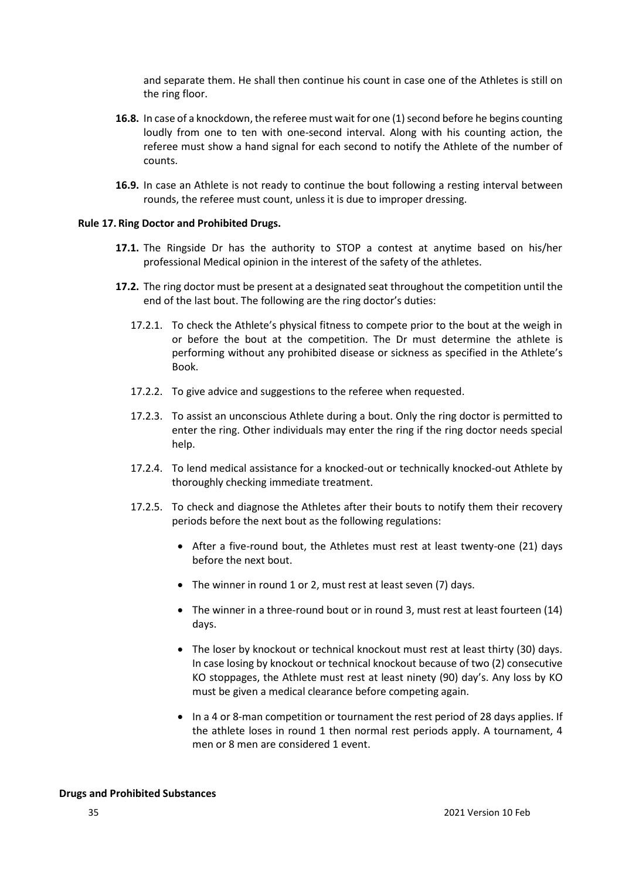and separate them. He shall then continue his count in case one of the Athletes is still on the ring floor.

**16.8.** In case of a knockdown, the referee must wait for one (1) second before he begins counting loudly from one to ten with one-second interval. Along with his counting action, the referee must show a hand signal for each second to notify the Athlete of the number of counts.

**16.9.** In case an Athlete is not ready to continue the bout following a resting interval between rounds, the referee must count, unless it is due to improper dressing.

### Rule 17. Ring Doctor and Prohibited Drugs.

**17.1.** The Ringside Dr has the authority to STOP a contest at anytime based on his/her professional Medical opinion in the interest of the safety of the athletes.

**17.2.** The ring doctor must be present at a designated seat throughout the competition until the end of the last bout. The following are the ring doctor's duties:

17.2.1. To check the Athlete's physical fitness to compete prior to the bout at the weigh in or before the bout at the competition. The Dr must determine the athlete is performing without any prohibited disease or sickness as specified in the Athlete's Book.

17.2.2. To give advice and suggestions to the referee when requested.

17.2.3. To assist an unconscious Athlete during a bout. Only the ring doctor is permitted to enter the ring. Other individuals may enter the ring if the ring doctor needs special help.

17.2.4. To lend medical assistance for a knocked-out or technically knocked-out Athlete by thoroughly checking immediate treatment.

17.2.5. To check and diagnose the Athletes after their bouts to notify them their recovery periods before the next bout as the following regulations:

- After a five-round bout, the Athletes must rest at least twenty-one (21) days before the next bout.
- The winner in round 1 or 2, must rest at least seven (7) days.
- The winner in a three-round bout or in round 3, must rest at least fourteen (14) days.
- The loser by knockout or technical knockout must rest at least thirty (30) days. In case losing by knockout or technical knockout because of two (2) consecutive KO stoppages, the Athlete must rest at least ninety (90) day's. Any loss by KO must be given a medical clearance before competing again.
- In a 4 or 8-man competition or tournament the rest period of 28 days applies. If the athlete loses in round 1 then normal rest periods apply. A tournament, 4 men or 8 men are considered 1 event.

### Drugs and Prohibited Substances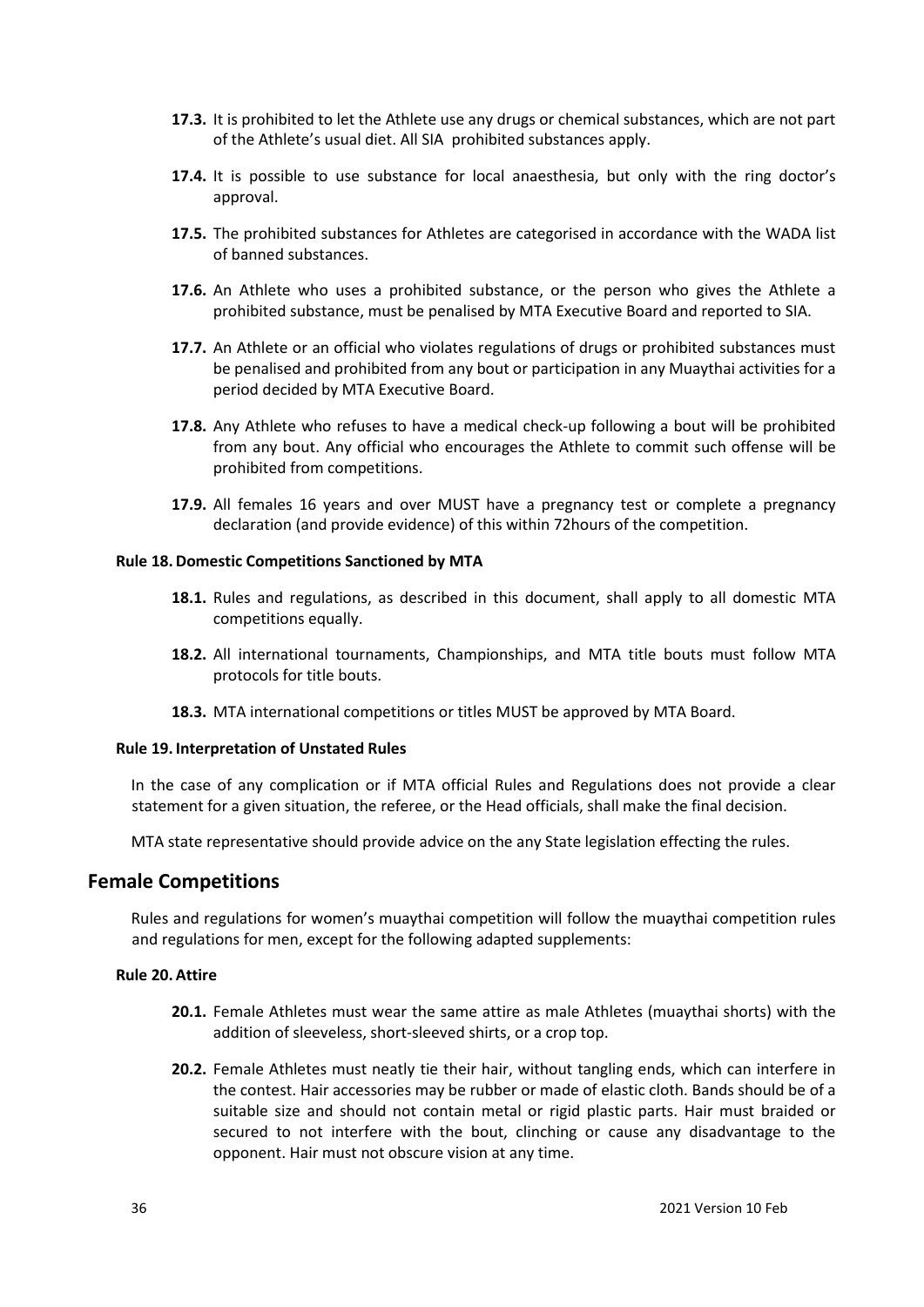**17.3.** It is prohibited to let the Athlete use any drugs or chemical substances, which are not part of the Athlete's usual diet. All SIA prohibited substances apply.

**17.4.** It is possible to use substance for local anaesthesia, but only with the ring doctor's approval.

**17.5.** The prohibited substances for Athletes are categorised in accordance with the WADA list of banned substances.

**17.6.** An Athlete who uses a prohibited substance, or the person who gives the Athlete a prohibited substance, must be penalised by MTA Executive Board and reported to SIA.

**17.7.** An Athlete or an official who violates regulations of drugs or prohibited substances must be penalised and prohibited from any bout or participation in any Muaythai activities for a period decided by MTA Executive Board.

**17.8.** Any Athlete who refuses to have a medical check-up following a bout will be prohibited from any bout. Any official who encourages the Athlete to commit such offense will be prohibited from competitions.

**17.9.** All females 16 years and over MUST have a pregnancy test or complete a pregnancy declaration (and provide evidence) of this within 72hours of the competition.

### Rule 18. Domestic Competitions Sanctioned by MTA

**18.1.** Rules and regulations, as described in this document, shall apply to all domestic MTA competitions equally.

**18.2.** All international tournaments, Championships, and MTA title bouts must follow MTA protocols for title bouts.

**18.3.** MTA international competitions or titles MUST be approved by MTA Board.

### Rule 19. Interpretation of Unstated Rules

In the case of any complication or if MTA official Rules and Regulations does not provide a clear statement for a given situation, the referee, or the Head officials, shall make the final decision.

MTA state representative should provide advice on the any State legislation effecting the rules.

## Female Competitions

Rules and regulations for women's muaythai competition will follow the muaythai competition rules and regulations for men, except for the following adapted supplements:

### Rule 20. Attire

**20.1.** Female Athletes must wear the same attire as male Athletes (muaythai shorts) with the addition of sleeveless, short-sleeved shirts, or a crop top.

**20.2.** Female Athletes must neatly tie their hair, without tangling ends, which can interfere in the contest. Hair accessories may be rubber or made of elastic cloth. Bands should be of a suitable size and should not contain metal or rigid plastic parts. Hair must braided or secured to not interfere with the bout, clinching or cause any disadvantage to the opponent. Hair must not obscure vision at any time.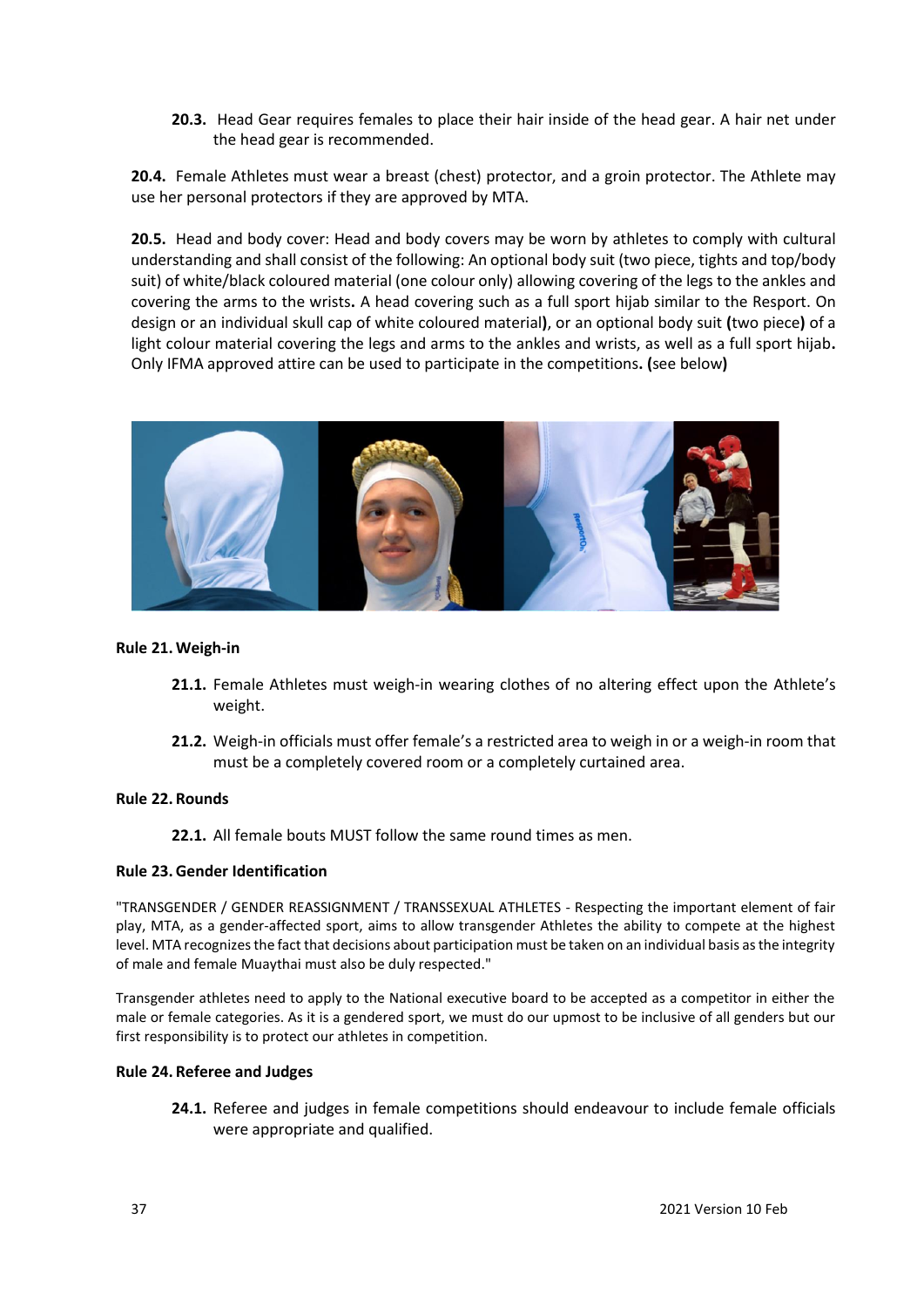**20.3.** Head Gear requires females to place their hair inside of the head gear. A hair net under the head gear is recommended.

**20.4.** Female Athletes must wear a breast (chest) protector, and a groin protector. The Athlete may use her personal protectors if they are approved by MTA.

**20.5.** Head and body cover: Head and body covers may be worn by athletes to comply with cultural understanding and shall consist of the following: An optional body suit (two piece, tights and top/body suit) of white/black coloured material (one colour only) allowing covering of the legs to the ankles and covering the arms to the wrists**.** A head covering such as a full sport hijab similar to the Resport. On design or an individual skull cap of white coloured material**)**, or an optional body suit **(**two piece**)** of a light colour material covering the legs and arms to the ankles and wrists, as well as a full sport hijab**.** Only IFMA approved attire can be used to participate in the competitions**. (**see below**)**

## Rule 21. Weigh-in

**21.1.** Female Athletes must weigh-in wearing clothes of no altering effect upon the Athlete's weight.

**21.2.** Weigh-in officials must offer female's a restricted area to weigh in or a weigh-in room that must be a completely covered room or a completely curtained area.

## Rule 22. Rounds

**22.1.** All female bouts MUST follow the same round times as men.

## Rule 23. Gender Identification

"TRANSGENDER / GENDER REASSIGNMENT / TRANSSEXUAL ATHLETES - Respecting the important element of fair play, MTA, as a gender-affected sport, aims to allow transgender Athletes the ability to compete at the highest level. MTA recognizes the fact that decisions about participation must be taken on an individual basis as the integrity of male and female Muaythai must also be duly respected."

Transgender athletes need to apply to the National executive board to be accepted as a competitor in either the male or female categories. As it is a gendered sport, we must do our upmost to be inclusive of all genders but our first responsibility is to protect our athletes in competition.

## Rule 24. Referee and Judges

**24.1.** Referee and judges in female competitions should endeavour to include female officials were appropriate and qualified.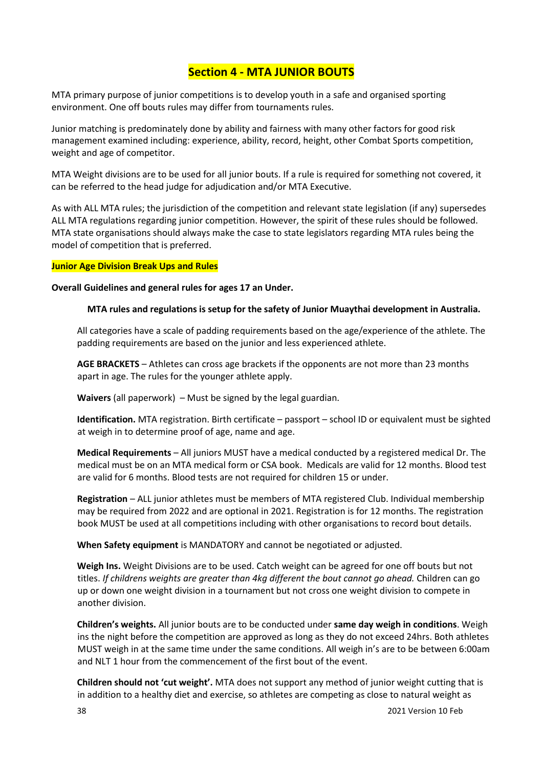# Section 4 - MTA JUNIOR BOUTS

MTA primary purpose of junior competitions is to develop youth in a safe and organised sporting environment. One off bouts rules may differ from tournaments rules.

Junior matching is predominately done by ability and fairness with many other factors for good risk management examined including: experience, ability, record, height, other Combat Sports competition, weight and age of competitor.

MTA Weight divisions are to be used for all junior bouts. If a rule is required for something not covered, it can be referred to the head judge for adjudication and/or MTA Executive.

As with ALL MTA rules; the jurisdiction of the competition and relevant state legislation (if any) supersedes ALL MTA regulations regarding junior competition. However, the spirit of these rules should be followed. MTA state organisations should always make the case to state legislators regarding MTA rules being the model of competition that is preferred.

## Junior Age Division Break Ups and Rules

**Overall Guidelines and general rules for ages 17 an Under.**

**MTA rules and regulations is setup for the safety of Junior Muaythai development in Australia.**

All categories have a scale of padding requirements based on the age/experience of the athlete. The padding requirements are based on the junior and less experienced athlete.

**AGE BRACKETS** – Athletes can cross age brackets if the opponents are not more than 23 months apart in age. The rules for the younger athlete apply.

**Waivers** (all paperwork) – Must be signed by the legal guardian.

**Identification.** MTA registration. Birth certificate – passport – school ID or equivalent must be sighted at weigh in to determine proof of age, name and age.

**Medical Requirements** – All juniors MUST have a medical conducted by a registered medical Dr. The medical must be on an MTA medical form or CSA book. Medicals are valid for 12 months. Blood test are valid for 6 months. Blood tests are not required for children 15 or under.

**Registration** – ALL junior athletes must be members of MTA registered Club. Individual membership may be required from 2022 and are optional in 2021. Registration is for 12 months. The registration book MUST be used at all competitions including with other organisations to record bout details.

**When Safety equipment** is MANDATORY and cannot be negotiated or adjusted.

**Weigh Ins.** Weight Divisions are to be used. Catch weight can be agreed for one off bouts but not titles. *If childrens weights are greater than 4kg different the bout cannot go ahead.* Children can go up or down one weight division in a tournament but not cross one weight division to compete in another division.

**Children's weights.** All junior bouts are to be conducted under **same day weigh in conditions**. Weigh ins the night before the competition are approved as long as they do not exceed 24hrs. Both athletes MUST weigh in at the same time under the same conditions. All weigh in's are to be between 6:00am and NLT 1 hour from the commencement of the first bout of the event.

**Children should not 'cut weight'.** MTA does not support any method of junior weight cutting that is in addition to a healthy diet and exercise, so athletes are competing as close to natural weight as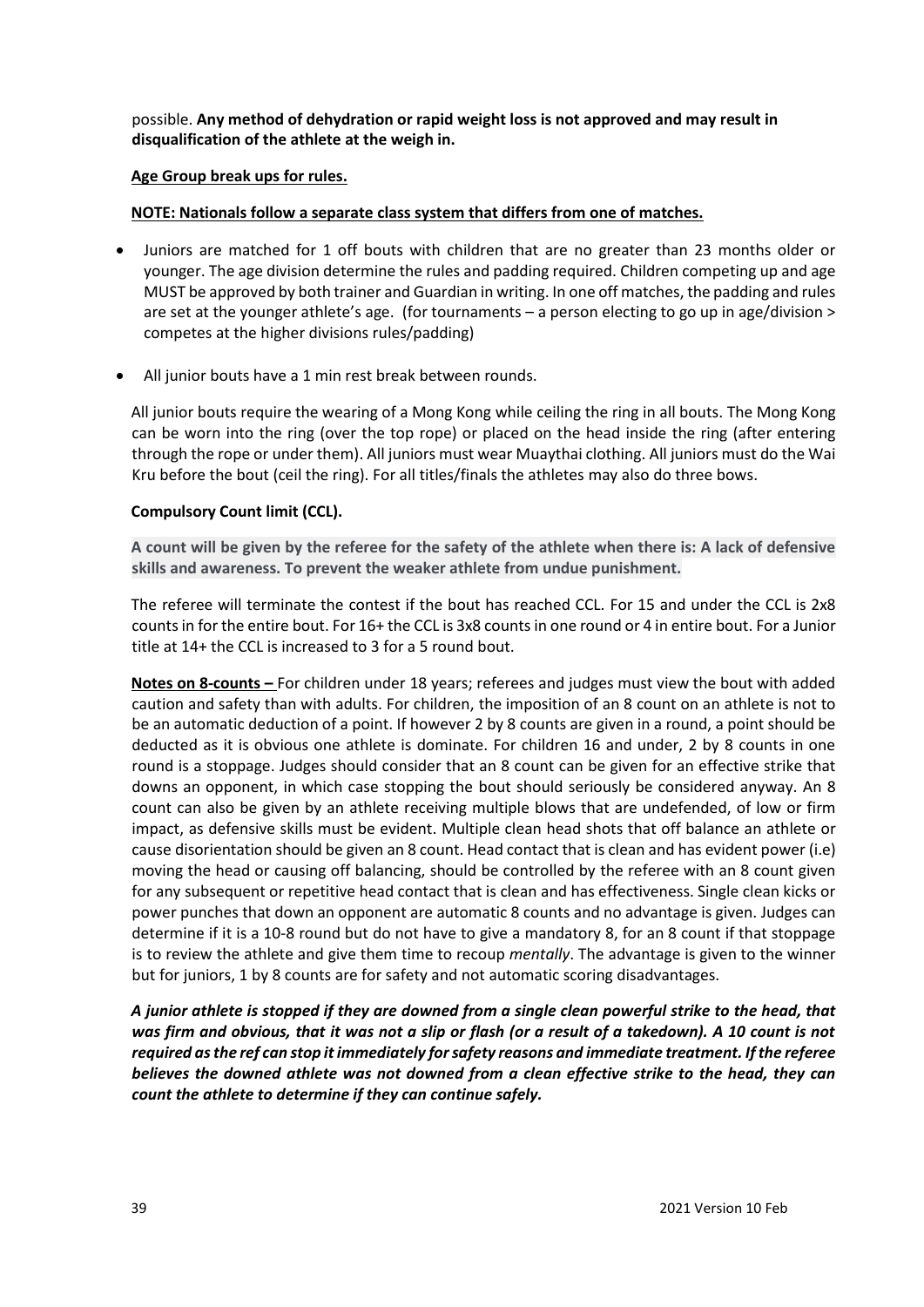possible. **Any method of dehydration or rapid weight loss is not approved and may result in disqualification of the athlete at the weigh in.**

**Age Group break ups for rules.**

**NOTE: Nationals follow a separate class system that differs from one of matches.**

- Juniors are matched for 1 off bouts with children that are no greater than 23 months older or younger. The age division determine the rules and padding required. Children competing up and age MUST be approved by both trainer and Guardian in writing. In one off matches, the padding and rules are set at the younger athlete's age. (for tournaments – a person electing to go up in age/division > competes at the higher divisions rules/padding)

- All junior bouts have a 1 min rest break between rounds.

All junior bouts require the wearing of a Mong Kong while ceiling the ring in all bouts. The Mong Kong can be worn into the ring (over the top rope) or placed on the head inside the ring (after entering through the rope or under them). All juniors must wear Muaythai clothing. All juniors must do the Wai Kru before the bout (ceil the ring). For all titles/finals the athletes may also do three bows.

**Compulsory Count limit (CCL).**

**A count will be given by the referee for the safety of the athlete when there is: A lack of defensive skills and awareness. To prevent the weaker athlete from undue punishment.**

The referee will terminate the contest if the bout has reached CCL. For 15 and under the CCL is 2x8 counts in for the entire bout. For 16+ the CCL is 3x8 counts in one round or 4 in entire bout. For a Junior title at 14+ the CCL is increased to 3 for a 5 round bout.

**Notes on 8-counts –** For children under 18 years; referees and judges must view the bout with added caution and safety than with adults. For children, the imposition of an 8 count on an athlete is not to be an automatic deduction of a point. If however 2 by 8 counts are given in a round, a point should be deducted as it is obvious one athlete is dominate. For children 16 and under, 2 by 8 counts in one round is a stoppage. Judges should consider that an 8 count can be given for an effective strike that downs an opponent, in which case stopping the bout should seriously be considered anyway. An 8 count can also be given by an athlete receiving multiple blows that are undefended, of low or firm impact, as defensive skills must be evident. Multiple clean head shots that off balance an athlete or cause disorientation should be given an 8 count. Head contact that is clean and has evident power (i.e) moving the head or causing off balancing, should be controlled by the referee with an 8 count given for any subsequent or repetitive head contact that is clean and has effectiveness. Single clean kicks or power punches that down an opponent are automatic 8 counts and no advantage is given. Judges can determine if it is a 10-8 round but do not have to give a mandatory 8, for an 8 count if that stoppage is to review the athlete and give them time to recoup *mentally*. The advantage is given to the winner but for juniors, 1 by 8 counts are for safety and not automatic scoring disadvantages.

***A junior athlete is stopped if they are downed from a single clean powerful strike to the head, that was firm and obvious, that it was not a slip or flash (or a result of a takedown). A 10 count is not required as the ref can stop it immediately for safety reasons and immediate treatment. If the referee believes the downed athlete was not downed from a clean effective strike to the head, they can count the athlete to determine if they can continue safely.***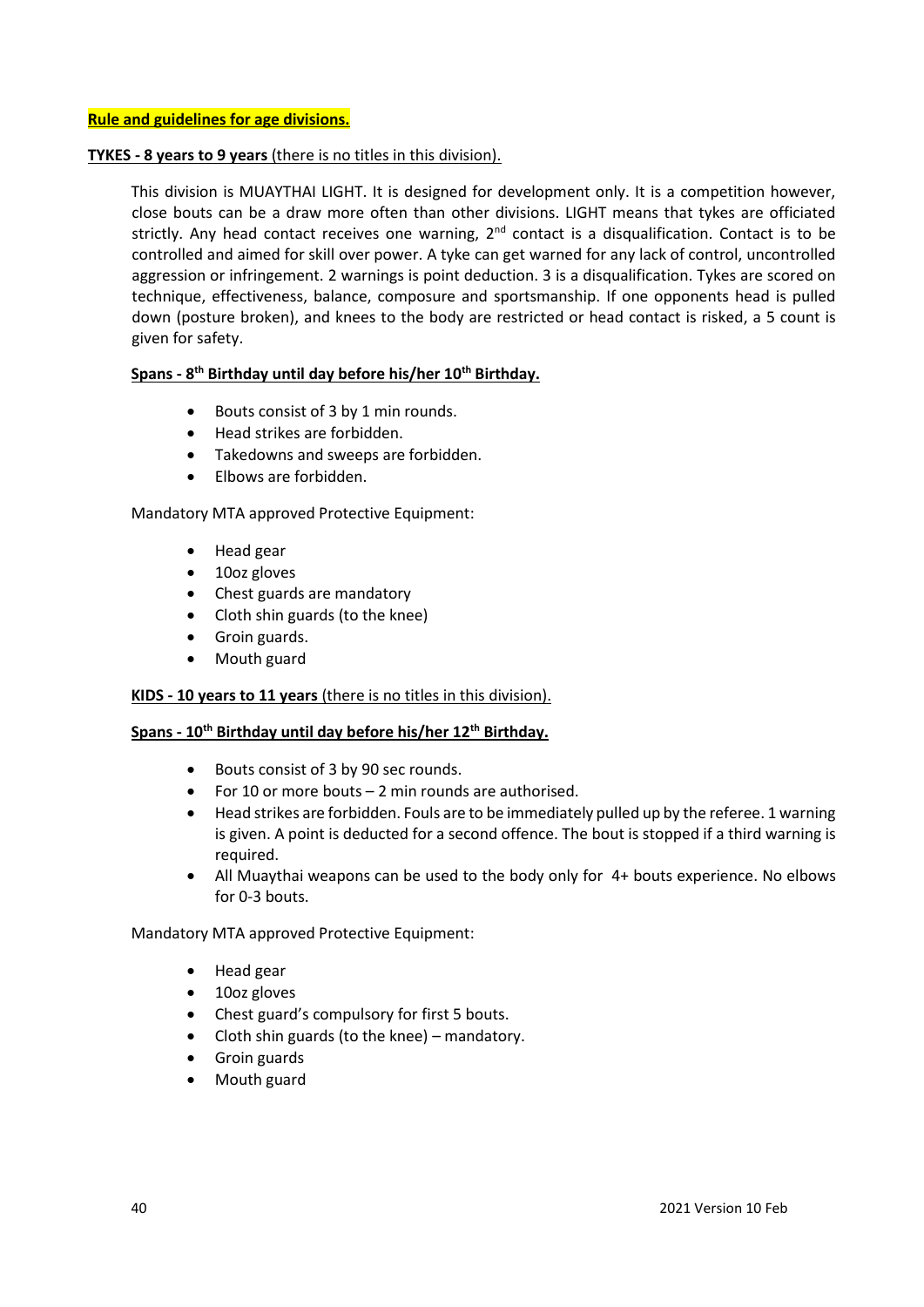**Rule and guidelines for age divisions.**

**TYKES - 8 years to 9 years** (there is no titles in this division).

This division is MUAYTHAI LIGHT. It is designed for development only. It is a competition however, close bouts can be a draw more often than other divisions. LIGHT means that tykes are officiated strictly. Any head contact receives one warning, 2nd contact is a disqualification. Contact is to be controlled and aimed for skill over power. A tyke can get warned for any lack of control, uncontrolled aggression or infringement. 2 warnings is point deduction. 3 is a disqualification. Tykes are scored on technique, effectiveness, balance, composure and sportsmanship. If one opponents head is pulled down (posture broken), and knees to the body are restricted or head contact is risked, a 5 count is given for safety.

**Spans - 8th Birthday until day before his/her 10th Birthday.**

- Bouts consist of 3 by 1 min rounds.
- Head strikes are forbidden.
- Takedowns and sweeps are forbidden.
- Elbows are forbidden.

Mandatory MTA approved Protective Equipment:

- Head gear
- 10oz gloves
- Chest guards are mandatory
- Cloth shin guards (to the knee)
- Groin guards.
- Mouth guard

**KIDS - 10 years to 11 years** (there is no titles in this division).

**Spans - 10th Birthday until day before his/her 12th Birthday.**

- Bouts consist of 3 by 90 sec rounds.
- For 10 or more bouts – 2 min rounds are authorised.
- Head strikes are forbidden. Fouls are to be immediately pulled up by the referee. 1 warning is given. A point is deducted for a second offence. The bout is stopped if a third warning is required.
- All Muaythai weapons can be used to the body only for 4+ bouts experience. No elbows for 0-3 bouts.

Mandatory MTA approved Protective Equipment:

- Head gear
- 10oz gloves
- Chest guard's compulsory for first 5 bouts.
- Cloth shin guards (to the knee) – mandatory.
- Groin guards
- Mouth guard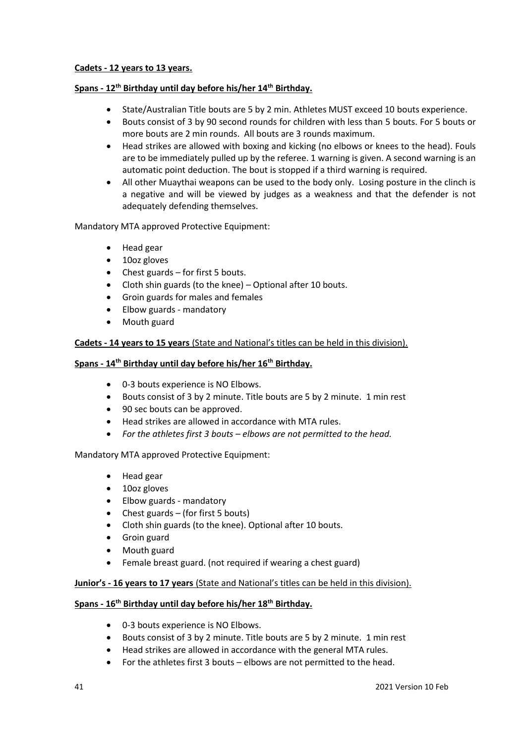**Cadets - 12 years to 13 years.**

**Spans - 12th Birthday until day before his/her 14th Birthday.**

- State/Australian Title bouts are 5 by 2 min. Athletes MUST exceed 10 bouts experience.
- Bouts consist of 3 by 90 second rounds for children with less than 5 bouts. For 5 bouts or more bouts are 2 min rounds. All bouts are 3 rounds maximum.
- Head strikes are allowed with boxing and kicking (no elbows or knees to the head). Fouls are to be immediately pulled up by the referee. 1 warning is given. A second warning is an automatic point deduction. The bout is stopped if a third warning is required.
- All other Muaythai weapons can be used to the body only. Losing posture in the clinch is a negative and will be viewed by judges as a weakness and that the defender is not adequately defending themselves.

Mandatory MTA approved Protective Equipment:

- Head gear
- 10oz gloves
- Chest guards – for first 5 bouts.
- Cloth shin guards (to the knee) – Optional after 10 bouts.
- Groin guards for males and females
- Elbow guards - mandatory
- Mouth guard

**Cadets - 14 years to 15 years** (State and National's titles can be held in this division).

**Spans - 14th Birthday until day before his/her 16th Birthday.**

- 0-3 bouts experience is NO Elbows.
- Bouts consist of 3 by 2 minute. Title bouts are 5 by 2 minute. 1 min rest
- 90 sec bouts can be approved.
- Head strikes are allowed in accordance with MTA rules.
- *For the athletes first 3 bouts – elbows are not permitted to the head.*

Mandatory MTA approved Protective Equipment:

- Head gear
- 10oz gloves
- Elbow guards - mandatory
- Chest guards – (for first 5 bouts)
- Cloth shin guards (to the knee). Optional after 10 bouts.
- Groin guard
- Mouth guard
- Female breast guard. (not required if wearing a chest guard)

**Junior's - 16 years to 17 years** (State and National's titles can be held in this division).

**Spans - 16th Birthday until day before his/her 18th Birthday.**

- 0-3 bouts experience is NO Elbows.
- Bouts consist of 3 by 2 minute. Title bouts are 5 by 2 minute. 1 min rest
- Head strikes are allowed in accordance with the general MTA rules.
- For the athletes first 3 bouts – elbows are not permitted to the head.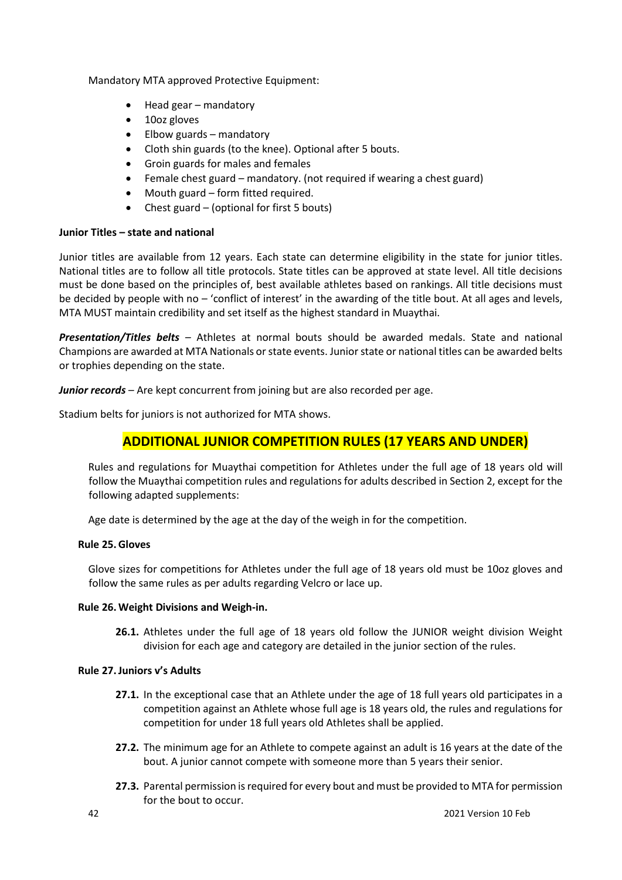Mandatory MTA approved Protective Equipment:

- Head gear – mandatory
- 10oz gloves
- Elbow guards – mandatory
- Cloth shin guards (to the knee). Optional after 5 bouts.
- Groin guards for males and females
- Female chest guard – mandatory. (not required if wearing a chest guard)
- Mouth guard – form fitted required.
- Chest guard – (optional for first 5 bouts)

**Junior Titles – state and national**

Junior titles are available from 12 years. Each state can determine eligibility in the state for junior titles. National titles are to follow all title protocols. State titles can be approved at state level. All title decisions must be done based on the principles of, best available athletes based on rankings. All title decisions must be decided by people with no – 'conflict of interest' in the awarding of the title bout. At all ages and levels, MTA MUST maintain credibility and set itself as the highest standard in Muaythai.

***Presentation/Titles belts*** – Athletes at normal bouts should be awarded medals. State and national Champions are awarded at MTA Nationals or state events. Junior state or national titles can be awarded belts or trophies depending on the state.

***Junior records*** – Are kept concurrent from joining but are also recorded per age.

Stadium belts for juniors is not authorized for MTA shows.

## ADDITIONAL JUNIOR COMPETITION RULES (17 YEARS AND UNDER)

Rules and regulations for Muaythai competition for Athletes under the full age of 18 years old will follow the Muaythai competition rules and regulations for adults described in Section 2, except for the following adapted supplements:

Age date is determined by the age at the day of the weigh in for the competition.

**Rule 25. Gloves**

Glove sizes for competitions for Athletes under the full age of 18 years old must be 10oz gloves and follow the same rules as per adults regarding Velcro or lace up.

**Rule 26. Weight Divisions and Weigh-in.**

**26.1.** Athletes under the full age of 18 years old follow the JUNIOR weight division Weight division for each age and category are detailed in the junior section of the rules.

**Rule 27. Juniors v's Adults**

**27.1.** In the exceptional case that an Athlete under the age of 18 full years old participates in a competition against an Athlete whose full age is 18 years old, the rules and regulations for competition for under 18 full years old Athletes shall be applied.

**27.2.** The minimum age for an Athlete to compete against an adult is 16 years at the date of the bout. A junior cannot compete with someone more than 5 years their senior.

**27.3.** Parental permission is required for every bout and must be provided to MTA for permission for the bout to occur.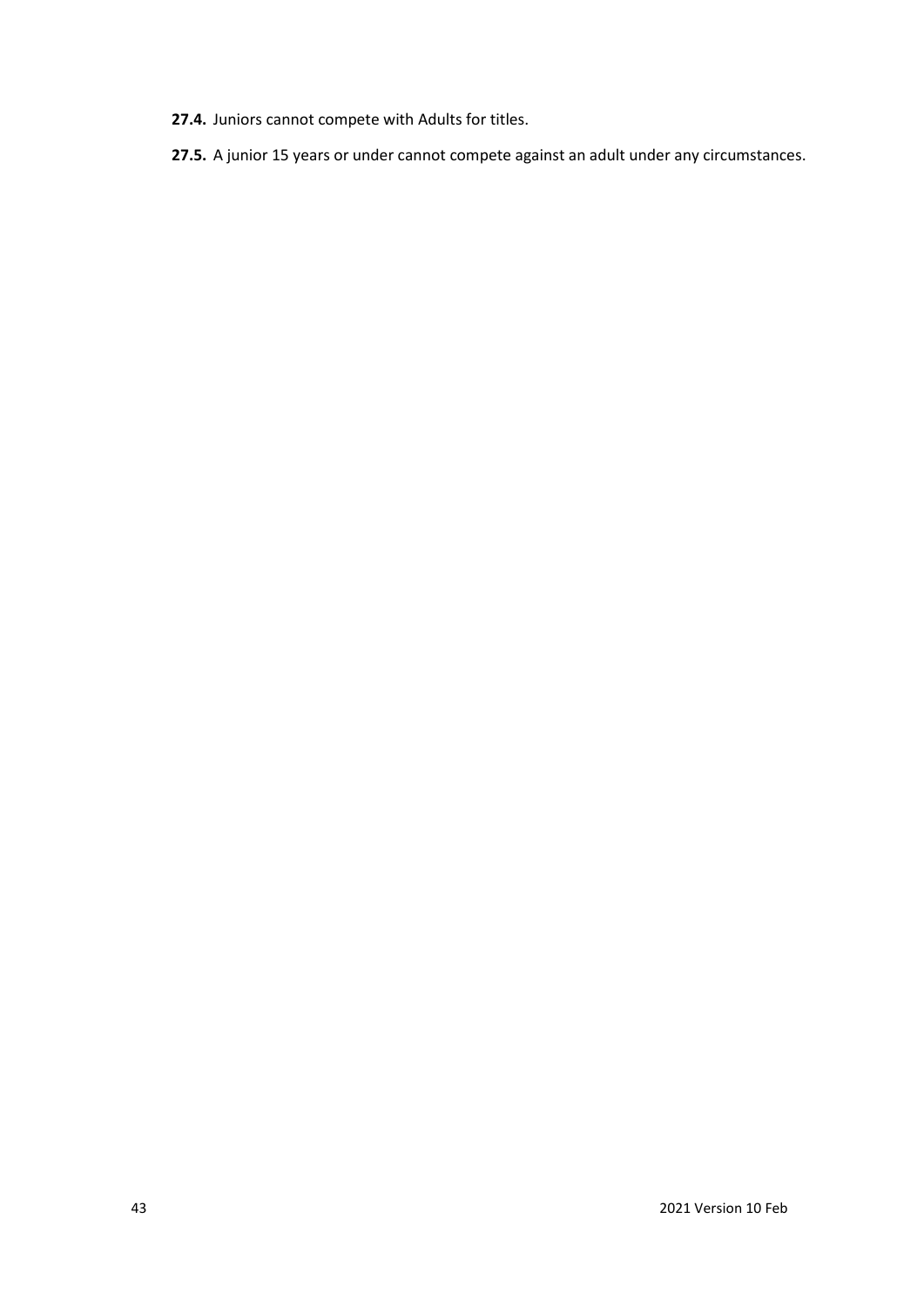**27.4.** Juniors cannot compete with Adults for titles.

**27.5.** A junior 15 years or under cannot compete against an adult under any circumstances.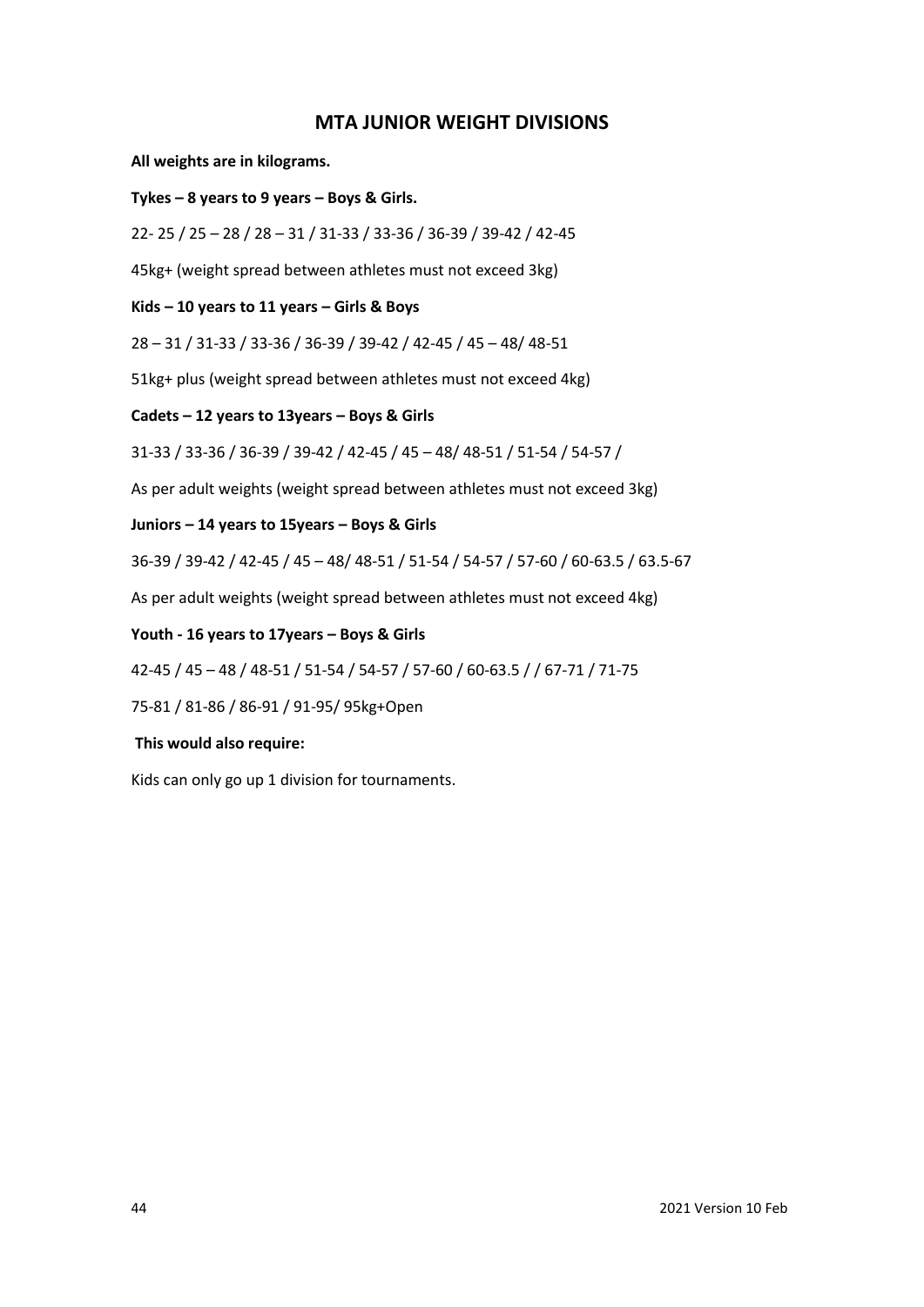# MTA JUNIOR WEIGHT DIVISIONS

**All weights are in kilograms.**

**Tykes – 8 years to 9 years – Boys & Girls.**

22- 25 / 25 – 28 / 28 – 31 / 31-33 / 33-36 / 36-39 / 39-42 / 42-45

45kg+ (weight spread between athletes must not exceed 3kg)

**Kids – 10 years to 11 years – Girls & Boys**

28 – 31 / 31-33 / 33-36 / 36-39 / 39-42 / 42-45 / 45 – 48/ 48-51

51kg+ plus (weight spread between athletes must not exceed 4kg)

**Cadets – 12 years to 13years – Boys & Girls**

31-33 / 33-36 / 36-39 / 39-42 / 42-45 / 45 – 48/ 48-51 / 51-54 / 54-57 /

As per adult weights (weight spread between athletes must not exceed 3kg)

**Juniors – 14 years to 15years – Boys & Girls**

36-39 / 39-42 / 42-45 / 45 – 48/ 48-51 / 51-54 / 54-57 / 57-60 / 60-63.5 / 63.5-67

As per adult weights (weight spread between athletes must not exceed 4kg)

**Youth - 16 years to 17years – Boys & Girls**

42-45 / 45 – 48 / 48-51 / 51-54 / 54-57 / 57-60 / 60-63.5 / / 67-71 / 71-75

75-81 / 81-86 / 86-91 / 91-95/ 95kg+Open

**This would also require:**

Kids can only go up 1 division for tournaments.